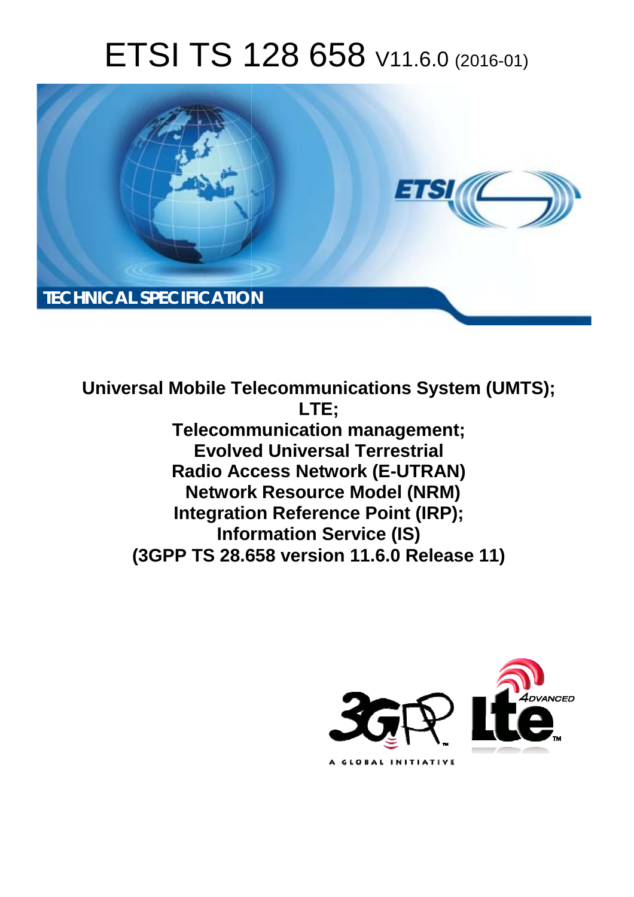# ETSI TS 128 658 V11.6.0 (2016-01)

TECHNICAL SPECIFICATION

**Universal Mobile Telecommunications System (UMTS);**
**LTE;**
**Telecommunication management;**
**Evolved Universal Terrestrial**
**Radio Access Network (E-UTRAN)**
**Network Resource Model (NRM)**
**Integration Reference Point (IRP);**
**Information Service (IS)**
**(3GPP TS 28.658 version 11.6.0 Release 11)**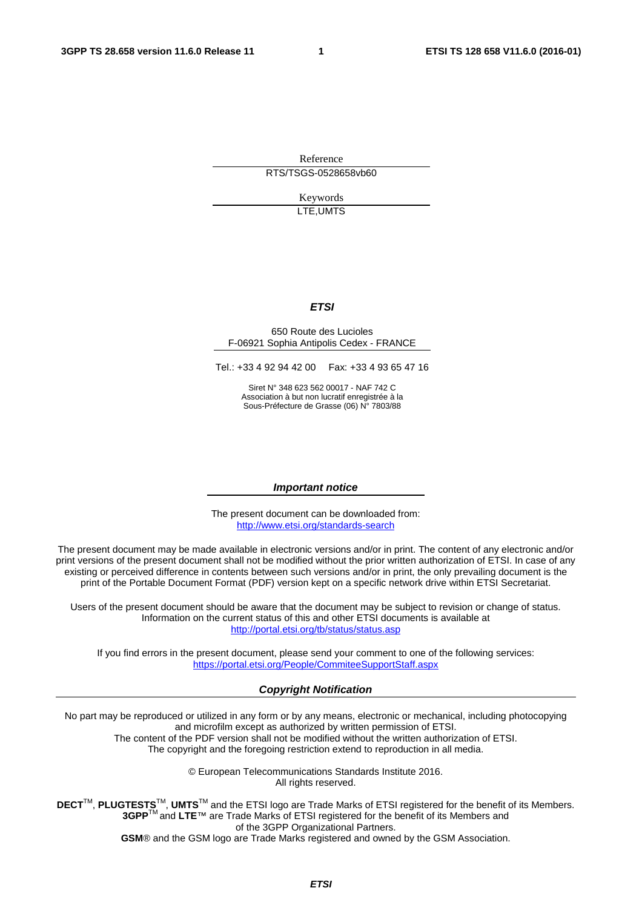Reference

RTS/TSGS-0528658vb60

Keywords

LTE,UMTS

***ETSI***

650 Route des Lucioles
F-06921 Sophia Antipolis Cedex - FRANCE

Tel.: +33 4 92 94 42 00 Fax: +33 4 93 65 47 16

Siret N° 348 623 562 00017 - NAF 742 C
Association à but non lucratif enregistrée à la
Sous-Préfecture de Grasse (06) N° 7803/88

***Important notice***

The present document can be downloaded from:
http://www.etsi.org/standards-search

The present document may be made available in electronic versions and/or in print. The content of any electronic and/or print versions of the present document shall not be modified without the prior written authorization of ETSI. In case of any existing or perceived difference in contents between such versions and/or in print, the only prevailing document is the print of the Portable Document Format (PDF) version kept on a specific network drive within ETSI Secretariat.

Users of the present document should be aware that the document may be subject to revision or change of status. Information on the current status of this and other ETSI documents is available at
http://portal.etsi.org/tb/status/status.asp

If you find errors in the present document, please send your comment to one of the following services:
https://portal.etsi.org/People/CommiteeSupportStaff.aspx

***Copyright Notification***

No part may be reproduced or utilized in any form or by any means, electronic or mechanical, including photocopying and microfilm except as authorized by written permission of ETSI.
The content of the PDF version shall not be modified without the written authorization of ETSI.
The copyright and the foregoing restriction extend to reproduction in all media.

© European Telecommunications Standards Institute 2016.
All rights reserved.

**DECT**™, **PLUGTESTS**™, **UMTS**™ and the ETSI logo are Trade Marks of ETSI registered for the benefit of its Members.
**3GPP**™ and **LTE**™ are Trade Marks of ETSI registered for the benefit of its Members and of the 3GPP Organizational Partners.
**GSM**® and the GSM logo are Trade Marks registered and owned by the GSM Association.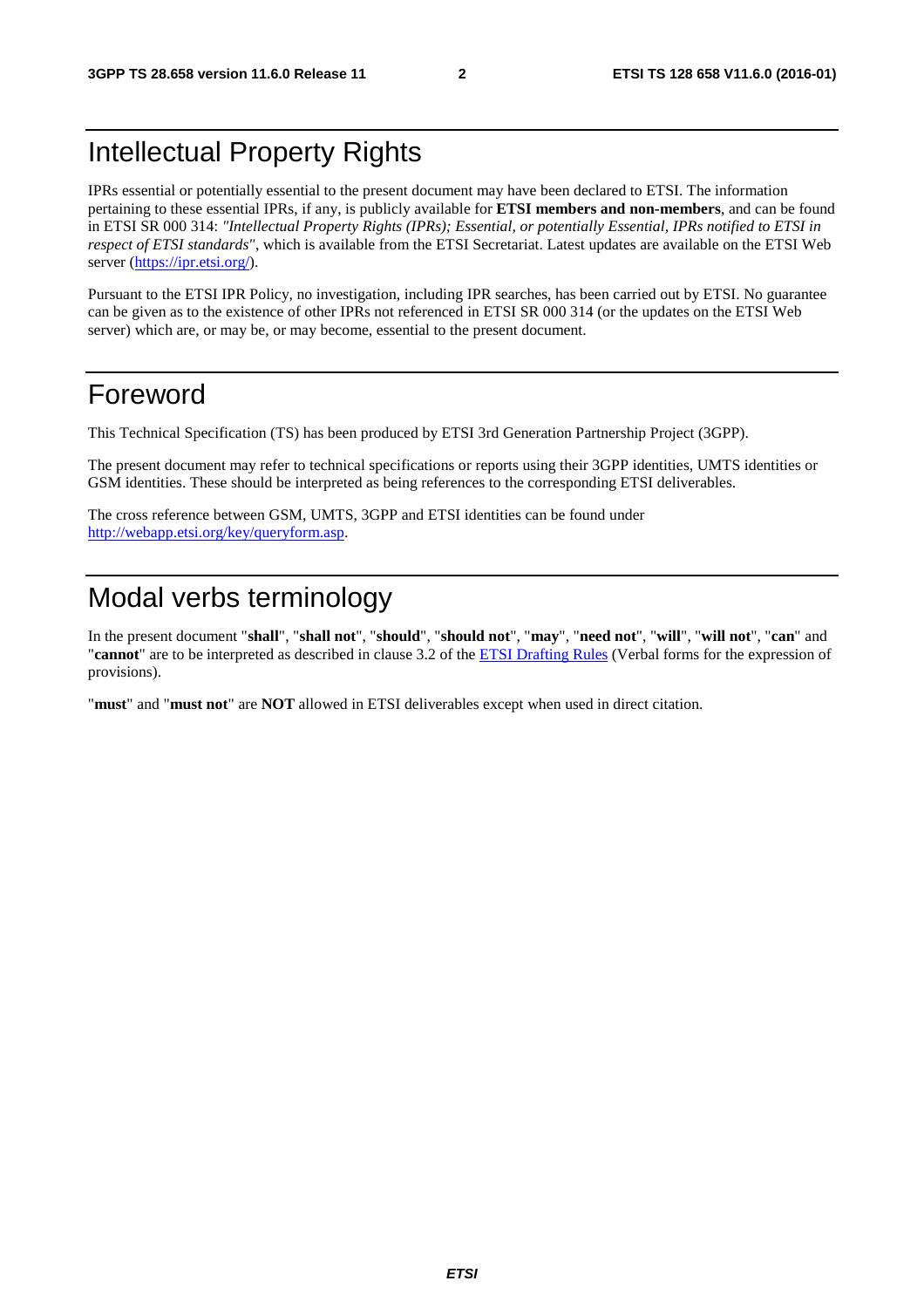# Intellectual Property Rights

IPRs essential or potentially essential to the present document may have been declared to ETSI. The information pertaining to these essential IPRs, if any, is publicly available for **ETSI members and non-members**, and can be found in ETSI SR 000 314: *"Intellectual Property Rights (IPRs); Essential, or potentially Essential, IPRs notified to ETSI in respect of ETSI standards"*, which is available from the ETSI Secretariat. Latest updates are available on the ETSI Web server (https://ipr.etsi.org/).

Pursuant to the ETSI IPR Policy, no investigation, including IPR searches, has been carried out by ETSI. No guarantee can be given as to the existence of other IPRs not referenced in ETSI SR 000 314 (or the updates on the ETSI Web server) which are, or may be, or may become, essential to the present document.

# Foreword

This Technical Specification (TS) has been produced by ETSI 3rd Generation Partnership Project (3GPP).

The present document may refer to technical specifications or reports using their 3GPP identities, UMTS identities or GSM identities. These should be interpreted as being references to the corresponding ETSI deliverables.

The cross reference between GSM, UMTS, 3GPP and ETSI identities can be found under http://webapp.etsi.org/key/queryform.asp.

# Modal verbs terminology

In the present document "**shall**", "**shall not**", "**should**", "**should not**", "**may**", "**need not**", "**will**", "**will not**", "**can**" and "**cannot**" are to be interpreted as described in clause 3.2 of the ETSI Drafting Rules (Verbal forms for the expression of provisions).

"**must**" and "**must not**" are **NOT** allowed in ETSI deliverables except when used in direct citation.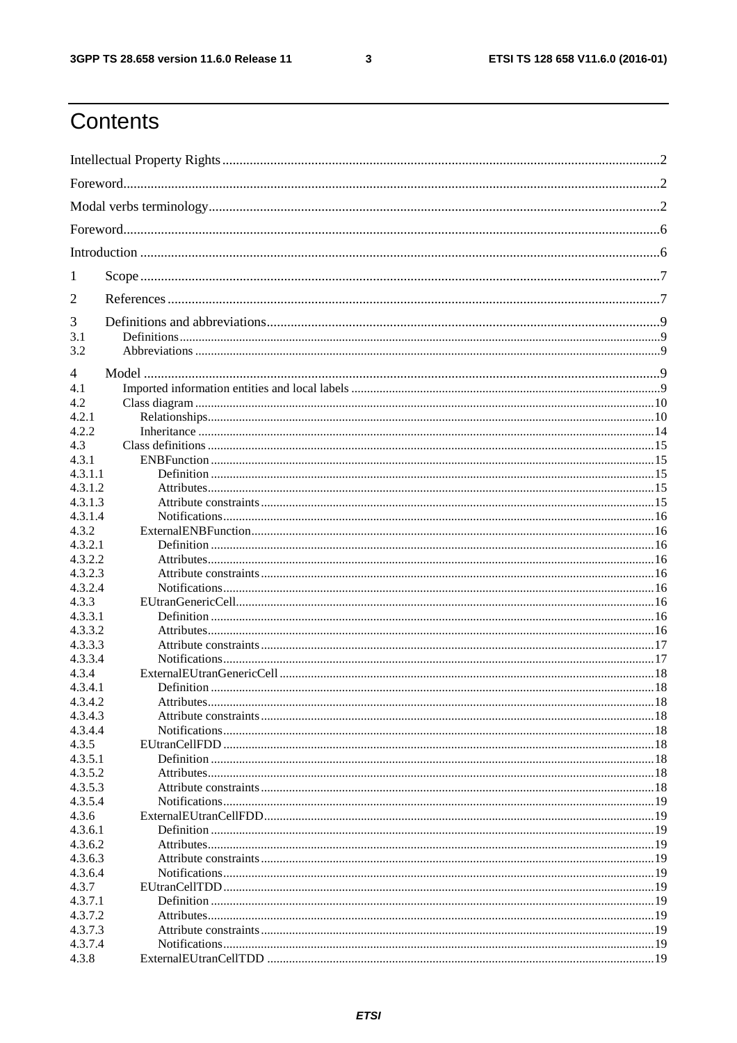# Contents

Intellectual Property Rights ........................................................................................................................2

Foreword.......................................................................................................................................................2

Modal verbs terminology..............................................................................................................................2

Foreword.......................................................................................................................................................6

Introduction ..................................................................................................................................................6

1 Scope ........................................................................................................................................................7

2 References ................................................................................................................................................7

3 Definitions and abbreviations...................................................................................................................9

3.1 Definitions..............................................................................................................................................9

3.2 Abbreviations .........................................................................................................................................9

4 Model .......................................................................................................................................................9

4.1 Imported information entities and local labels ......................................................................................9

4.2 Class diagram .......................................................................................................................................10

4.2.1 Relationships.....................................................................................................................................10

4.2.2 Inheritance ........................................................................................................................................14

4.3 Class definitions ...................................................................................................................................15

4.3.1 ENBFunction .....................................................................................................................................15

4.3.1.1 Definition ......................................................................................................................................15

4.3.1.2 Attributes.......................................................................................................................................15

4.3.1.3 Attribute constraints .....................................................................................................................15

4.3.1.4 Notifications..................................................................................................................................16

4.3.2 ExternalENBFunction........................................................................................................................16

4.3.2.1 Definition ......................................................................................................................................16

4.3.2.2 Attributes.......................................................................................................................................16

4.3.2.3 Attribute constraints .....................................................................................................................16

4.3.2.4 Notifications..................................................................................................................................16

4.3.3 EUtranGenericCell.............................................................................................................................16

4.3.3.1 Definition ......................................................................................................................................16

4.3.3.2 Attributes.......................................................................................................................................16

4.3.3.3 Attribute constraints .....................................................................................................................17

4.3.3.4 Notifications..................................................................................................................................17

4.3.4 ExternalEUtranGenericCell ...............................................................................................................18

4.3.4.1 Definition ......................................................................................................................................18

4.3.4.2 Attributes.......................................................................................................................................18

4.3.4.3 Attribute constraints .....................................................................................................................18

4.3.4.4 Notifications..................................................................................................................................18

4.3.5 EUtranCellFDD .................................................................................................................................18

4.3.5.1 Definition ......................................................................................................................................18

4.3.5.2 Attributes.......................................................................................................................................18

4.3.5.3 Attribute constraints .....................................................................................................................18

4.3.5.4 Notifications..................................................................................................................................19

4.3.6 ExternalEUtranCellFDD....................................................................................................................19

4.3.6.1 Definition ......................................................................................................................................19

4.3.6.2 Attributes.......................................................................................................................................19

4.3.6.3 Attribute constraints .....................................................................................................................19

4.3.6.4 Notifications..................................................................................................................................19

4.3.7 EUtranCellTDD .................................................................................................................................19

4.3.7.1 Definition ......................................................................................................................................19

4.3.7.2 Attributes.......................................................................................................................................19

4.3.7.3 Attribute constraints .....................................................................................................................19

4.3.7.4 Notifications..................................................................................................................................19

4.3.8 ExternalEUtranCellTDD ...................................................................................................................19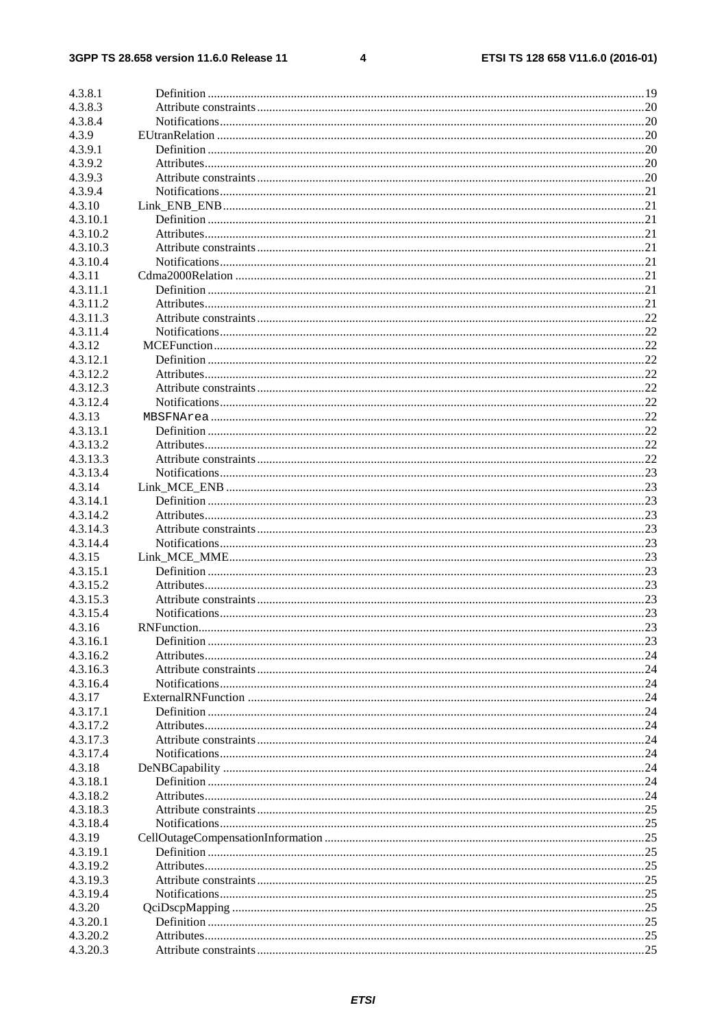4.3.8.1 Definition ... 19
4.3.8.3 Attribute constraints ... 20
4.3.8.4 Notifications ... 20
4.3.9 EUtranRelation ... 20
4.3.9.1 Definition ... 20
4.3.9.2 Attributes ... 20
4.3.9.3 Attribute constraints ... 20
4.3.9.4 Notifications ... 21
4.3.10 Link_ENB_ENB ... 21
4.3.10.1 Definition ... 21
4.3.10.2 Attributes ... 21
4.3.10.3 Attribute constraints ... 21
4.3.10.4 Notifications ... 21
4.3.11 Cdma2000Relation ... 21
4.3.11.1 Definition ... 21
4.3.11.2 Attributes ... 21
4.3.11.3 Attribute constraints ... 22
4.3.11.4 Notifications ... 22
4.3.12 MCEFunction ... 22
4.3.12.1 Definition ... 22
4.3.12.2 Attributes ... 22
4.3.12.3 Attribute constraints ... 22
4.3.12.4 Notifications ... 22
4.3.13 MBSFNArea ... 22
4.3.13.1 Definition ... 22
4.3.13.2 Attributes ... 22
4.3.13.3 Attribute constraints ... 22
4.3.13.4 Notifications ... 23
4.3.14 Link_MCE_ENB ... 23
4.3.14.1 Definition ... 23
4.3.14.2 Attributes ... 23
4.3.14.3 Attribute constraints ... 23
4.3.14.4 Notifications ... 23
4.3.15 Link_MCE_MME ... 23
4.3.15.1 Definition ... 23
4.3.15.2 Attributes ... 23
4.3.15.3 Attribute constraints ... 23
4.3.15.4 Notifications ... 23
4.3.16 RNFunction ... 23
4.3.16.1 Definition ... 23
4.3.16.2 Attributes ... 24
4.3.16.3 Attribute constraints ... 24
4.3.16.4 Notifications ... 24
4.3.17 ExternalRNFunction ... 24
4.3.17.1 Definition ... 24
4.3.17.2 Attributes ... 24
4.3.17.3 Attribute constraints ... 24
4.3.17.4 Notifications ... 24
4.3.18 DeNBCapability ... 24
4.3.18.1 Definition ... 24
4.3.18.2 Attributes ... 24
4.3.18.3 Attribute constraints ... 25
4.3.18.4 Notifications ... 25
4.3.19 CellOutageCompensationInformation ... 25
4.3.19.1 Definition ... 25
4.3.19.2 Attributes ... 25
4.3.19.3 Attribute constraints ... 25
4.3.19.4 Notifications ... 25
4.3.20 QciDscpMapping ... 25
4.3.20.1 Definition ... 25
4.3.20.2 Attributes ... 25
4.3.20.3 Attribute constraints ... 25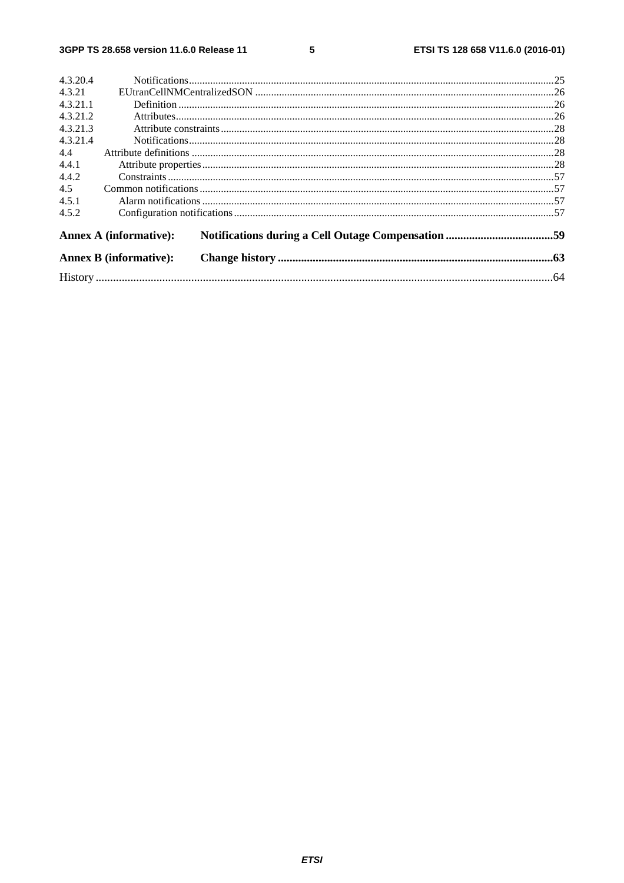4.3.20.4 Notifications ........................................................................................................................................25
4.3.21 EUtranCellNMCentralizedSON ...............................................................................................................26
4.3.21.1 Definition ............................................................................................................................................26
4.3.21.2 Attributes.............................................................................................................................................26
4.3.21.3 Attribute constraints ............................................................................................................................28
4.3.21.4 Notifications ........................................................................................................................................28
4.4 Attribute definitions .......................................................................................................................................28
4.4.1 Attribute properties ...................................................................................................................................28
4.4.2 Constraints ................................................................................................................................................57
4.5 Common notifications ....................................................................................................................................57
4.5.1 Alarm notifications ...................................................................................................................................57
4.5.2 Configuration notifications .......................................................................................................................57

**Annex A (informative): Notifications during a Cell Outage Compensation .....................................59**

**Annex B (informative): Change history ..............................................................................................63**

History ..............................................................................................................................................................64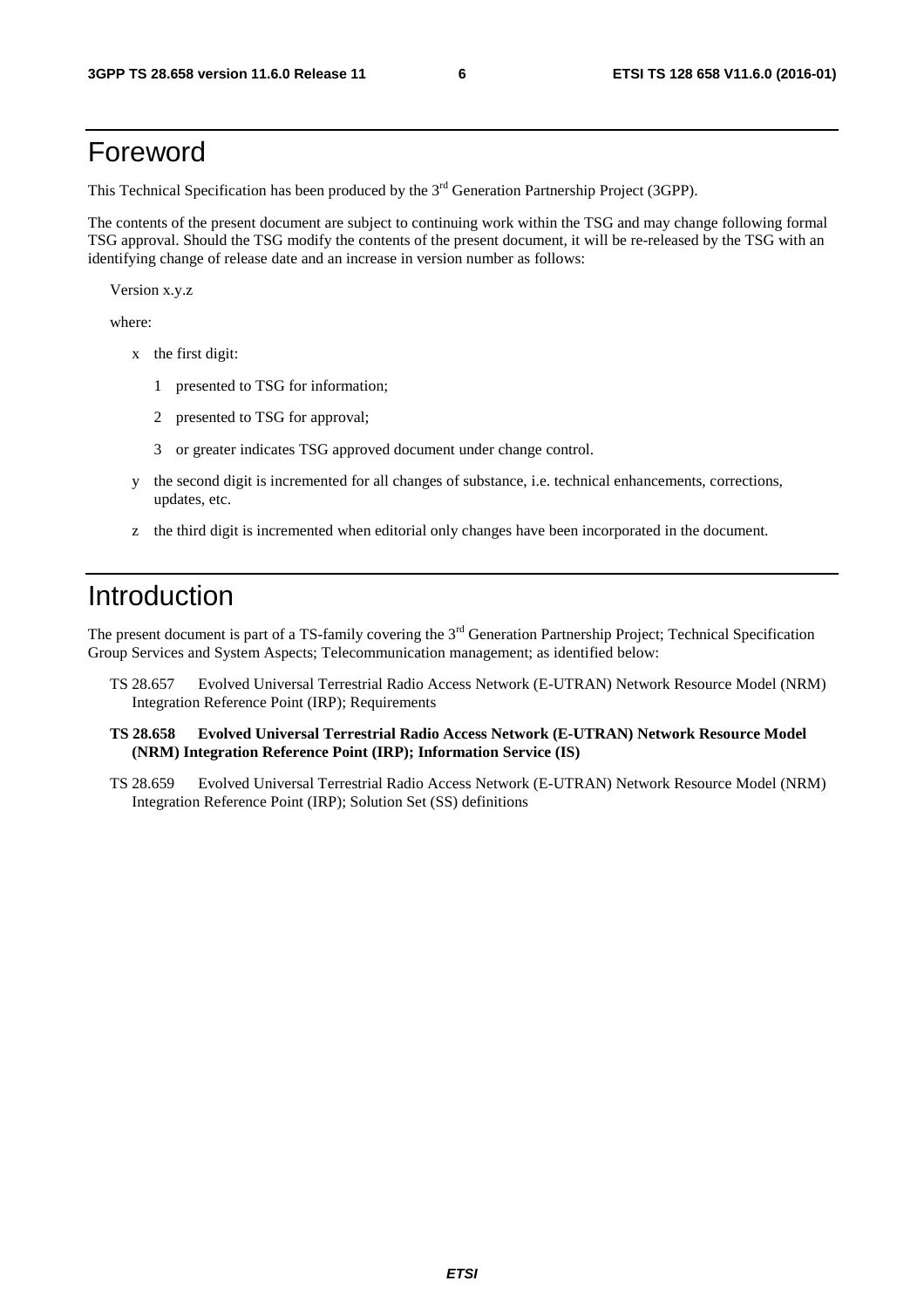# Foreword

This Technical Specification has been produced by the 3rd Generation Partnership Project (3GPP).

The contents of the present document are subject to continuing work within the TSG and may change following formal TSG approval. Should the TSG modify the contents of the present document, it will be re-released by the TSG with an identifying change of release date and an increase in version number as follows:

Version x.y.z

where:

- x the first digit:
  - 1 presented to TSG for information;
  - 2 presented to TSG for approval;
  - 3 or greater indicates TSG approved document under change control.
- y the second digit is incremented for all changes of substance, i.e. technical enhancements, corrections, updates, etc.
- z the third digit is incremented when editorial only changes have been incorporated in the document.

# Introduction

The present document is part of a TS-family covering the 3rd Generation Partnership Project; Technical Specification Group Services and System Aspects; Telecommunication management; as identified below:

TS 28.657 Evolved Universal Terrestrial Radio Access Network (E-UTRAN) Network Resource Model (NRM) Integration Reference Point (IRP); Requirements

**TS 28.658 Evolved Universal Terrestrial Radio Access Network (E-UTRAN) Network Resource Model (NRM) Integration Reference Point (IRP); Information Service (IS)**

TS 28.659 Evolved Universal Terrestrial Radio Access Network (E-UTRAN) Network Resource Model (NRM) Integration Reference Point (IRP); Solution Set (SS) definitions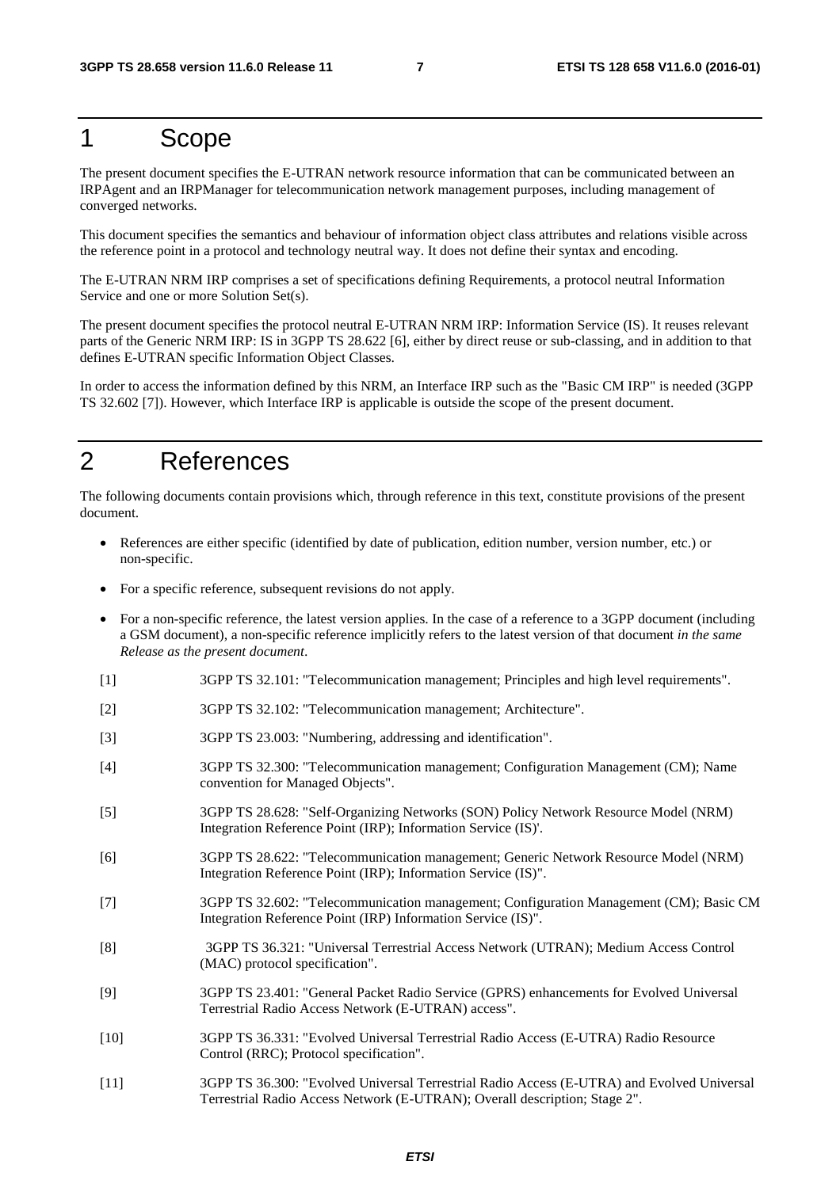# 1 Scope

The present document specifies the E-UTRAN network resource information that can be communicated between an IRPAgent and an IRPManager for telecommunication network management purposes, including management of converged networks.

This document specifies the semantics and behaviour of information object class attributes and relations visible across the reference point in a protocol and technology neutral way. It does not define their syntax and encoding.

The E-UTRAN NRM IRP comprises a set of specifications defining Requirements, a protocol neutral Information Service and one or more Solution Set(s).

The present document specifies the protocol neutral E-UTRAN NRM IRP: Information Service (IS). It reuses relevant parts of the Generic NRM IRP: IS in 3GPP TS 28.622 [6], either by direct reuse or sub-classing, and in addition to that defines E-UTRAN specific Information Object Classes.

In order to access the information defined by this NRM, an Interface IRP such as the "Basic CM IRP" is needed (3GPP TS 32.602 [7]). However, which Interface IRP is applicable is outside the scope of the present document.

# 2 References

The following documents contain provisions which, through reference in this text, constitute provisions of the present document.

- References are either specific (identified by date of publication, edition number, version number, etc.) or non-specific.
- For a specific reference, subsequent revisions do not apply.
- For a non-specific reference, the latest version applies. In the case of a reference to a 3GPP document (including a GSM document), a non-specific reference implicitly refers to the latest version of that document *in the same Release as the present document*.

[1] 3GPP TS 32.101: "Telecommunication management; Principles and high level requirements".

[2] 3GPP TS 32.102: "Telecommunication management; Architecture".

[3] 3GPP TS 23.003: "Numbering, addressing and identification".

[4] 3GPP TS 32.300: "Telecommunication management; Configuration Management (CM); Name convention for Managed Objects".

[5] 3GPP TS 28.628: "Self-Organizing Networks (SON) Policy Network Resource Model (NRM) Integration Reference Point (IRP); Information Service (IS)'.

[6] 3GPP TS 28.622: "Telecommunication management; Generic Network Resource Model (NRM) Integration Reference Point (IRP); Information Service (IS)".

[7] 3GPP TS 32.602: "Telecommunication management; Configuration Management (CM); Basic CM Integration Reference Point (IRP) Information Service (IS)".

[8] 3GPP TS 36.321: "Universal Terrestrial Access Network (UTRAN); Medium Access Control (MAC) protocol specification".

[9] 3GPP TS 23.401: "General Packet Radio Service (GPRS) enhancements for Evolved Universal Terrestrial Radio Access Network (E-UTRAN) access".

[10] 3GPP TS 36.331: "Evolved Universal Terrestrial Radio Access (E-UTRA) Radio Resource Control (RRC); Protocol specification".

[11] 3GPP TS 36.300: "Evolved Universal Terrestrial Radio Access (E-UTRA) and Evolved Universal Terrestrial Radio Access Network (E-UTRAN); Overall description; Stage 2".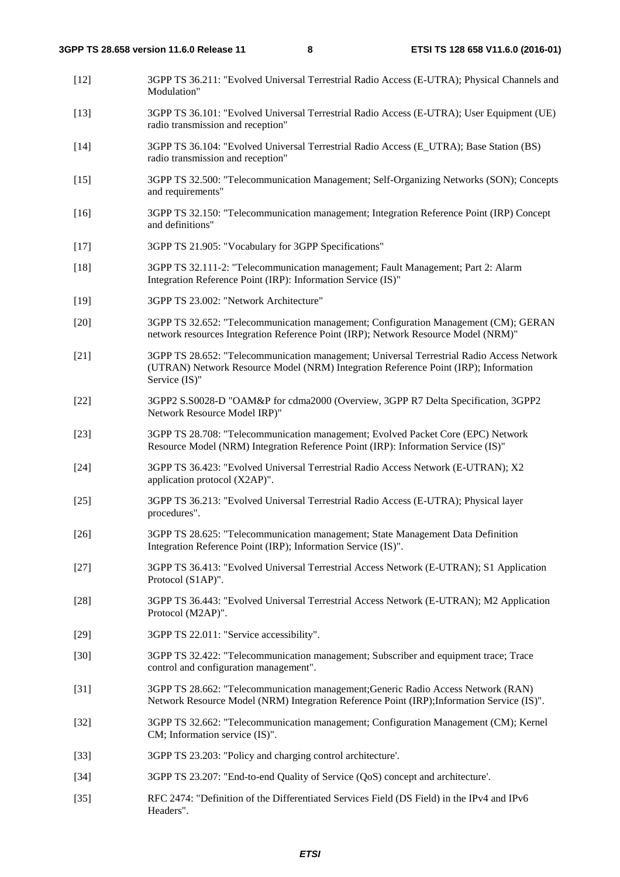[12] 3GPP TS 36.211: "Evolved Universal Terrestrial Radio Access (E-UTRA); Physical Channels and Modulation"

[13] 3GPP TS 36.101: "Evolved Universal Terrestrial Radio Access (E-UTRA); User Equipment (UE) radio transmission and reception"

[14] 3GPP TS 36.104: "Evolved Universal Terrestrial Radio Access (E_UTRA); Base Station (BS) radio transmission and reception"

[15] 3GPP TS 32.500: "Telecommunication Management; Self-Organizing Networks (SON); Concepts and requirements"

[16] 3GPP TS 32.150: "Telecommunication management; Integration Reference Point (IRP) Concept and definitions"

[17] 3GPP TS 21.905: "Vocabulary for 3GPP Specifications"

[18] 3GPP TS 32.111-2: "Telecommunication management; Fault Management; Part 2: Alarm Integration Reference Point (IRP): Information Service (IS)"

[19] 3GPP TS 23.002: "Network Architecture"

[20] 3GPP TS 32.652: "Telecommunication management; Configuration Management (CM); GERAN network resources Integration Reference Point (IRP); Network Resource Model (NRM)"

[21] 3GPP TS 28.652: "Telecommunication management; Universal Terrestrial Radio Access Network (UTRAN) Network Resource Model (NRM) Integration Reference Point (IRP); Information Service (IS)"

[22] 3GPP2 S.S0028-D "OAM&P for cdma2000 (Overview, 3GPP R7 Delta Specification, 3GPP2 Network Resource Model IRP)"

[23] 3GPP TS 28.708: "Telecommunication management; Evolved Packet Core (EPC) Network Resource Model (NRM) Integration Reference Point (IRP): Information Service (IS)"

[24] 3GPP TS 36.423: "Evolved Universal Terrestrial Radio Access Network (E-UTRAN); X2 application protocol (X2AP)".

[25] 3GPP TS 36.213: "Evolved Universal Terrestrial Radio Access (E-UTRA); Physical layer procedures".

[26] 3GPP TS 28.625: "Telecommunication management; State Management Data Definition Integration Reference Point (IRP); Information Service (IS)".

[27] 3GPP TS 36.413: "Evolved Universal Terrestrial Access Network (E-UTRAN); S1 Application Protocol (S1AP)".

[28] 3GPP TS 36.443: "Evolved Universal Terrestrial Access Network (E-UTRAN); M2 Application Protocol (M2AP)".

[29] 3GPP TS 22.011: "Service accessibility".

[30] 3GPP TS 32.422: "Telecommunication management; Subscriber and equipment trace; Trace control and configuration management".

[31] 3GPP TS 28.662: "Telecommunication management;Generic Radio Access Network (RAN) Network Resource Model (NRM) Integration Reference Point (IRP);Information Service (IS)".

[32] 3GPP TS 32.662: "Telecommunication management; Configuration Management (CM); Kernel CM; Information service (IS)".

[33] 3GPP TS 23.203: "Policy and charging control architecture'.

[34] 3GPP TS 23.207: "End-to-end Quality of Service (QoS) concept and architecture'.

[35] RFC 2474: "Definition of the Differentiated Services Field (DS Field) in the IPv4 and IPv6 Headers".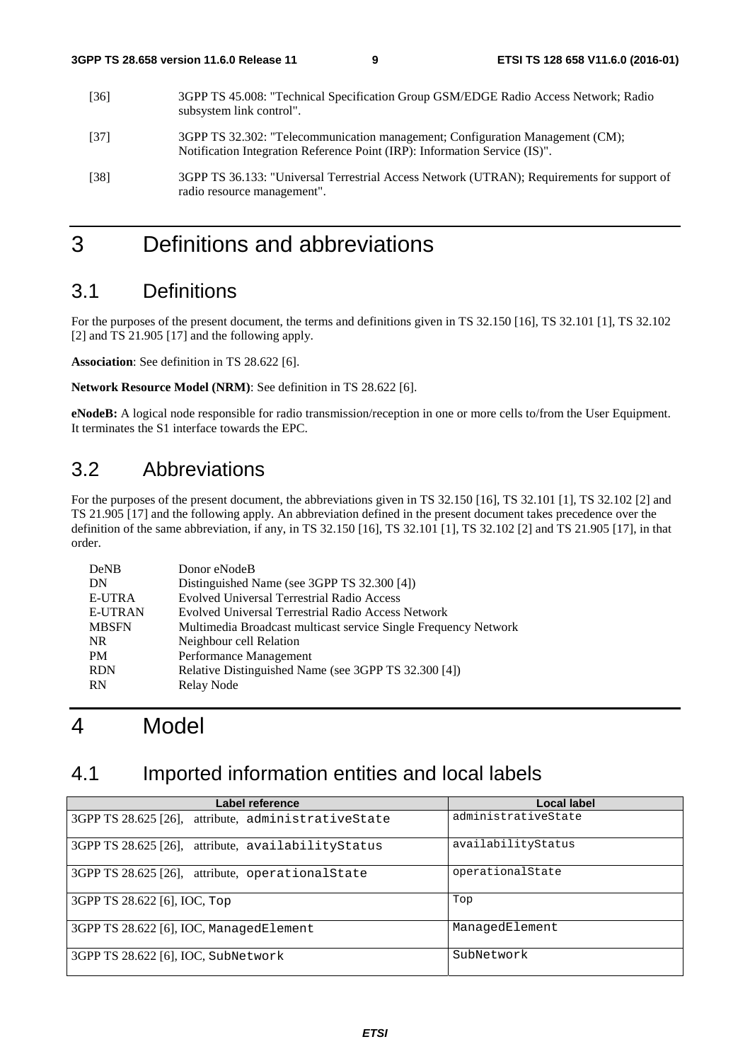[36] 3GPP TS 45.008: "Technical Specification Group GSM/EDGE Radio Access Network; Radio subsystem link control".

[37] 3GPP TS 32.302: "Telecommunication management; Configuration Management (CM); Notification Integration Reference Point (IRP): Information Service (IS)".

[38] 3GPP TS 36.133: "Universal Terrestrial Access Network (UTRAN); Requirements for support of radio resource management".

# 3 Definitions and abbreviations

## 3.1 Definitions

For the purposes of the present document, the terms and definitions given in TS 32.150 [16], TS 32.101 [1], TS 32.102 [2] and TS 21.905 [17] and the following apply.

**Association**: See definition in TS 28.622 [6].

**Network Resource Model (NRM)**: See definition in TS 28.622 [6].

**eNodeB:** A logical node responsible for radio transmission/reception in one or more cells to/from the User Equipment. It terminates the S1 interface towards the EPC.

## 3.2 Abbreviations

For the purposes of the present document, the abbreviations given in TS 32.150 [16], TS 32.101 [1], TS 32.102 [2] and TS 21.905 [17] and the following apply. An abbreviation defined in the present document takes precedence over the definition of the same abbreviation, if any, in TS 32.150 [16], TS 32.101 [1], TS 32.102 [2] and TS 21.905 [17], in that order.

DeNB Donor eNodeB
DN Distinguished Name (see 3GPP TS 32.300 [4])
E-UTRA Evolved Universal Terrestrial Radio Access
E-UTRAN Evolved Universal Terrestrial Radio Access Network
MBSFN Multimedia Broadcast multicast service Single Frequency Network
NR Neighbour cell Relation
PM Performance Management
RDN Relative Distinguished Name (see 3GPP TS 32.300 [4])
RN Relay Node

# 4 Model

## 4.1 Imported information entities and local labels

| Label reference | Local label |
|---|---|
| 3GPP TS 28.625 [26], attribute, `administrativeState` | `administrativeState` |
| 3GPP TS 28.625 [26], attribute, `availabilityStatus` | `availabilityStatus` |
| 3GPP TS 28.625 [26], attribute, `operationalState` | `operationalState` |
| 3GPP TS 28.622 [6], IOC, `Top` | `Top` |
| 3GPP TS 28.622 [6], IOC, `ManagedElement` | `ManagedElement` |
| 3GPP TS 28.622 [6], IOC, `SubNetwork` | `SubNetwork` |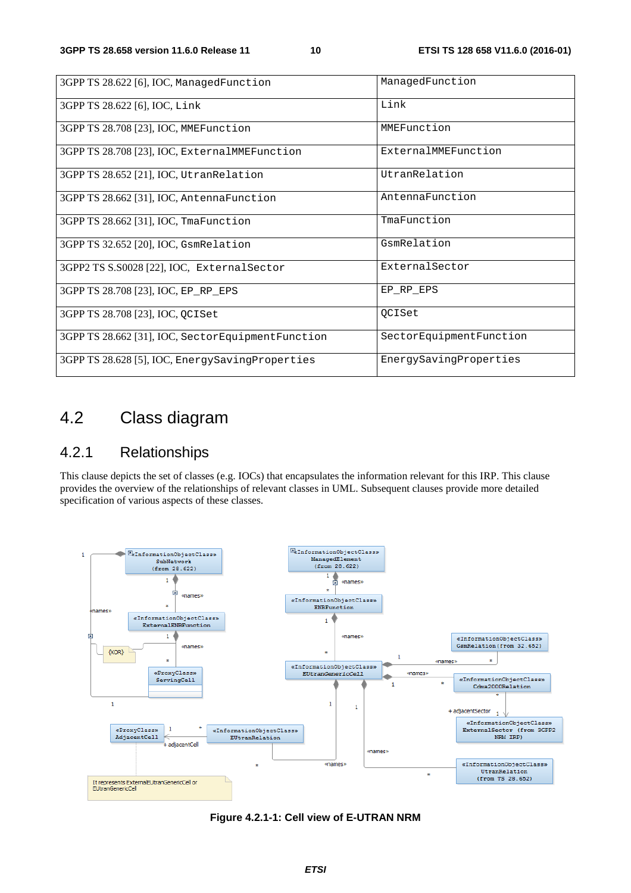| 3GPP TS 28.622 [6], IOC, ManagedFunction | ManagedFunction |
|---|---|
| 3GPP TS 28.622 [6], IOC, Link | Link |
| 3GPP TS 28.708 [23], IOC, MMEFunction | MMEFunction |
| 3GPP TS 28.708 [23], IOC, ExternalMMEFunction | ExternalMMEFunction |
| 3GPP TS 28.652 [21], IOC, UtranRelation | UtranRelation |
| 3GPP TS 28.662 [31], IOC, AntennaFunction | AntennaFunction |
| 3GPP TS 28.662 [31], IOC, TmaFunction | TmaFunction |
| 3GPP TS 32.652 [20], IOC, GsmRelation | GsmRelation |
| 3GPP2 TS S.S0028 [22], IOC, ExternalSector | ExternalSector |
| 3GPP TS 28.708 [23], IOC, EP_RP_EPS | EP_RP_EPS |
| 3GPP TS 28.708 [23], IOC, QCISet | QCISet |
| 3GPP TS 28.662 [31], IOC, SectorEquipmentFunction | SectorEquipmentFunction |
| 3GPP TS 28.628 [5], IOC, EnergySavingProperties | EnergySavingProperties |

# 4.2 Class diagram

## 4.2.1 Relationships

This clause depicts the set of classes (e.g. IOCs) that encapsulates the information relevant for this IRP. This clause provides the overview of the relationships of relevant classes in UML. Subsequent clauses provide more detailed specification of various aspects of these classes.

**Figure 4.2.1-1: Cell view of E-UTRAN NRM**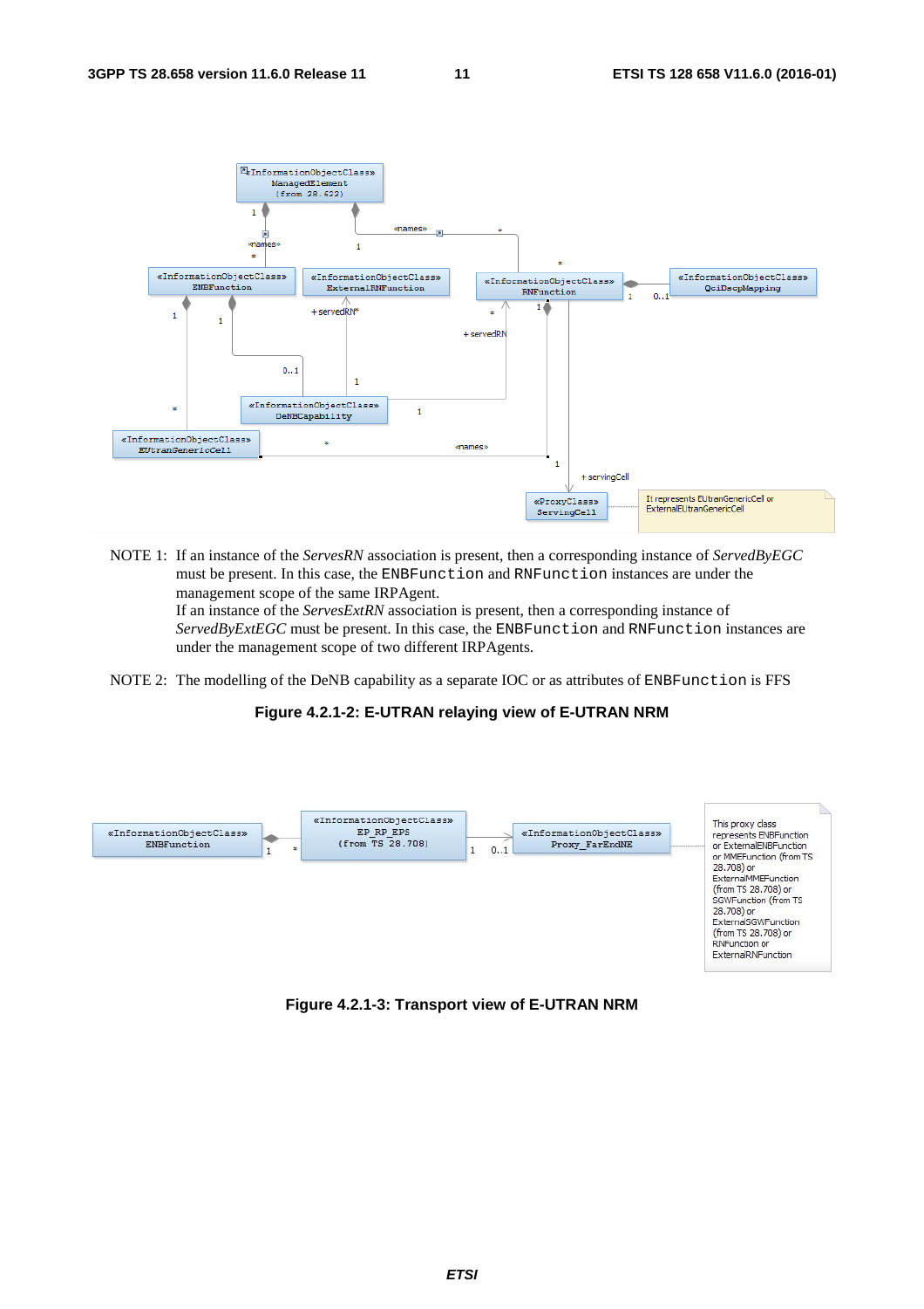NOTE 1: If an instance of the *ServesRN* association is present, then a corresponding instance of *ServedByEGC* must be present. In this case, the ENBFunction and RNFunction instances are under the management scope of the same IRPAgent.
If an instance of the *ServesExtRN* association is present, then a corresponding instance of *ServedByExtEGC* must be present. In this case, the ENBFunction and RNFunction instances are under the management scope of two different IRPAgents.

NOTE 2: The modelling of the DeNB capability as a separate IOC or as attributes of ENBFunction is FFS

**Figure 4.2.1-2: E-UTRAN relaying view of E-UTRAN NRM**

**Figure 4.2.1-3: Transport view of E-UTRAN NRM**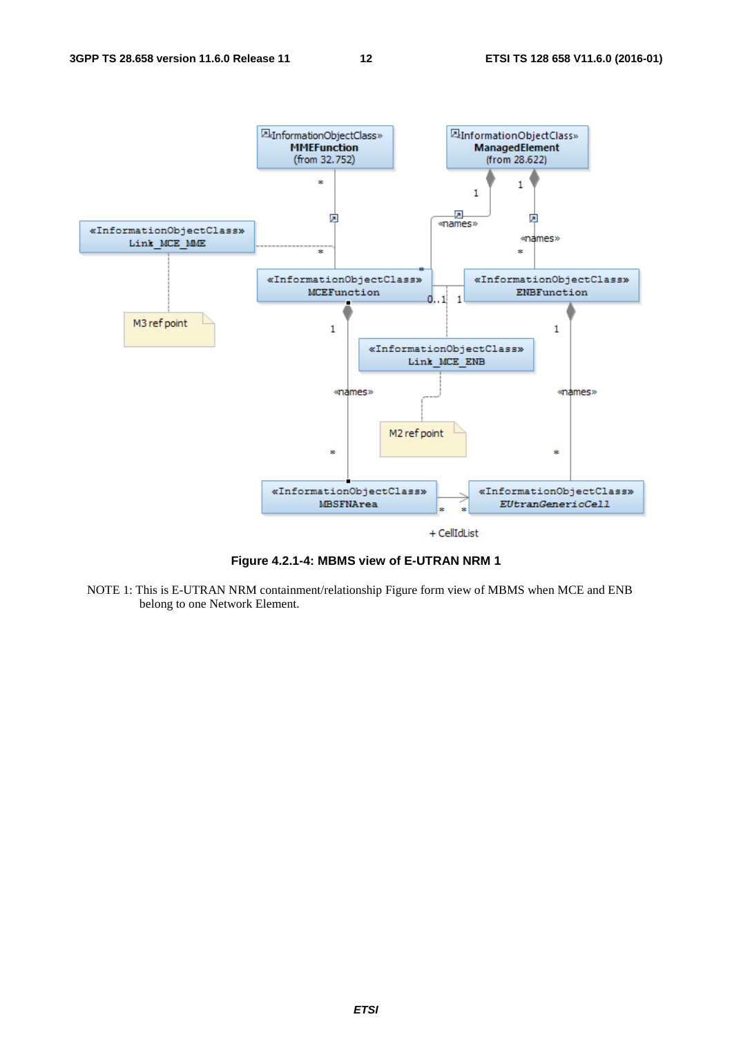**Figure 4.2.1-4: MBMS view of E-UTRAN NRM 1**

NOTE 1: This is E-UTRAN NRM containment/relationship Figure form view of MBMS when MCE and ENB belong to one Network Element.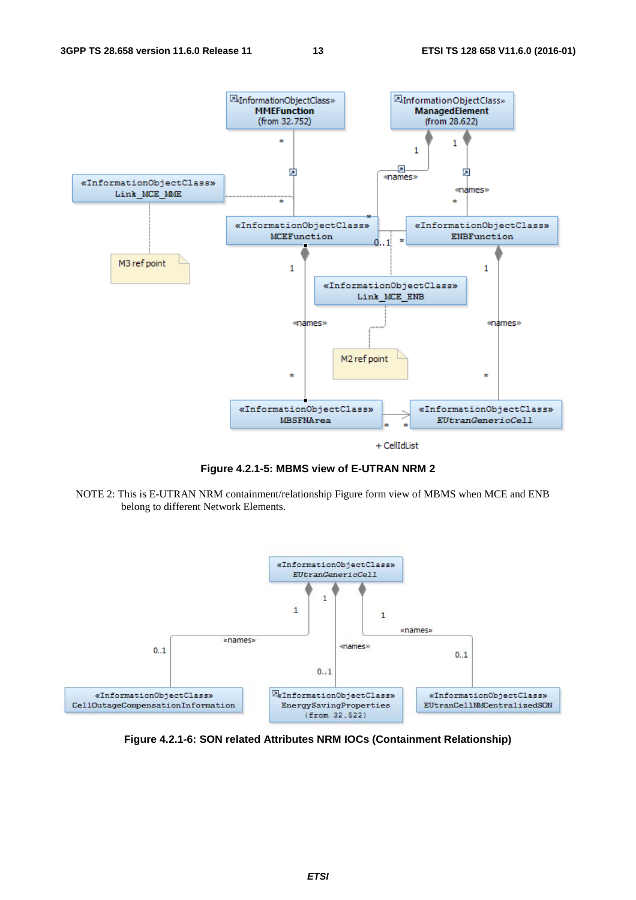**Figure 4.2.1-5: MBMS view of E-UTRAN NRM 2**

NOTE 2: This is E-UTRAN NRM containment/relationship Figure form view of MBMS when MCE and ENB belong to different Network Elements.

**Figure 4.2.1-6: SON related Attributes NRM IOCs (Containment Relationship)**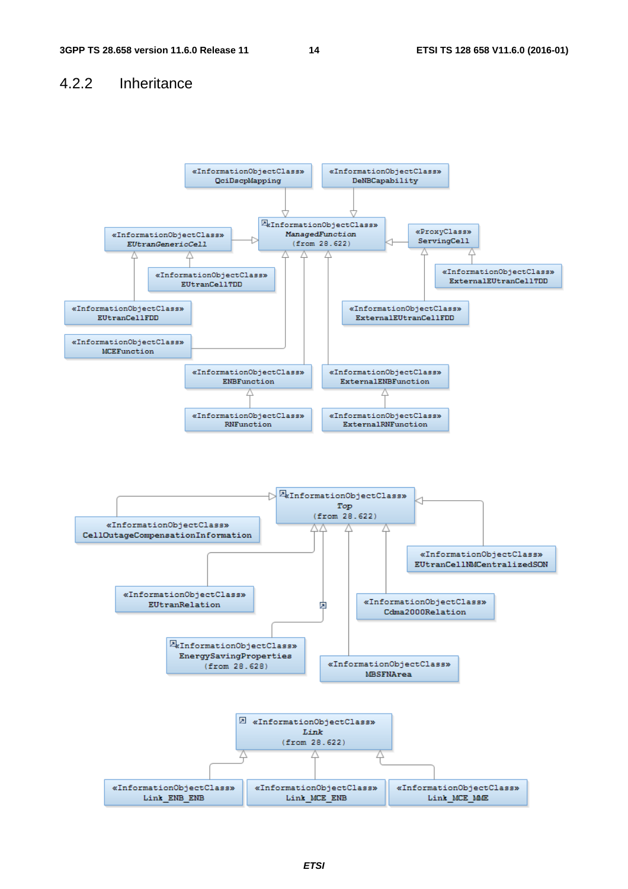## 4.2.2 Inheritance

«InformationObjectClass» QciDscpMapping

«InformationObjectClass» DeNBCapability

«InformationObjectClass» EUtranGenericCell

«InformationObjectClass» ManagedFunction (from 28.622)

«ProxyClass» ServingCell

«InformationObjectClass» EUtranCellTDD

«InformationObjectClass» ExternalEUtranCellTDD

«InformationObjectClass» EUtranCellFDD

«InformationObjectClass» ExternalEUtranCellFDD

«InformationObjectClass» MCEFunction

«InformationObjectClass» ENBFunction

«InformationObjectClass» ExternalENBFunction

«InformationObjectClass» RNFunction

«InformationObjectClass» ExternalRNFunction

«InformationObjectClass» Top (from 28.622)

«InformationObjectClass» CellOutageCompensationInformation

«InformationObjectClass» EUtranCellNMCentralizedSON

«InformationObjectClass» EUtranRelation

«InformationObjectClass» Cdma2000Relation

«InformationObjectClass» EnergySavingProperties (from 28.628)

«InformationObjectClass» MBSFNArea

«InformationObjectClass» Link (from 28.622)

«InformationObjectClass» Link_ENB_ENB

«InformationObjectClass» Link_MCE_ENB

«InformationObjectClass» Link_MCE_MME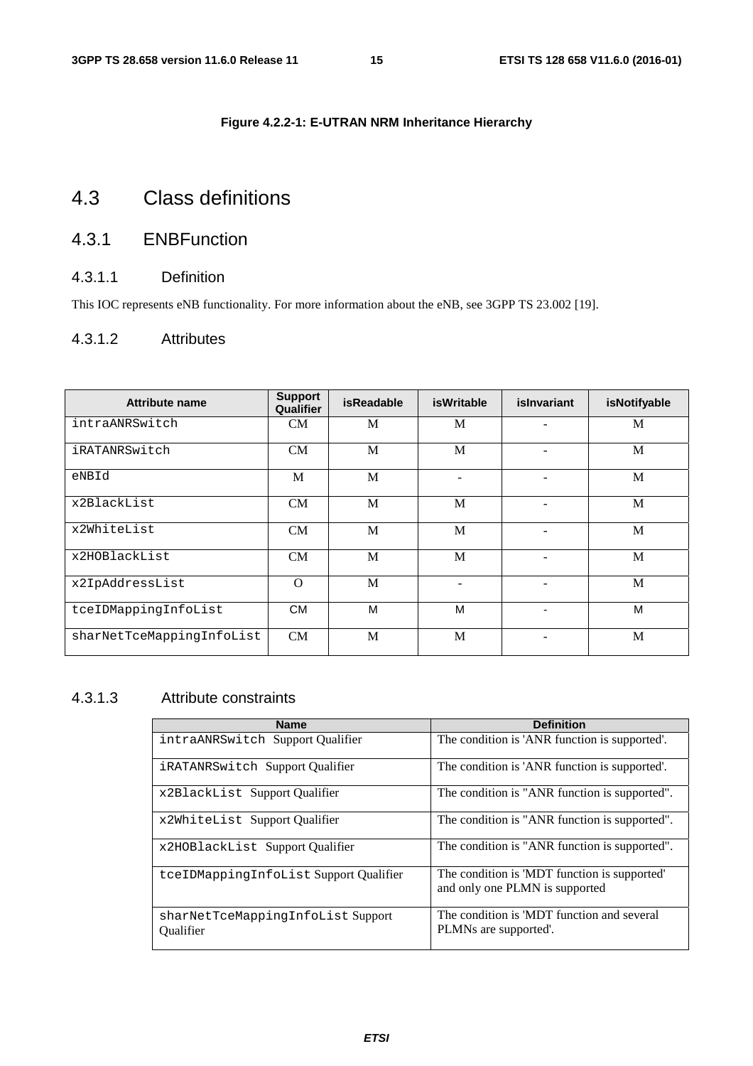**Figure 4.2.2-1: E-UTRAN NRM Inheritance Hierarchy**

# 4.3 Class definitions

## 4.3.1 ENBFunction

### 4.3.1.1 Definition

This IOC represents eNB functionality. For more information about the eNB, see 3GPP TS 23.002 [19].

### 4.3.1.2 Attributes

| Attribute name | Support Qualifier | isReadable | isWritable | isInvariant | isNotifyable |
|---|---|---|---|---|---|
| intraANRSwitch | CM | M | M | - | M |
| iRATANRSwitch | CM | M | M | - | M |
| eNBId | M | M | - | - | M |
| x2BlackList | CM | M | M | - | M |
| x2WhiteList | CM | M | M | - | M |
| x2HOBlackList | CM | M | M | - | M |
| x2IpAddressList | O | M | - | - | M |
| tceIDMappingInfoList | CM | M | M | - | M |
| sharNetTceMappingInfoList | CM | M | M | - | M |

### 4.3.1.3 Attribute constraints

| Name | Definition |
|---|---|
| intraANRSwitch Support Qualifier | The condition is 'ANR function is supported'. |
| iRATANRSwitch Support Qualifier | The condition is 'ANR function is supported'. |
| x2BlackList Support Qualifier | The condition is "ANR function is supported". |
| x2WhiteList Support Qualifier | The condition is "ANR function is supported". |
| x2HOBlackList Support Qualifier | The condition is "ANR function is supported". |
| tceIDMappingInfoList Support Qualifier | The condition is 'MDT function is supported' and only one PLMN is supported |
| sharNetTceMappingInfoList Support Qualifier | The condition is 'MDT function and several PLMNs are supported'. |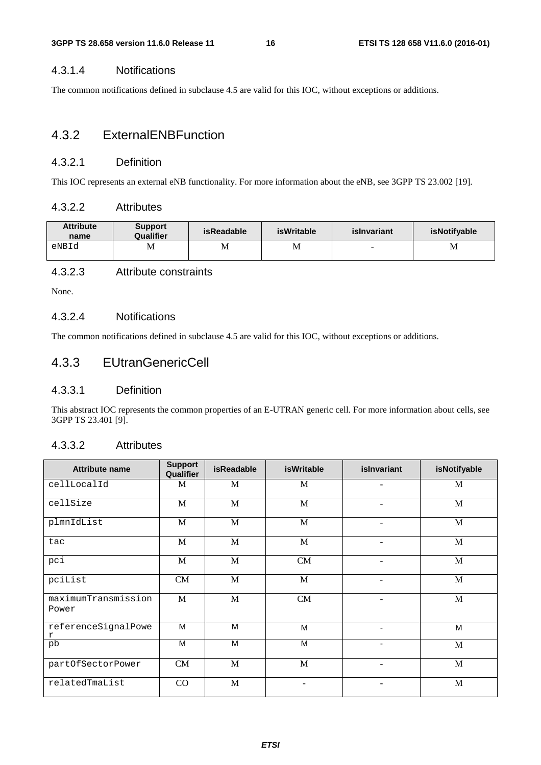#### 4.3.1.4 Notifications

The common notifications defined in subclause 4.5 are valid for this IOC, without exceptions or additions.

### 4.3.2 ExternalENBFunction

#### 4.3.2.1 Definition

This IOC represents an external eNB functionality. For more information about the eNB, see 3GPP TS 23.002 [19].

#### 4.3.2.2 Attributes

| Attribute name | Support Qualifier | isReadable | isWritable | isInvariant | isNotifyable |
|---|---|---|---|---|---|
| eNBId | M | M | M | - | M |

#### 4.3.2.3 Attribute constraints

None.

#### 4.3.2.4 Notifications

The common notifications defined in subclause 4.5 are valid for this IOC, without exceptions or additions.

### 4.3.3 EUtranGenericCell

#### 4.3.3.1 Definition

This abstract IOC represents the common properties of an E-UTRAN generic cell. For more information about cells, see 3GPP TS 23.401 [9].

#### 4.3.3.2 Attributes

| Attribute name | Support Qualifier | isReadable | isWritable | isInvariant | isNotifyable |
|---|---|---|---|---|---|
| cellLocalId | M | M | M | - | M |
| cellSize | M | M | M | - | M |
| plmnIdList | M | M | M | - | M |
| tac | M | M | M | - | M |
| pci | M | M | CM | - | M |
| pciList | CM | M | M | - | M |
| maximumTransmissionPower | M | M | CM | - | M |
| referenceSignalPower | M | M | M | - | M |
| pb | M | M | M | - | M |
| partOfSectorPower | CM | M | M | - | M |
| relatedTmaList | CO | M | - | - | M |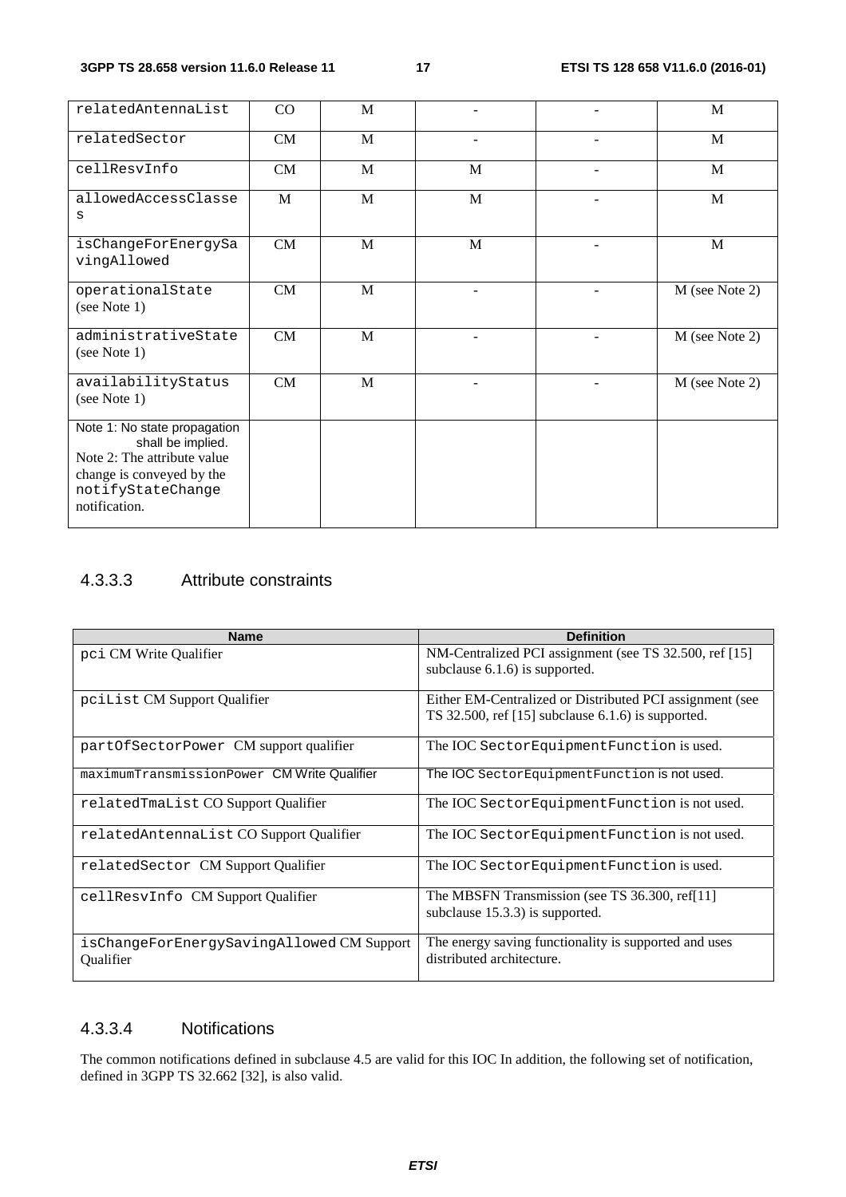| relatedAntennaList | CO | M | - | - | M |
|---|---|---|---|---|---|
| relatedSector | CM | M | - | - | M |
| cellResvInfo | CM | M | M | - | M |
| allowedAccessClasses | M | M | M | - | M |
| isChangeForEnergySavingAllowed | CM | M | M | - | M |
| operationalState (see Note 1) | CM | M | - | - | M (see Note 2) |
| administrativeState (see Note 1) | CM | M | - | - | M (see Note 2) |
| availabilityStatus (see Note 1) | CM | M | - | - | M (see Note 2) |
| Note 1: No state propagation shall be implied. Note 2: The attribute value change is conveyed by the notifyStateChange notification. | | | | | |

### 4.3.3.3 Attribute constraints

| Name | Definition |
|---|---|
| pci CM Write Qualifier | NM-Centralized PCI assignment (see TS 32.500, ref [15] subclause 6.1.6) is supported. |
| pciList CM Support Qualifier | Either EM-Centralized or Distributed PCI assignment (see TS 32.500, ref [15] subclause 6.1.6) is supported. |
| partOfSectorPower CM support qualifier | The IOC SectorEquipmentFunction is used. |
| maximumTransmissionPower CM Write Qualifier | The IOC SectorEquipmentFunction is not used. |
| relatedTmaList CO Support Qualifier | The IOC SectorEquipmentFunction is not used. |
| relatedAntennaList CO Support Qualifier | The IOC SectorEquipmentFunction is not used. |
| relatedSector CM Support Qualifier | The IOC SectorEquipmentFunction is used. |
| cellResvInfo CM Support Qualifier | The MBSFN Transmission (see TS 36.300, ref[11] subclause 15.3.3) is supported. |
| isChangeForEnergySavingAllowed CM Support Qualifier | The energy saving functionality is supported and uses distributed architecture. |

### 4.3.3.4 Notifications

The common notifications defined in subclause 4.5 are valid for this IOC In addition, the following set of notification, defined in 3GPP TS 32.662 [32], is also valid.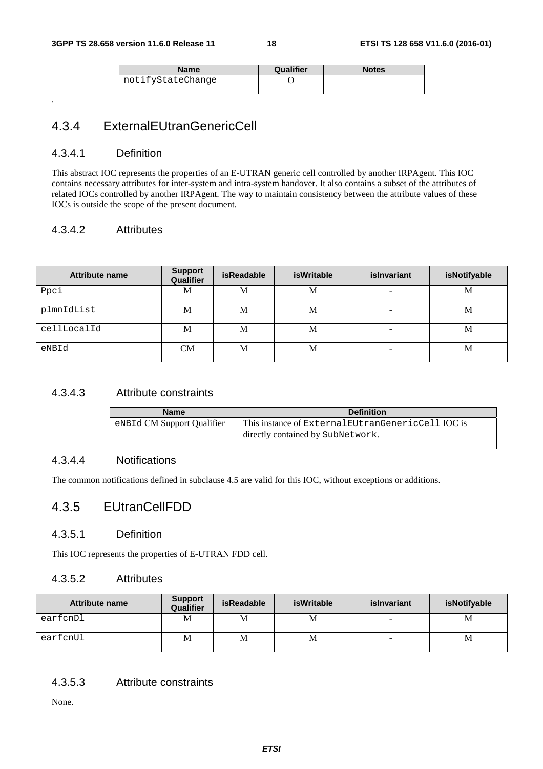| Name | Qualifier | Notes |
| --- | --- | --- |
| notifyStateChange | O | |

.

## 4.3.4 ExternalEUtranGenericCell

### 4.3.4.1 Definition

This abstract IOC represents the properties of an E-UTRAN generic cell controlled by another IRPAgent. This IOC contains necessary attributes for inter-system and intra-system handover. It also contains a subset of the attributes of related IOCs controlled by another IRPAgent. The way to maintain consistency between the attribute values of these IOCs is outside the scope of the present document.

### 4.3.4.2 Attributes

| Attribute name | Support Qualifier | isReadable | isWritable | isInvariant | isNotifyable |
| --- | --- | --- | --- | --- | --- |
| Ppci | M | M | M | - | M |
| plmnIdList | M | M | M | - | M |
| cellLocalId | M | M | M | - | M |
| eNBId | CM | M | M | - | M |

### 4.3.4.3 Attribute constraints

| Name | Definition |
| --- | --- |
| eNBId CM Support Qualifier | This instance of ExternalEUtranGenericCell IOC is directly contained by SubNetwork. |

### 4.3.4.4 Notifications

The common notifications defined in subclause 4.5 are valid for this IOC, without exceptions or additions.

## 4.3.5 EUtranCellFDD

### 4.3.5.1 Definition

This IOC represents the properties of E-UTRAN FDD cell.

### 4.3.5.2 Attributes

| Attribute name | Support Qualifier | isReadable | isWritable | isInvariant | isNotifyable |
| --- | --- | --- | --- | --- | --- |
| earfcnDl | M | M | M | - | M |
| earfcnUl | M | M | M | - | M |

### 4.3.5.3 Attribute constraints

None.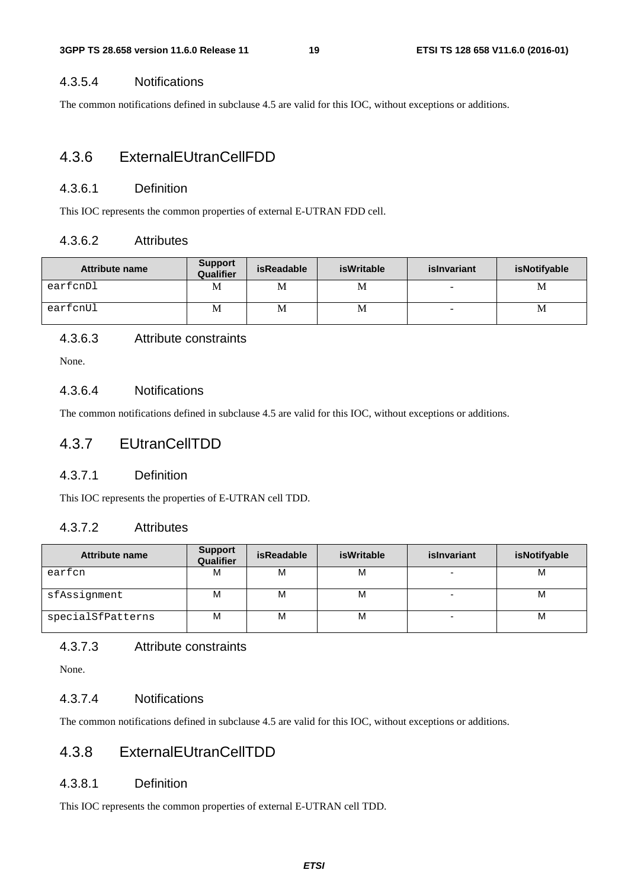#### 4.3.5.4 Notifications

The common notifications defined in subclause 4.5 are valid for this IOC, without exceptions or additions.

### 4.3.6 ExternalEUtranCellFDD

#### 4.3.6.1 Definition

This IOC represents the common properties of external E-UTRAN FDD cell.

#### 4.3.6.2 Attributes

| Attribute name | Support Qualifier | isReadable | isWritable | isInvariant | isNotifyable |
|---|---|---|---|---|---|
| earfcnDl | M | M | M | - | M |
| earfcnUl | M | M | M | - | M |

#### 4.3.6.3 Attribute constraints

None.

#### 4.3.6.4 Notifications

The common notifications defined in subclause 4.5 are valid for this IOC, without exceptions or additions.

### 4.3.7 EUtranCellTDD

#### 4.3.7.1 Definition

This IOC represents the properties of E-UTRAN cell TDD.

#### 4.3.7.2 Attributes

| Attribute name | Support Qualifier | isReadable | isWritable | isInvariant | isNotifyable |
|---|---|---|---|---|---|
| earfcn | M | M | M | - | M |
| sfAssignment | M | M | M | - | M |
| specialSfPatterns | M | M | M | - | M |

#### 4.3.7.3 Attribute constraints

None.

#### 4.3.7.4 Notifications

The common notifications defined in subclause 4.5 are valid for this IOC, without exceptions or additions.

### 4.3.8 ExternalEUtranCellTDD

#### 4.3.8.1 Definition

This IOC represents the common properties of external E-UTRAN cell TDD.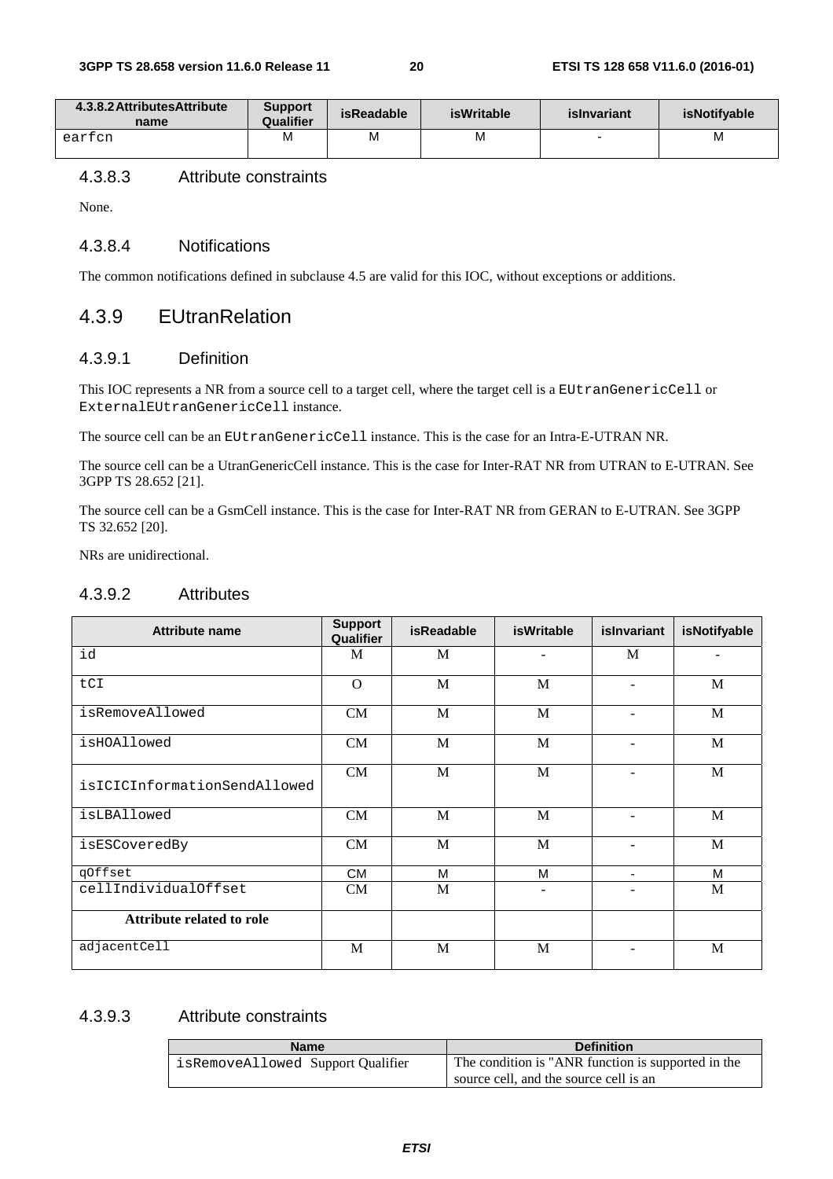| 4.3.8.2 AttributesAttribute name | Support Qualifier | isReadable | isWritable | isInvariant | isNotifyable |
|---|---|---|---|---|---|
| earfcn | M | M | M | - | M |

### 4.3.8.3 Attribute constraints

None.

### 4.3.8.4 Notifications

The common notifications defined in subclause 4.5 are valid for this IOC, without exceptions or additions.

## 4.3.9 EUtranRelation

### 4.3.9.1 Definition

This IOC represents a NR from a source cell to a target cell, where the target cell is a EUtranGenericCell or ExternalEUtranGenericCell instance.

The source cell can be an EUtranGenericCell instance. This is the case for an Intra-E-UTRAN NR.

The source cell can be a UtranGenericCell instance. This is the case for Inter-RAT NR from UTRAN to E-UTRAN. See 3GPP TS 28.652 [21].

The source cell can be a GsmCell instance. This is the case for Inter-RAT NR from GERAN to E-UTRAN. See 3GPP TS 32.652 [20].

NRs are unidirectional.

### 4.3.9.2 Attributes

| Attribute name | Support Qualifier | isReadable | isWritable | isInvariant | isNotifyable |
|---|---|---|---|---|---|
| id | M | M | - | M | - |
| tCI | O | M | M | - | M |
| isRemoveAllowed | CM | M | M | - | M |
| isHOAllowed | CM | M | M | - | M |
| isICICInformationSendAllowed | CM | M | M | - | M |
| isLBAllowed | CM | M | M | - | M |
| isESCoveredBy | CM | M | M | - | M |
| qOffset | CM | M | M | - | M |
| cellIndividualOffset | CM | M | - | - | M |
| **Attribute related to role** | | | | | |
| adjacentCell | M | M | M | - | M |

### 4.3.9.3 Attribute constraints

| Name | Definition |
|---|---|
| isRemoveAllowed Support Qualifier | The condition is "ANR function is supported in the source cell, and the source cell is an |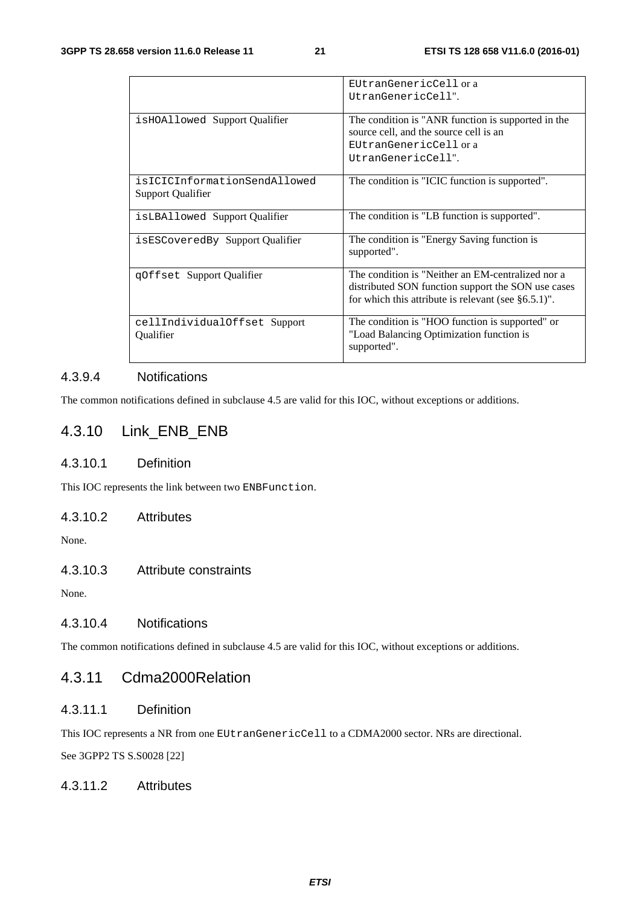| | |
|---|---|
| | EUtranGenericCell or a UtranGenericCell". |
| isHOAllowed Support Qualifier | The condition is "ANR function is supported in the source cell, and the source cell is an EUtranGenericCell or a UtranGenericCell". |
| isICICInformationSendAllowed Support Qualifier | The condition is "ICIC function is supported". |
| isLBAllowed Support Qualifier | The condition is "LB function is supported". |
| isESCoveredBy Support Qualifier | The condition is "Energy Saving function is supported". |
| qOffset Support Qualifier | The condition is "Neither an EM-centralized nor a distributed SON function support the SON use cases for which this attribute is relevant (see §6.5.1)". |
| cellIndividualOffset Support Qualifier | The condition is "HOO function is supported" or "Load Balancing Optimization function is supported". |

#### 4.3.9.4 Notifications

The common notifications defined in subclause 4.5 are valid for this IOC, without exceptions or additions.

### 4.3.10 Link_ENB_ENB

#### 4.3.10.1 Definition

This IOC represents the link between two ENBFunction.

#### 4.3.10.2 Attributes

None.

#### 4.3.10.3 Attribute constraints

None.

#### 4.3.10.4 Notifications

The common notifications defined in subclause 4.5 are valid for this IOC, without exceptions or additions.

### 4.3.11 Cdma2000Relation

#### 4.3.11.1 Definition

This IOC represents a NR from one EUtranGenericCell to a CDMA2000 sector. NRs are directional.

See 3GPP2 TS S.S0028 [22]

#### 4.3.11.2 Attributes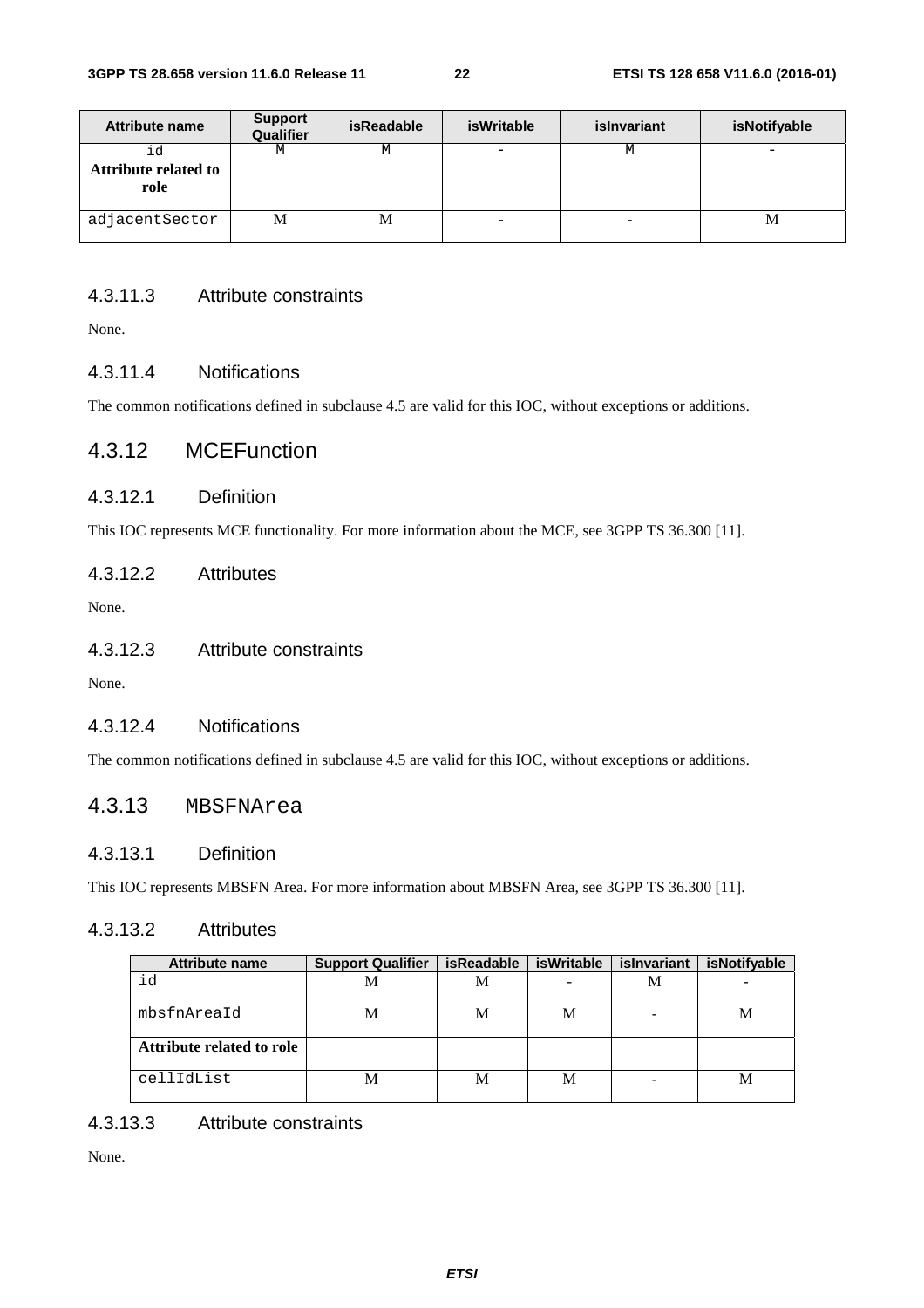| Attribute name | Support Qualifier | isReadable | isWritable | isInvariant | isNotifyable |
|---|---|---|---|---|---|
| id | M | M | - | M | - |
| **Attribute related to role** | | | | | |
| adjacentSector | M | M | - | - | M |

#### 4.3.11.3 Attribute constraints

None.

#### 4.3.11.4 Notifications

The common notifications defined in subclause 4.5 are valid for this IOC, without exceptions or additions.

### 4.3.12 MCEFunction

#### 4.3.12.1 Definition

This IOC represents MCE functionality. For more information about the MCE, see 3GPP TS 36.300 [11].

#### 4.3.12.2 Attributes

None.

#### 4.3.12.3 Attribute constraints

None.

#### 4.3.12.4 Notifications

The common notifications defined in subclause 4.5 are valid for this IOC, without exceptions or additions.

### 4.3.13 MBSFNArea

#### 4.3.13.1 Definition

This IOC represents MBSFN Area. For more information about MBSFN Area, see 3GPP TS 36.300 [11].

#### 4.3.13.2 Attributes

| Attribute name | Support Qualifier | isReadable | isWritable | isInvariant | isNotifyable |
|---|---|---|---|---|---|
| id | M | M | - | M | - |
| mbsfnAreaId | M | M | M | - | M |
| **Attribute related to role** | | | | | |
| cellIdList | M | M | M | - | M |

#### 4.3.13.3 Attribute constraints

None.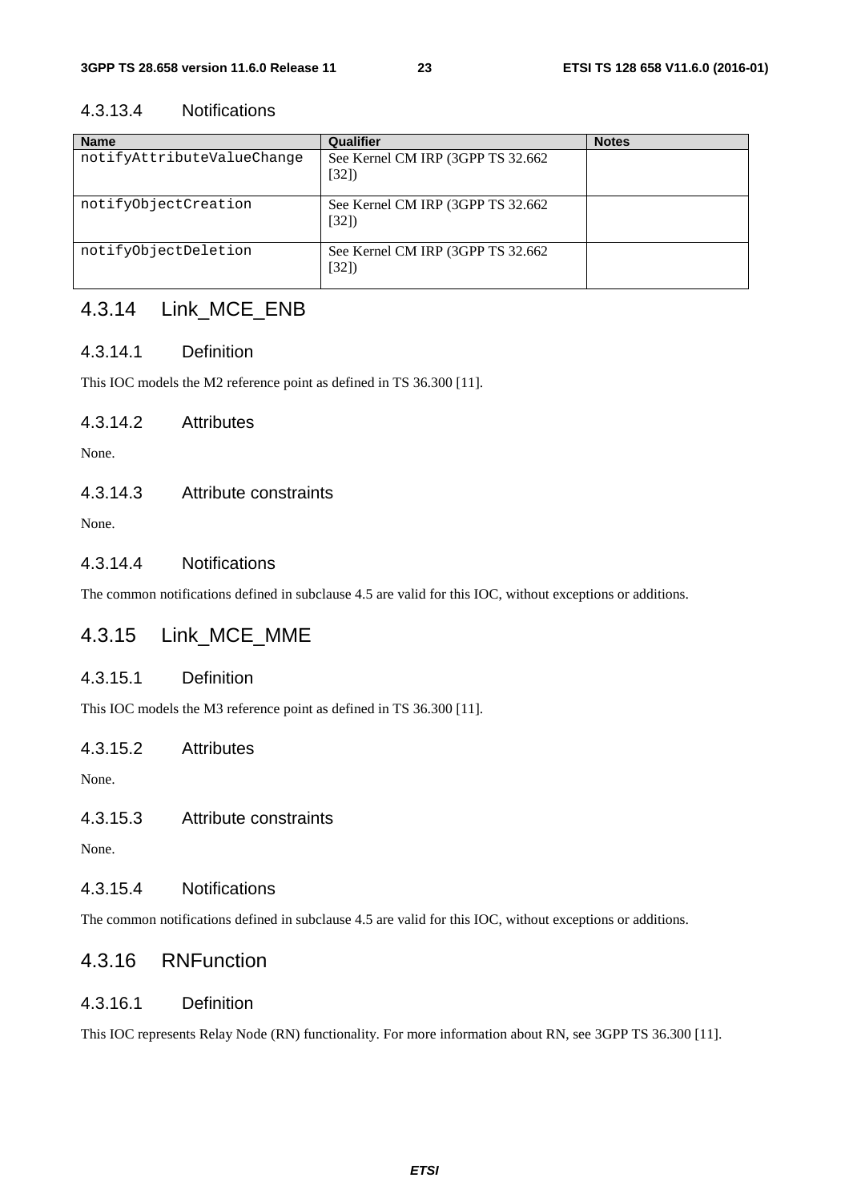#### 4.3.13.4 Notifications

| Name | Qualifier | Notes |
|---|---|---|
| notifyAttributeValueChange | See Kernel CM IRP (3GPP TS 32.662 [32]) | |
| notifyObjectCreation | See Kernel CM IRP (3GPP TS 32.662 [32]) | |
| notifyObjectDeletion | See Kernel CM IRP (3GPP TS 32.662 [32]) | |

### 4.3.14 Link_MCE_ENB

#### 4.3.14.1 Definition

This IOC models the M2 reference point as defined in TS 36.300 [11].

#### 4.3.14.2 Attributes

None.

#### 4.3.14.3 Attribute constraints

None.

#### 4.3.14.4 Notifications

The common notifications defined in subclause 4.5 are valid for this IOC, without exceptions or additions.

### 4.3.15 Link_MCE_MME

#### 4.3.15.1 Definition

This IOC models the M3 reference point as defined in TS 36.300 [11].

#### 4.3.15.2 Attributes

None.

#### 4.3.15.3 Attribute constraints

None.

#### 4.3.15.4 Notifications

The common notifications defined in subclause 4.5 are valid for this IOC, without exceptions or additions.

### 4.3.16 RNFunction

#### 4.3.16.1 Definition

This IOC represents Relay Node (RN) functionality. For more information about RN, see 3GPP TS 36.300 [11].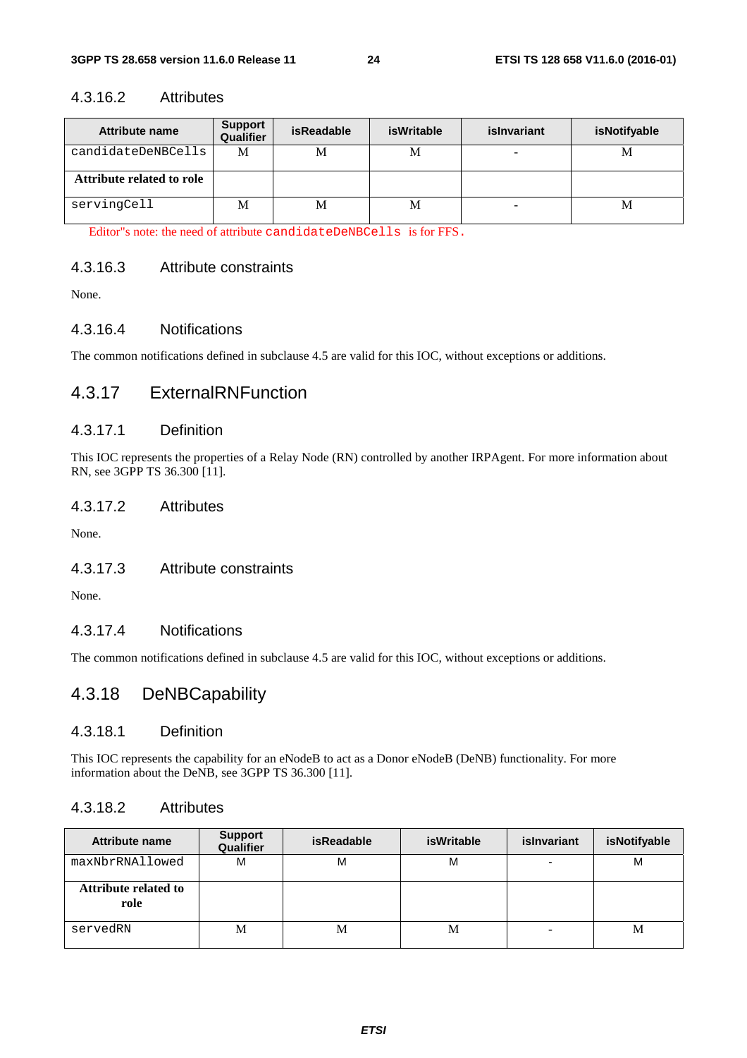#### 4.3.16.2 Attributes

| Attribute name | Support Qualifier | isReadable | isWritable | isInvariant | isNotifyable |
|---|---|---|---|---|---|
| candidateDeNBCells | M | M | M | - | M |
| **Attribute related to role** | | | | | |
| servingCell | M | M | M | - | M |

Editor"s note: the need of attribute candidateDeNBCells is for FFS.

#### 4.3.16.3 Attribute constraints

None.

#### 4.3.16.4 Notifications

The common notifications defined in subclause 4.5 are valid for this IOC, without exceptions or additions.

### 4.3.17 ExternalRNFunction

#### 4.3.17.1 Definition

This IOC represents the properties of a Relay Node (RN) controlled by another IRPAgent. For more information about RN, see 3GPP TS 36.300 [11].

#### 4.3.17.2 Attributes

None.

#### 4.3.17.3 Attribute constraints

None.

#### 4.3.17.4 Notifications

The common notifications defined in subclause 4.5 are valid for this IOC, without exceptions or additions.

### 4.3.18 DeNBCapability

#### 4.3.18.1 Definition

This IOC represents the capability for an eNodeB to act as a Donor eNodeB (DeNB) functionality. For more information about the DeNB, see 3GPP TS 36.300 [11].

#### 4.3.18.2 Attributes

| Attribute name | Support Qualifier | isReadable | isWritable | isInvariant | isNotifyable |
|---|---|---|---|---|---|
| maxNbrRNAllowed | M | M | M | - | M |
| **Attribute related to role** | | | | | |
| servedRN | M | M | M | - | M |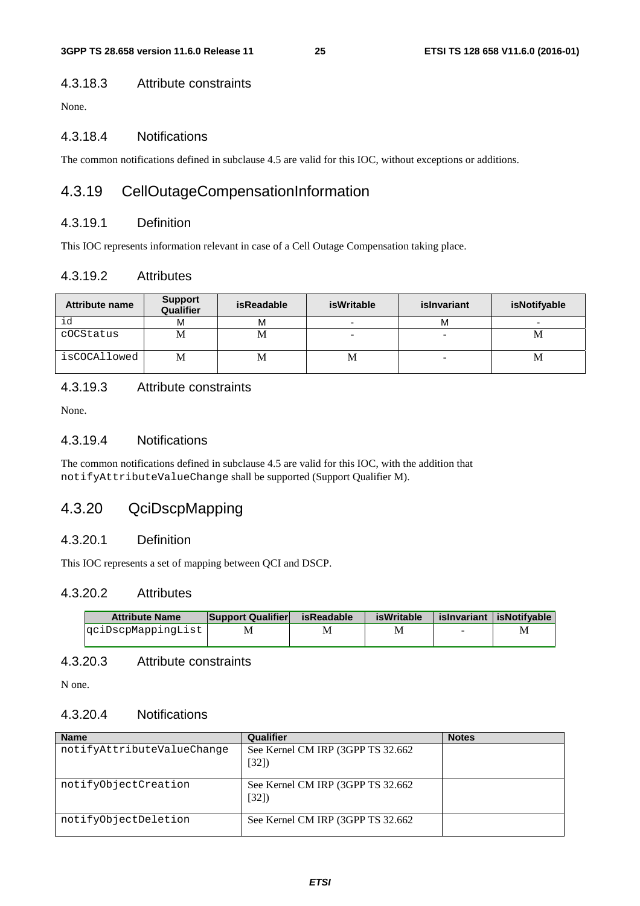#### 4.3.18.3 Attribute constraints

None.

#### 4.3.18.4 Notifications

The common notifications defined in subclause 4.5 are valid for this IOC, without exceptions or additions.

### 4.3.19 CellOutageCompensationInformation

#### 4.3.19.1 Definition

This IOC represents information relevant in case of a Cell Outage Compensation taking place.

#### 4.3.19.2 Attributes

| Attribute name | Support Qualifier | isReadable | isWritable | isInvariant | isNotifyable |
|---|---|---|---|---|---|
| id | M | M | - | M | - |
| cOCStatus | M | M | - | - | M |
| isCOCAllowed | M | M | M | - | M |

#### 4.3.19.3 Attribute constraints

None.

#### 4.3.19.4 Notifications

The common notifications defined in subclause 4.5 are valid for this IOC, with the addition that notifyAttributeValueChange shall be supported (Support Qualifier M).

### 4.3.20 QciDscpMapping

#### 4.3.20.1 Definition

This IOC represents a set of mapping between QCI and DSCP.

#### 4.3.20.2 Attributes

| Attribute Name | Support Qualifier | isReadable | isWritable | isInvariant | isNotifyable |
|---|---|---|---|---|---|
| qciDscpMappingList | M | M | M | - | M |

#### 4.3.20.3 Attribute constraints

N one.

#### 4.3.20.4 Notifications

| Name | Qualifier | Notes |
|---|---|---|
| notifyAttributeValueChange | See Kernel CM IRP (3GPP TS 32.662 [32]) | |
| notifyObjectCreation | See Kernel CM IRP (3GPP TS 32.662 [32]) | |
| notifyObjectDeletion | See Kernel CM IRP (3GPP TS 32.662 | |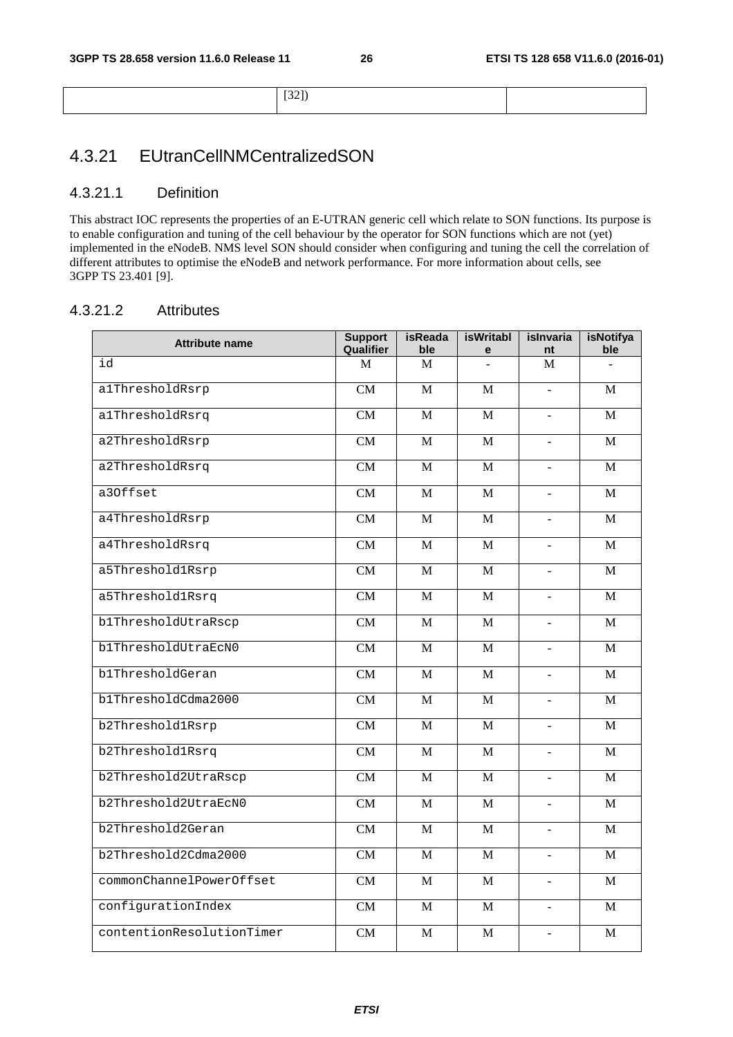| | [32]) | |
|---|---|---|

## 4.3.21 EUtranCellNMCentralizedSON

### 4.3.21.1 Definition

This abstract IOC represents the properties of an E-UTRAN generic cell which relate to SON functions. Its purpose is to enable configuration and tuning of the cell behaviour by the operator for SON functions which are not (yet) implemented in the eNodeB. NMS level SON should consider when configuring and tuning the cell the correlation of different attributes to optimise the eNodeB and network performance. For more information about cells, see 3GPP TS 23.401 [9].

### 4.3.21.2 Attributes

| Attribute name | Support Qualifier | isReadable | isWritable | isInvariant | isNotifyable |
|---|---|---|---|---|---|
| id | M | M | - | M | - |
| a1ThresholdRsrp | CM | M | M | - | M |
| a1ThresholdRsrq | CM | M | M | - | M |
| a2ThresholdRsrp | CM | M | M | - | M |
| a2ThresholdRsrq | CM | M | M | - | M |
| a3Offset | CM | M | M | - | M |
| a4ThresholdRsrp | CM | M | M | - | M |
| a4ThresholdRsrq | CM | M | M | - | M |
| a5Threshold1Rsrp | CM | M | M | - | M |
| a5Threshold1Rsrq | CM | M | M | - | M |
| b1ThresholdUtraRscp | CM | M | M | - | M |
| b1ThresholdUtraEcN0 | CM | M | M | - | M |
| b1ThresholdGeran | CM | M | M | - | M |
| b1ThresholdCdma2000 | CM | M | M | - | M |
| b2Threshold1Rsrp | CM | M | M | - | M |
| b2Threshold1Rsrq | CM | M | M | - | M |
| b2Threshold2UtraRscp | CM | M | M | - | M |
| b2Threshold2UtraEcN0 | CM | M | M | - | M |
| b2Threshold2Geran | CM | M | M | - | M |
| b2Threshold2Cdma2000 | CM | M | M | - | M |
| commonChannelPowerOffset | CM | M | M | - | M |
| configurationIndex | CM | M | M | - | M |
| contentionResolutionTimer | CM | M | M | - | M |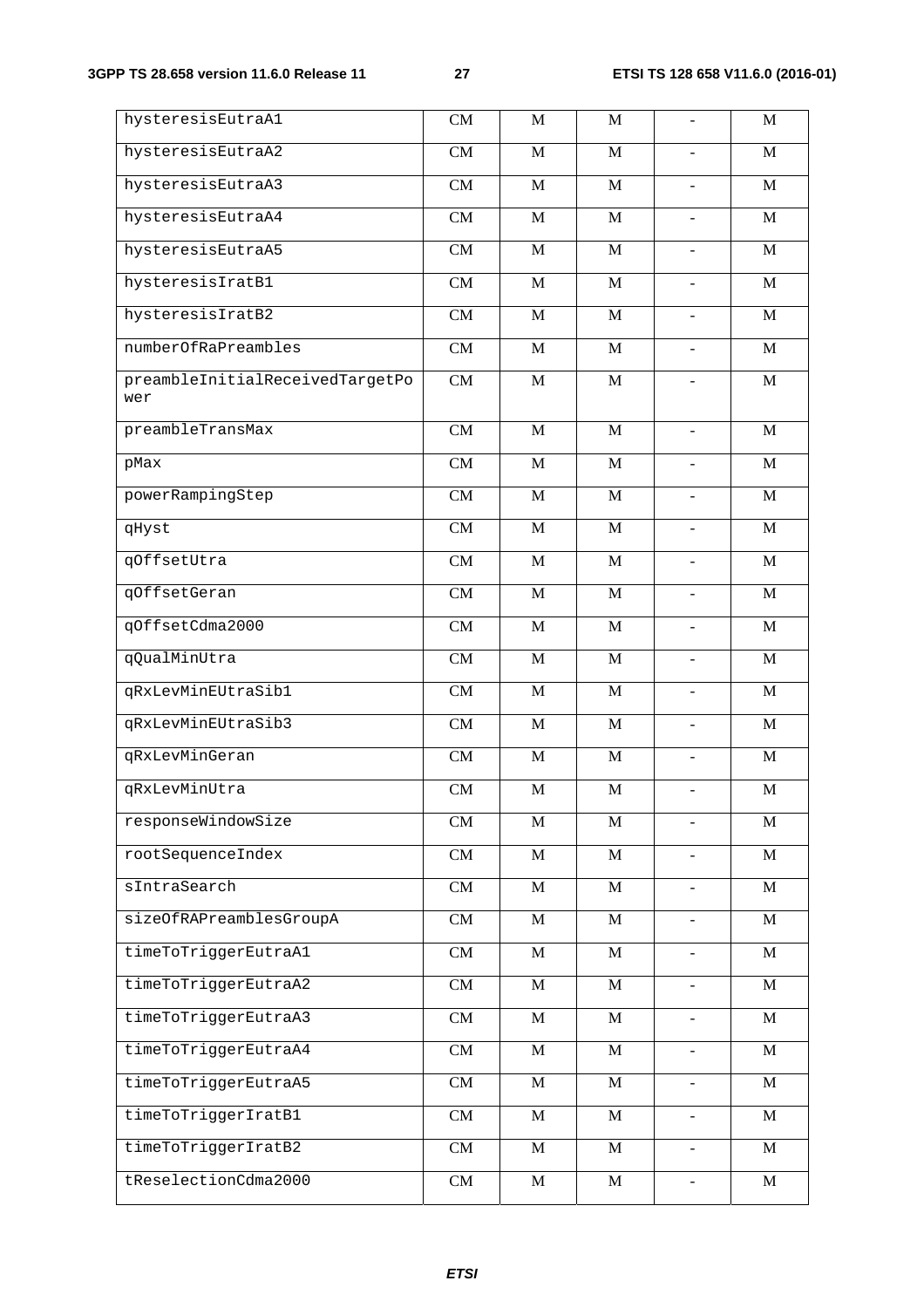| | | | | | |
|---|---|---|---|---|---|
| hysteresisEutraA1 | CM | M | M | - | M |
| hysteresisEutraA2 | CM | M | M | - | M |
| hysteresisEutraA3 | CM | M | M | - | M |
| hysteresisEutraA4 | CM | M | M | - | M |
| hysteresisEutraA5 | CM | M | M | - | M |
| hysteresisIratB1 | CM | M | M | - | M |
| hysteresisIratB2 | CM | M | M | - | M |
| numberOfRaPreambles | CM | M | M | - | M |
| preambleInitialReceivedTargetPower | CM | M | M | - | M |
| preambleTransMax | CM | M | M | - | M |
| pMax | CM | M | M | - | M |
| powerRampingStep | CM | M | M | - | M |
| qHyst | CM | M | M | - | M |
| qOffsetUtra | CM | M | M | - | M |
| qOffsetGeran | CM | M | M | - | M |
| qOffsetCdma2000 | CM | M | M | - | M |
| qQualMinUtra | CM | M | M | - | M |
| qRxLevMinEUtraSib1 | CM | M | M | - | M |
| qRxLevMinEUtraSib3 | CM | M | M | - | M |
| qRxLevMinGeran | CM | M | M | - | M |
| qRxLevMinUtra | CM | M | M | - | M |
| responseWindowSize | CM | M | M | - | M |
| rootSequenceIndex | CM | M | M | - | M |
| sIntraSearch | CM | M | M | - | M |
| sizeOfRAPreamblesGroupA | CM | M | M | - | M |
| timeToTriggerEutraA1 | CM | M | M | - | M |
| timeToTriggerEutraA2 | CM | M | M | - | M |
| timeToTriggerEutraA3 | CM | M | M | - | M |
| timeToTriggerEutraA4 | CM | M | M | - | M |
| timeToTriggerEutraA5 | CM | M | M | - | M |
| timeToTriggerIratB1 | CM | M | M | - | M |
| timeToTriggerIratB2 | CM | M | M | - | M |
| tReselectionCdma2000 | CM | M | M | - | M |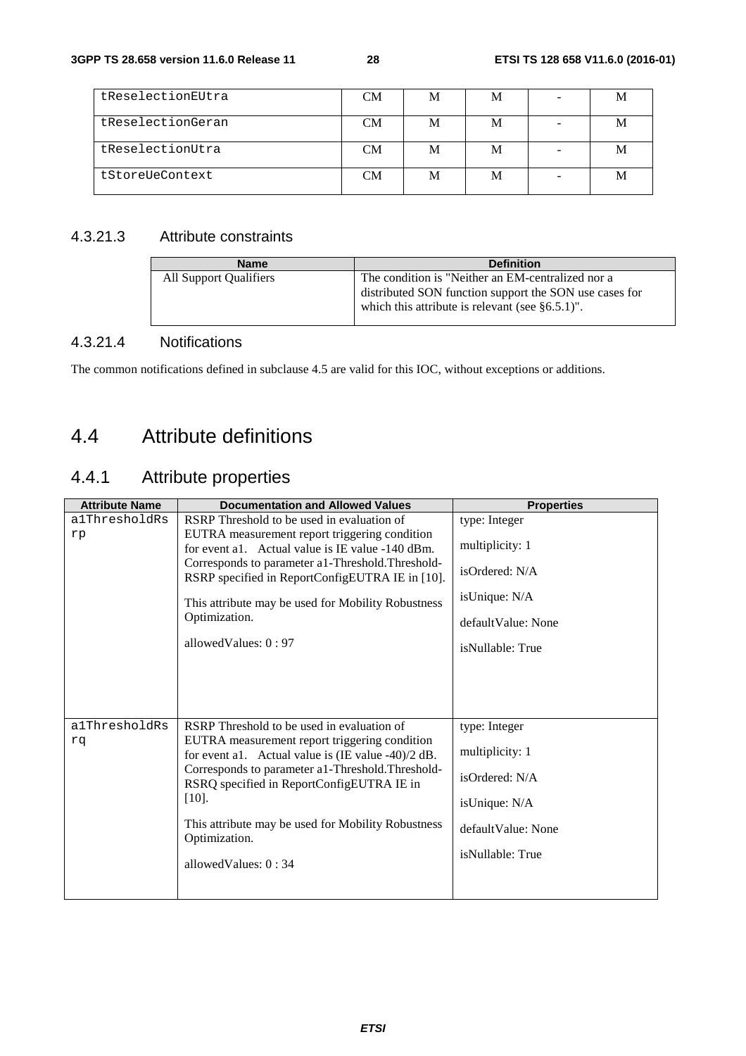| tReselectionEUtra | CM | M | M | - | M |
|---|---|---|---|---|---|
| tReselectionGeran | CM | M | M | - | M |
| tReselectionUtra | CM | M | M | - | M |
| tStoreUeContext | CM | M | M | - | M |

### 4.3.21.3 Attribute constraints

| Name | Definition |
|---|---|
| All Support Qualifiers | The condition is "Neither an EM-centralized nor a distributed SON function support the SON use cases for which this attribute is relevant (see §6.5.1)". |

### 4.3.21.4 Notifications

The common notifications defined in subclause 4.5 are valid for this IOC, without exceptions or additions.

## 4.4 Attribute definitions

### 4.4.1 Attribute properties

| Attribute Name | Documentation and Allowed Values | Properties |
|---|---|---|
| a1ThresholdRsrp | RSRP Threshold to be used in evaluation of EUTRA measurement report triggering condition for event a1. Actual value is IE value -140 dBm. Corresponds to parameter a1-Threshold.Threshold-RSRP specified in ReportConfigEUTRA IE in [10].<br><br>This attribute may be used for Mobility Robustness Optimization.<br><br>allowedValues: 0 : 97 | type: Integer<br><br>multiplicity: 1<br><br>isOrdered: N/A<br><br>isUnique: N/A<br><br>defaultValue: None<br><br>isNullable: True |
| a1ThresholdRsrq | RSRP Threshold to be used in evaluation of EUTRA measurement report triggering condition for event a1. Actual value is (IE value -40)/2 dB. Corresponds to parameter a1-Threshold.Threshold-RSRQ specified in ReportConfigEUTRA IE in [10].<br><br>This attribute may be used for Mobility Robustness Optimization.<br><br>allowedValues: 0 : 34 | type: Integer<br><br>multiplicity: 1<br><br>isOrdered: N/A<br><br>isUnique: N/A<br><br>defaultValue: None<br><br>isNullable: True |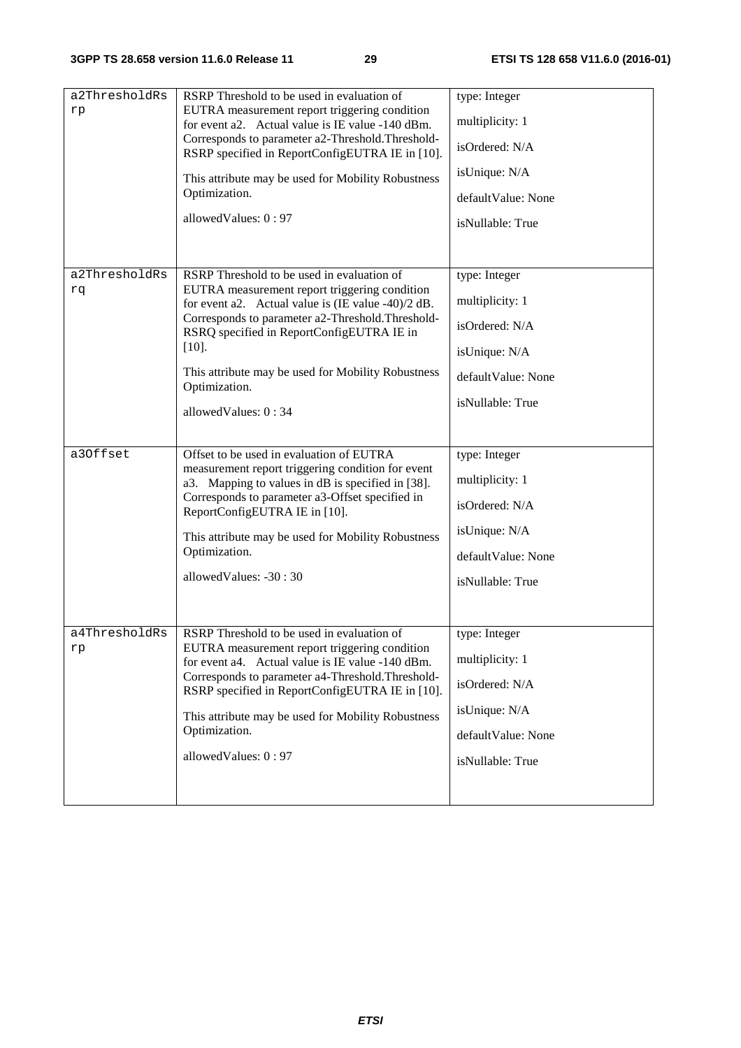| a2ThresholdRsrp | RSRP Threshold to be used in evaluation of EUTRA measurement report triggering condition for event a2. Actual value is IE value -140 dBm. Corresponds to parameter a2-Threshold.Threshold-RSRP specified in ReportConfigEUTRA IE in [10].<br><br>This attribute may be used for Mobility Robustness Optimization.<br><br>allowedValues: 0 : 97 | type: Integer<br><br>multiplicity: 1<br><br>isOrdered: N/A<br><br>isUnique: N/A<br><br>defaultValue: None<br><br>isNullable: True |
|---|---|---|
| a2ThresholdRsrq | RSRP Threshold to be used in evaluation of EUTRA measurement report triggering condition for event a2. Actual value is (IE value -40)/2 dB. Corresponds to parameter a2-Threshold.Threshold-RSRQ specified in ReportConfigEUTRA IE in [10].<br><br>This attribute may be used for Mobility Robustness Optimization.<br><br>allowedValues: 0 : 34 | type: Integer<br><br>multiplicity: 1<br><br>isOrdered: N/A<br><br>isUnique: N/A<br><br>defaultValue: None<br><br>isNullable: True |
| a3Offset | Offset to be used in evaluation of EUTRA measurement report triggering condition for event a3. Mapping to values in dB is specified in [38]. Corresponds to parameter a3-Offset specified in ReportConfigEUTRA IE in [10].<br><br>This attribute may be used for Mobility Robustness Optimization.<br><br>allowedValues: -30 : 30 | type: Integer<br><br>multiplicity: 1<br><br>isOrdered: N/A<br><br>isUnique: N/A<br><br>defaultValue: None<br><br>isNullable: True |
| a4ThresholdRsrp | RSRP Threshold to be used in evaluation of EUTRA measurement report triggering condition for event a4. Actual value is IE value -140 dBm. Corresponds to parameter a4-Threshold.Threshold-RSRP specified in ReportConfigEUTRA IE in [10].<br><br>This attribute may be used for Mobility Robustness Optimization.<br><br>allowedValues: 0 : 97 | type: Integer<br><br>multiplicity: 1<br><br>isOrdered: N/A<br><br>isUnique: N/A<br><br>defaultValue: None<br><br>isNullable: True |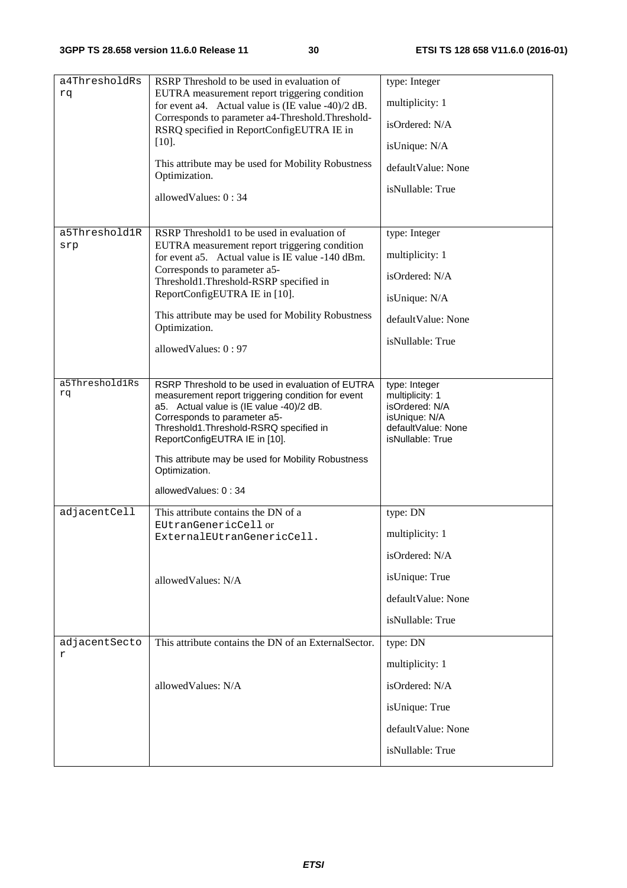| | | |
|---|---|---|
| a4ThresholdRsrq | RSRP Threshold to be used in evaluation of EUTRA measurement report triggering condition for event a4. Actual value is (IE value -40)/2 dB. Corresponds to parameter a4-Threshold.Threshold-RSRQ specified in ReportConfigEUTRA IE in [10].<br><br>This attribute may be used for Mobility Robustness Optimization.<br><br>allowedValues: 0 : 34 | type: Integer<br><br>multiplicity: 1<br><br>isOrdered: N/A<br><br>isUnique: N/A<br><br>defaultValue: None<br><br>isNullable: True |
| a5Threshold1Rsrp | RSRP Threshold1 to be used in evaluation of EUTRA measurement report triggering condition for event a5. Actual value is IE value -140 dBm. Corresponds to parameter a5-Threshold1.Threshold-RSRP specified in ReportConfigEUTRA IE in [10].<br><br>This attribute may be used for Mobility Robustness Optimization.<br><br>allowedValues: 0 : 97 | type: Integer<br><br>multiplicity: 1<br><br>isOrdered: N/A<br><br>isUnique: N/A<br><br>defaultValue: None<br><br>isNullable: True |
| a5Threshold1Rsrq | RSRP Threshold to be used in evaluation of EUTRA measurement report triggering condition for event a5. Actual value is (IE value -40)/2 dB. Corresponds to parameter a5-Threshold1.Threshold-RSRQ specified in ReportConfigEUTRA IE in [10].<br><br>This attribute may be used for Mobility Robustness Optimization.<br><br>allowedValues: 0 : 34 | type: Integer<br>multiplicity: 1<br>isOrdered: N/A<br>isUnique: N/A<br>defaultValue: None<br>isNullable: True |
| adjacentCell | This attribute contains the DN of a EUtranGenericCell or ExternalEUtranGenericCell.<br><br>allowedValues: N/A | type: DN<br><br>multiplicity: 1<br><br>isOrdered: N/A<br><br>isUnique: True<br><br>defaultValue: None<br><br>isNullable: True |
| adjacentSector | This attribute contains the DN of an ExternalSector.<br><br>allowedValues: N/A | type: DN<br><br>multiplicity: 1<br><br>isOrdered: N/A<br><br>isUnique: True<br><br>defaultValue: None<br><br>isNullable: True |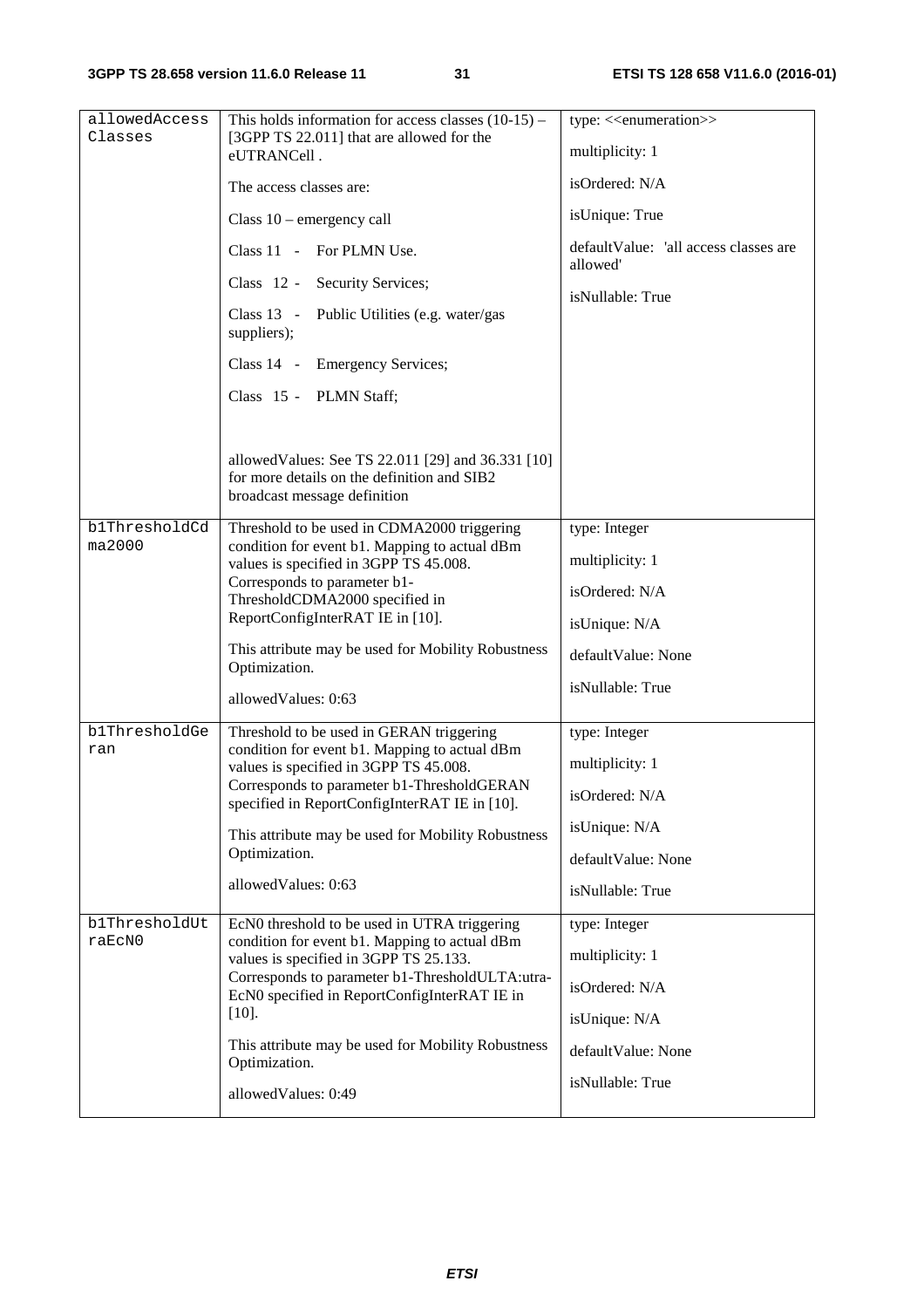| allowedAccessClasses | This holds information for access classes (10-15) – [3GPP TS 22.011] that are allowed for the eUTRANCell .<br><br>The access classes are:<br><br>Class 10 – emergency call<br><br>Class 11 - For PLMN Use.<br><br>Class 12 - Security Services;<br><br>Class 13 - Public Utilities (e.g. water/gas suppliers);<br><br>Class 14 - Emergency Services;<br><br>Class 15 - PLMN Staff;<br><br>allowedValues: See TS 22.011 [29] and 36.331 [10] for more details on the definition and SIB2 broadcast message definition | type: <<enumeration>><br><br>multiplicity: 1<br><br>isOrdered: N/A<br><br>isUnique: True<br><br>defaultValue: 'all access classes are allowed'<br><br>isNullable: True |
|---|---|---|
| b1ThresholdCdma2000 | Threshold to be used in CDMA2000 triggering condition for event b1. Mapping to actual dBm values is specified in 3GPP TS 45.008. Corresponds to parameter b1-ThresholdCDMA2000 specified in ReportConfigInterRAT IE in [10].<br><br>This attribute may be used for Mobility Robustness Optimization.<br><br>allowedValues: 0:63 | type: Integer<br><br>multiplicity: 1<br><br>isOrdered: N/A<br><br>isUnique: N/A<br><br>defaultValue: None<br><br>isNullable: True |
| b1ThresholdGeran | Threshold to be used in GERAN triggering condition for event b1. Mapping to actual dBm values is specified in 3GPP TS 45.008. Corresponds to parameter b1-ThresholdGERAN specified in ReportConfigInterRAT IE in [10].<br><br>This attribute may be used for Mobility Robustness Optimization.<br><br>allowedValues: 0:63 | type: Integer<br><br>multiplicity: 1<br><br>isOrdered: N/A<br><br>isUnique: N/A<br><br>defaultValue: None<br><br>isNullable: True |
| b1ThresholdUtraEcN0 | EcN0 threshold to be used in UTRA triggering condition for event b1. Mapping to actual dBm values is specified in 3GPP TS 25.133. Corresponds to parameter b1-ThresholdULTA:utra-EcN0 specified in ReportConfigInterRAT IE in [10].<br><br>This attribute may be used for Mobility Robustness Optimization.<br><br>allowedValues: 0:49 | type: Integer<br><br>multiplicity: 1<br><br>isOrdered: N/A<br><br>isUnique: N/A<br><br>defaultValue: None<br><br>isNullable: True |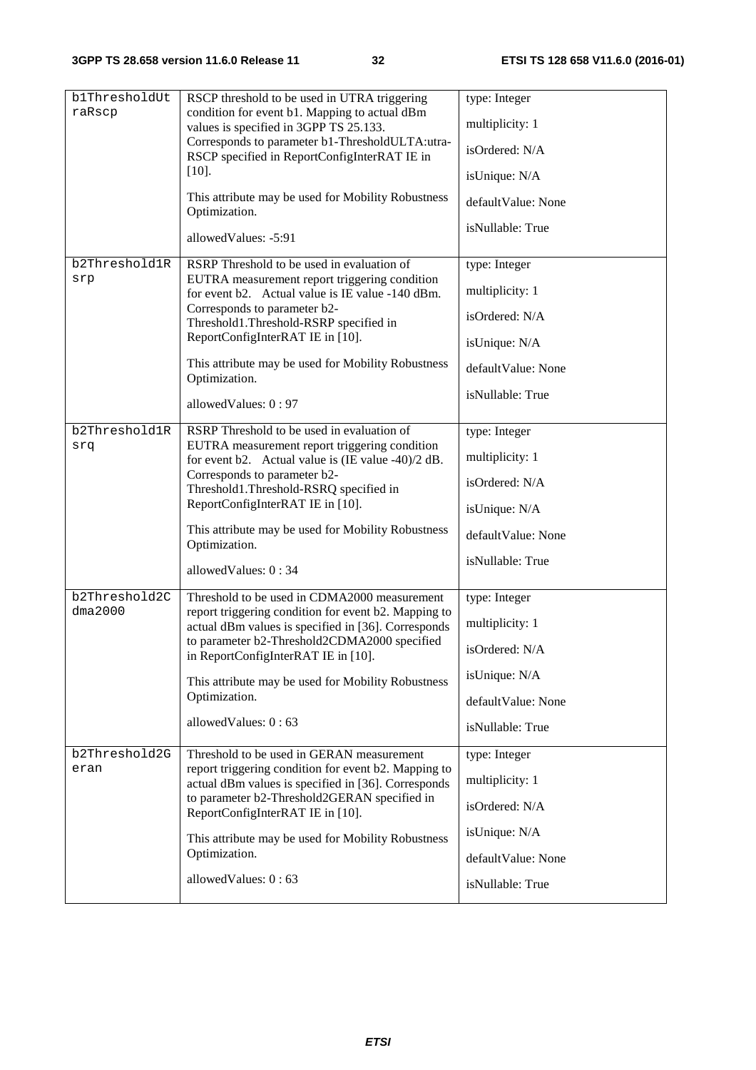| | | |
|---|---|---|
| b1ThresholdUtraRscp | RSCP threshold to be used in UTRA triggering condition for event b1. Mapping to actual dBm values is specified in 3GPP TS 25.133. Corresponds to parameter b1-ThresholdULTA:utra-RSCP specified in ReportConfigInterRAT IE in [10].<br><br>This attribute may be used for Mobility Robustness Optimization.<br><br>allowedValues: -5:91 | type: Integer<br><br>multiplicity: 1<br><br>isOrdered: N/A<br><br>isUnique: N/A<br><br>defaultValue: None<br><br>isNullable: True |
| b2Threshold1Rsrp | RSRP Threshold to be used in evaluation of EUTRA measurement report triggering condition for event b2. Actual value is IE value -140 dBm. Corresponds to parameter b2-Threshold1.Threshold-RSRP specified in ReportConfigInterRAT IE in [10].<br><br>This attribute may be used for Mobility Robustness Optimization.<br><br>allowedValues: 0 : 97 | type: Integer<br><br>multiplicity: 1<br><br>isOrdered: N/A<br><br>isUnique: N/A<br><br>defaultValue: None<br><br>isNullable: True |
| b2Threshold1Rsrq | RSRP Threshold to be used in evaluation of EUTRA measurement report triggering condition for event b2. Actual value is (IE value -40)/2 dB. Corresponds to parameter b2-Threshold1.Threshold-RSRQ specified in ReportConfigInterRAT IE in [10].<br><br>This attribute may be used for Mobility Robustness Optimization.<br><br>allowedValues: 0 : 34 | type: Integer<br><br>multiplicity: 1<br><br>isOrdered: N/A<br><br>isUnique: N/A<br><br>defaultValue: None<br><br>isNullable: True |
| b2Threshold2Cdma2000 | Threshold to be used in CDMA2000 measurement report triggering condition for event b2. Mapping to actual dBm values is specified in [36]. Corresponds to parameter b2-Threshold2CDMA2000 specified in ReportConfigInterRAT IE in [10].<br><br>This attribute may be used for Mobility Robustness Optimization.<br><br>allowedValues: 0 : 63 | type: Integer<br><br>multiplicity: 1<br><br>isOrdered: N/A<br><br>isUnique: N/A<br><br>defaultValue: None<br><br>isNullable: True |
| b2Threshold2Geran | Threshold to be used in GERAN measurement report triggering condition for event b2. Mapping to actual dBm values is specified in [36]. Corresponds to parameter b2-Threshold2GERAN specified in ReportConfigInterRAT IE in [10].<br><br>This attribute may be used for Mobility Robustness Optimization.<br><br>allowedValues: 0 : 63 | type: Integer<br><br>multiplicity: 1<br><br>isOrdered: N/A<br><br>isUnique: N/A<br><br>defaultValue: None<br><br>isNullable: True |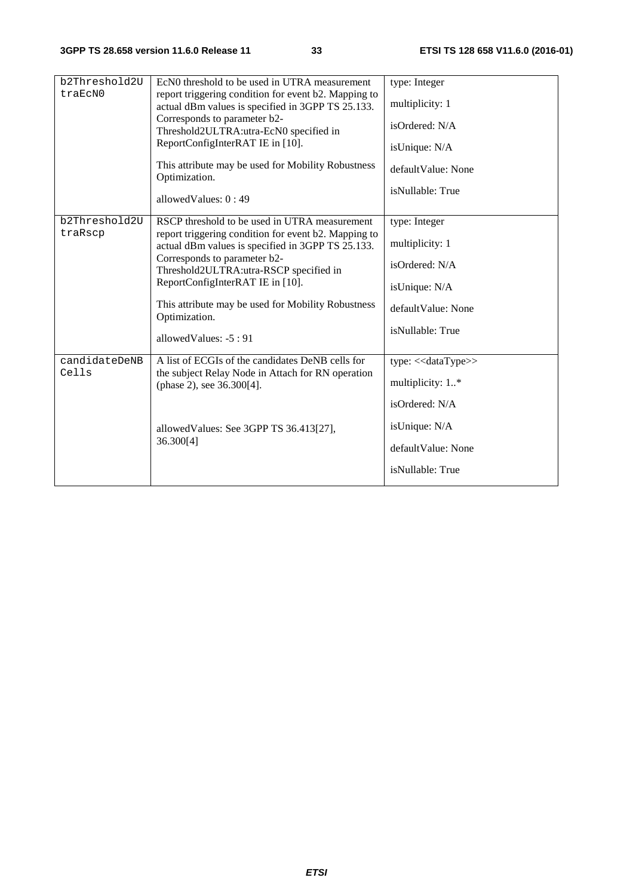| | | |
|---|---|---|
| b2Threshold2UtraEcN0 | EcN0 threshold to be used in UTRA measurement report triggering condition for event b2. Mapping to actual dBm values is specified in 3GPP TS 25.133. Corresponds to parameter b2-Threshold2ULTRA:utra-EcN0 specified in ReportConfigInterRAT IE in [10].<br><br>This attribute may be used for Mobility Robustness Optimization.<br><br>allowedValues: 0 : 49 | type: Integer<br><br>multiplicity: 1<br><br>isOrdered: N/A<br><br>isUnique: N/A<br><br>defaultValue: None<br><br>isNullable: True |
| b2Threshold2UtraRscp | RSCP threshold to be used in UTRA measurement report triggering condition for event b2. Mapping to actual dBm values is specified in 3GPP TS 25.133. Corresponds to parameter b2-Threshold2ULTRA:utra-RSCP specified in ReportConfigInterRAT IE in [10].<br><br>This attribute may be used for Mobility Robustness Optimization.<br><br>allowedValues: -5 : 91 | type: Integer<br><br>multiplicity: 1<br><br>isOrdered: N/A<br><br>isUnique: N/A<br><br>defaultValue: None<br><br>isNullable: True |
| candidateDeNBCells | A list of ECGIs of the candidates DeNB cells for the subject Relay Node in Attach for RN operation (phase 2), see 36.300[4].<br><br>allowedValues: See 3GPP TS 36.413[27], 36.300[4] | type: <<dataType>><br><br>multiplicity: 1..*<br><br>isOrdered: N/A<br><br>isUnique: N/A<br><br>defaultValue: None<br><br>isNullable: True |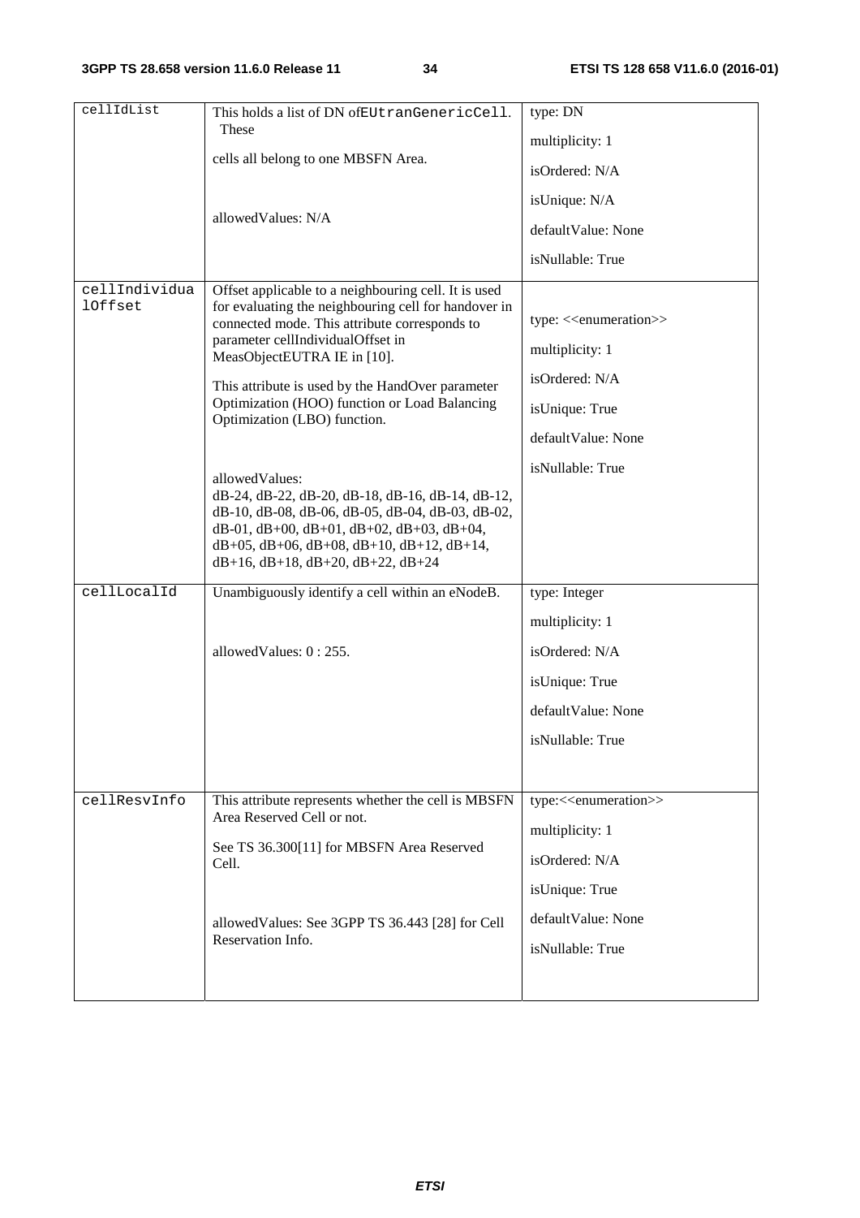| | | |
|---|---|---|
| cellIdList | This holds a list of DN ofEUtranGenericCell. These cells all belong to one MBSFN Area.<br><br>allowedValues: N/A | type: DN<br>multiplicity: 1<br>isOrdered: N/A<br>isUnique: N/A<br>defaultValue: None<br>isNullable: True |
| cellIndividualOffset | Offset applicable to a neighbouring cell. It is used for evaluating the neighbouring cell for handover in connected mode. This attribute corresponds to parameter cellIndividualOffset in MeasObjectEUTRA IE in [10].<br><br>This attribute is used by the HandOver parameter Optimization (HOO) function or Load Balancing Optimization (LBO) function.<br><br>allowedValues:<br>dB-24, dB-22, dB-20, dB-18, dB-16, dB-14, dB-12, dB-10, dB-08, dB-06, dB-05, dB-04, dB-03, dB-02, dB-01, dB+00, dB+01, dB+02, dB+03, dB+04, dB+05, dB+06, dB+08, dB+10, dB+12, dB+14, dB+16, dB+18, dB+20, dB+22, dB+24 | type: <<enumeration>><br>multiplicity: 1<br>isOrdered: N/A<br>isUnique: True<br>defaultValue: None<br>isNullable: True |
| cellLocalId | Unambiguously identify a cell within an eNodeB.<br><br>allowedValues: 0 : 255. | type: Integer<br>multiplicity: 1<br>isOrdered: N/A<br>isUnique: True<br>defaultValue: None<br>isNullable: True |
| cellResvInfo | This attribute represents whether the cell is MBSFN Area Reserved Cell or not.<br><br>See TS 36.300[11] for MBSFN Area Reserved Cell.<br><br>allowedValues: See 3GPP TS 36.443 [28] for Cell Reservation Info. | type:<<enumeration>><br>multiplicity: 1<br>isOrdered: N/A<br>isUnique: True<br>defaultValue: None<br>isNullable: True |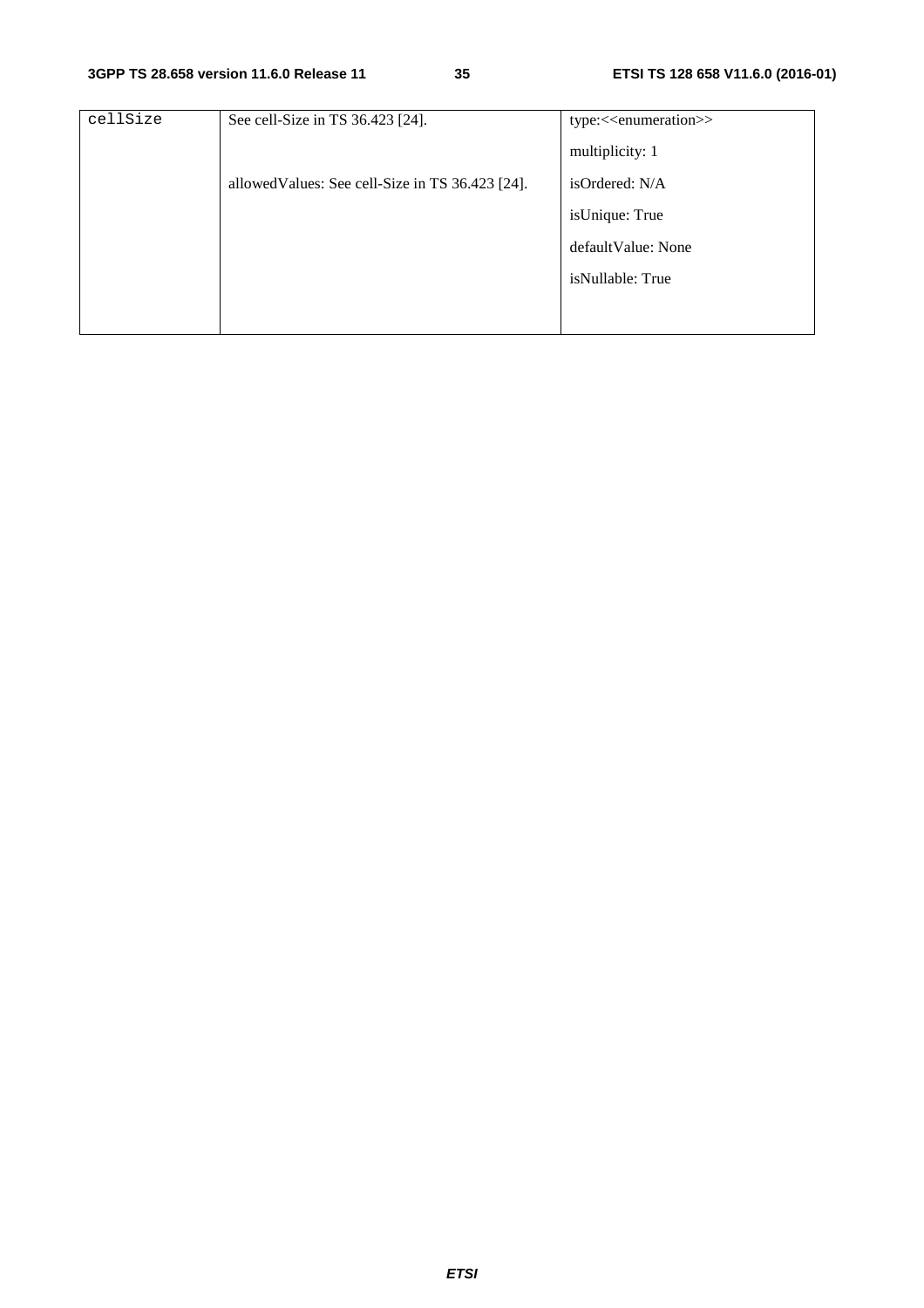| | | |
|---|---|---|
| cellSize | See cell-Size in TS 36.423 [24].<br><br>allowedValues: See cell-Size in TS 36.423 [24]. | type:<<enumeration>><br>multiplicity: 1<br>isOrdered: N/A<br>isUnique: True<br>defaultValue: None<br>isNullable: True |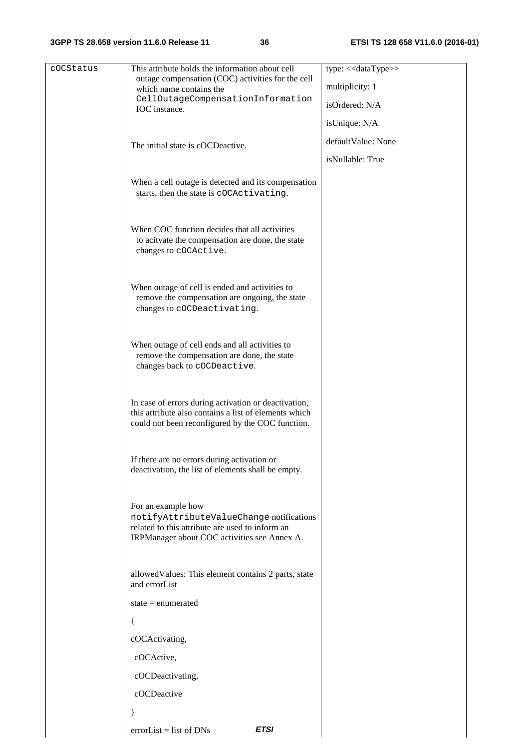| cOCStatus | This attribute holds the information about cell outage compensation (COC) activities for the cell which name contains the CellOutageCompensationInformation IOC instance.<br><br>The initial state is cOCDeactive.<br><br>When a cell outage is detected and its compensation starts, then the state is cOCActivating.<br><br>When COC function decides that all activities to acitvate the compensation are done, the state changes to cOCActive.<br><br>When outage of cell is ended and activities to remove the compensation are ongoing, the state changes to cOCDeactivating.<br><br>When outage of cell ends and all activities to remove the compensation are done, the state changes back to cOCDeactive.<br><br>In case of errors during activation or deactivation, this attribute also contains a list of elements which could not been reconfigured by the COC function.<br><br>If there are no errors during activation or deactivation, the list of elements shall be empty.<br><br>For an example how notifyAttributeValueChange notifications related to this attribute are used to inform an IRPManager about COC activities see Annex A.<br><br>allowedValues: This element contains 2 parts, state and errorList<br><br>state = enumerated<br><br>{<br><br>cOCActivating,<br><br>cOCActive,<br><br>cOCDeactivating,<br><br>cOCDeactive<br><br>}<br><br>errorList = list of DNs | type: <<dataType>><br><br>multiplicity: 1<br><br>isOrdered: N/A<br><br>isUnique: N/A<br><br>defaultValue: None<br><br>isNullable: True |
|---|---|---|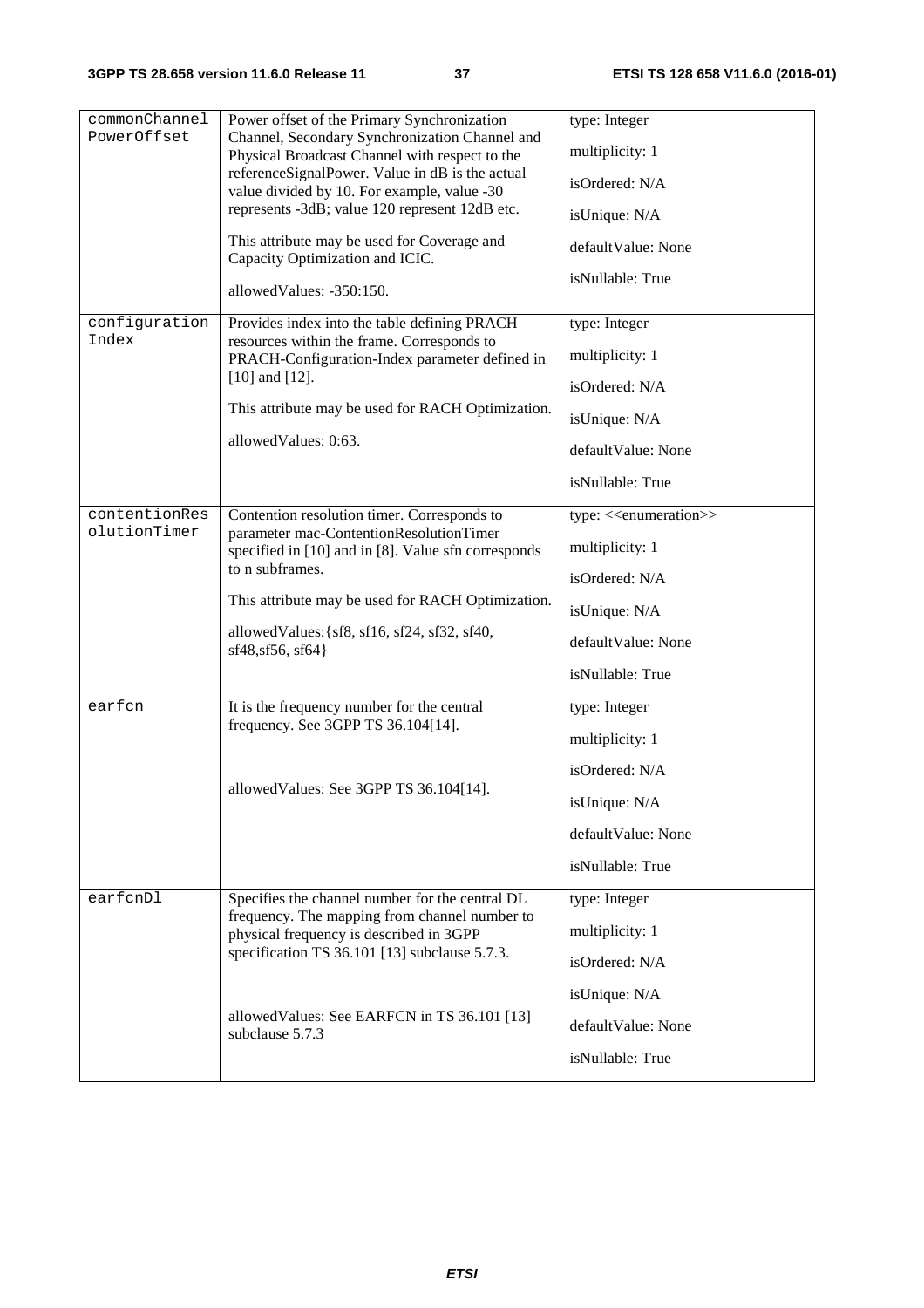| | | |
|---|---|---|
| commonChannelPowerOffset | Power offset of the Primary Synchronization Channel, Secondary Synchronization Channel and Physical Broadcast Channel with respect to the referenceSignalPower. Value in dB is the actual value divided by 10. For example, value -30 represents -3dB; value 120 represent 12dB etc.<br><br>This attribute may be used for Coverage and Capacity Optimization and ICIC.<br><br>allowedValues: -350:150. | type: Integer<br><br>multiplicity: 1<br><br>isOrdered: N/A<br><br>isUnique: N/A<br><br>defaultValue: None<br><br>isNullable: True |
| configurationIndex | Provides index into the table defining PRACH resources within the frame. Corresponds to PRACH-Configuration-Index parameter defined in [10] and [12].<br><br>This attribute may be used for RACH Optimization.<br><br>allowedValues: 0:63. | type: Integer<br><br>multiplicity: 1<br><br>isOrdered: N/A<br><br>isUnique: N/A<br><br>defaultValue: None<br><br>isNullable: True |
| contentionResolutionTimer | Contention resolution timer. Corresponds to parameter mac-ContentionResolutionTimer specified in [10] and in [8]. Value sfn corresponds to n subframes.<br><br>This attribute may be used for RACH Optimization.<br><br>allowedValues:{sf8, sf16, sf24, sf32, sf40, sf48,sf56, sf64} | type: <<enumeration>><br><br>multiplicity: 1<br><br>isOrdered: N/A<br><br>isUnique: N/A<br><br>defaultValue: None<br><br>isNullable: True |
| earfcn | It is the frequency number for the central frequency. See 3GPP TS 36.104[14].<br><br>allowedValues: See 3GPP TS 36.104[14]. | type: Integer<br><br>multiplicity: 1<br><br>isOrdered: N/A<br><br>isUnique: N/A<br><br>defaultValue: None<br><br>isNullable: True |
| earfcnDl | Specifies the channel number for the central DL frequency. The mapping from channel number to physical frequency is described in 3GPP specification TS 36.101 [13] subclause 5.7.3.<br><br>allowedValues: See EARFCN in TS 36.101 [13] subclause 5.7.3 | type: Integer<br><br>multiplicity: 1<br><br>isOrdered: N/A<br><br>isUnique: N/A<br><br>defaultValue: None<br><br>isNullable: True |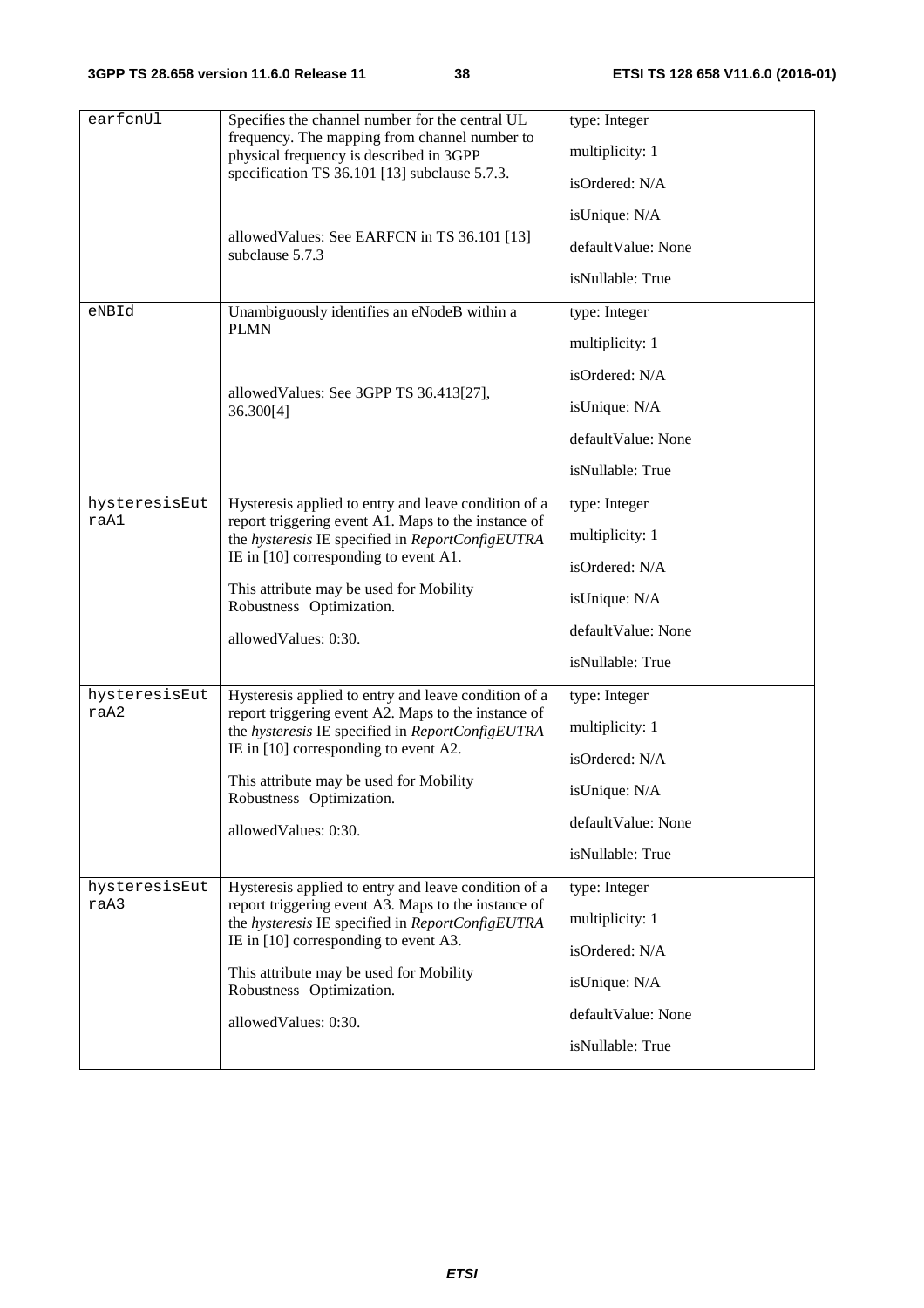| | | |
|---|---|---|
| earfcnUl | Specifies the channel number for the central UL frequency. The mapping from channel number to physical frequency is described in 3GPP specification TS 36.101 [13] subclause 5.7.3.<br><br>allowedValues: See EARFCN in TS 36.101 [13] subclause 5.7.3 | type: Integer<br>multiplicity: 1<br>isOrdered: N/A<br>isUnique: N/A<br>defaultValue: None<br>isNullable: True |
| eNBId | Unambiguously identifies an eNodeB within a PLMN<br><br>allowedValues: See 3GPP TS 36.413[27], 36.300[4] | type: Integer<br>multiplicity: 1<br>isOrdered: N/A<br>isUnique: N/A<br>defaultValue: None<br>isNullable: True |
| hysteresisEutraA1 | Hysteresis applied to entry and leave condition of a report triggering event A1. Maps to the instance of the *hysteresis* IE specified in *ReportConfigEUTRA* IE in [10] corresponding to event A1.<br><br>This attribute may be used for Mobility Robustness Optimization.<br><br>allowedValues: 0:30. | type: Integer<br>multiplicity: 1<br>isOrdered: N/A<br>isUnique: N/A<br>defaultValue: None<br>isNullable: True |
| hysteresisEutraA2 | Hysteresis applied to entry and leave condition of a report triggering event A2. Maps to the instance of the *hysteresis* IE specified in *ReportConfigEUTRA* IE in [10] corresponding to event A2.<br><br>This attribute may be used for Mobility Robustness Optimization.<br><br>allowedValues: 0:30. | type: Integer<br>multiplicity: 1<br>isOrdered: N/A<br>isUnique: N/A<br>defaultValue: None<br>isNullable: True |
| hysteresisEutraA3 | Hysteresis applied to entry and leave condition of a report triggering event A3. Maps to the instance of the *hysteresis* IE specified in *ReportConfigEUTRA* IE in [10] corresponding to event A3.<br><br>This attribute may be used for Mobility Robustness Optimization.<br><br>allowedValues: 0:30. | type: Integer<br>multiplicity: 1<br>isOrdered: N/A<br>isUnique: N/A<br>defaultValue: None<br>isNullable: True |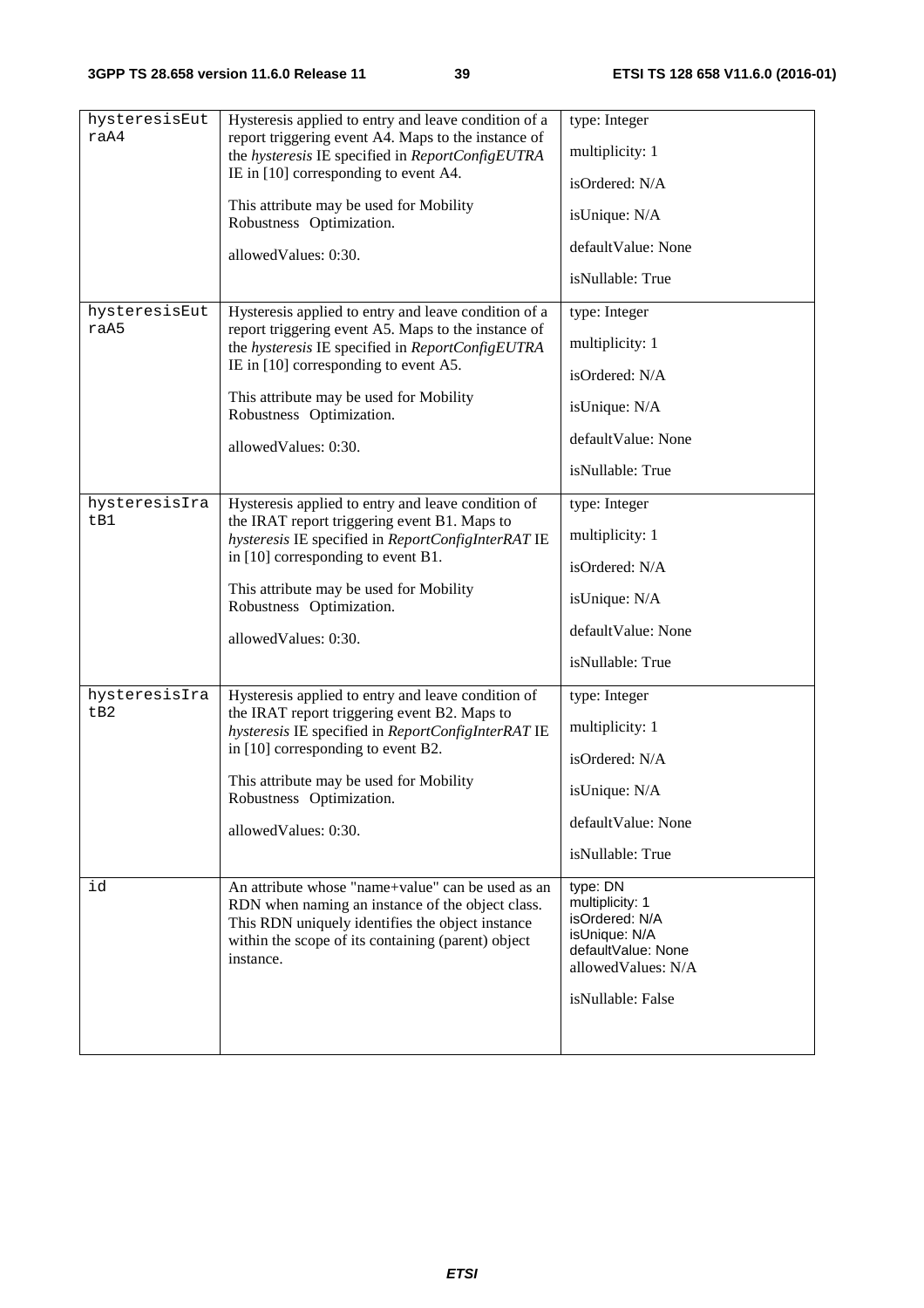| hysteresisEutraA4 | Hysteresis applied to entry and leave condition of a report triggering event A4. Maps to the instance of the *hysteresis* IE specified in *ReportConfigEUTRA* IE in [10] corresponding to event A4.<br><br>This attribute may be used for Mobility Robustness Optimization.<br><br>allowedValues: 0:30. | type: Integer<br><br>multiplicity: 1<br><br>isOrdered: N/A<br><br>isUnique: N/A<br><br>defaultValue: None<br><br>isNullable: True |
|---|---|---|
| hysteresisEutraA5 | Hysteresis applied to entry and leave condition of a report triggering event A5. Maps to the instance of the *hysteresis* IE specified in *ReportConfigEUTRA* IE in [10] corresponding to event A5.<br><br>This attribute may be used for Mobility Robustness Optimization.<br><br>allowedValues: 0:30. | type: Integer<br><br>multiplicity: 1<br><br>isOrdered: N/A<br><br>isUnique: N/A<br><br>defaultValue: None<br><br>isNullable: True |
| hysteresisIratB1 | Hysteresis applied to entry and leave condition of the IRAT report triggering event B1. Maps to *hysteresis* IE specified in *ReportConfigInterRAT* IE in [10] corresponding to event B1.<br><br>This attribute may be used for Mobility Robustness Optimization.<br><br>allowedValues: 0:30. | type: Integer<br><br>multiplicity: 1<br><br>isOrdered: N/A<br><br>isUnique: N/A<br><br>defaultValue: None<br><br>isNullable: True |
| hysteresisIratB2 | Hysteresis applied to entry and leave condition of the IRAT report triggering event B2. Maps to *hysteresis* IE specified in *ReportConfigInterRAT* IE in [10] corresponding to event B2.<br><br>This attribute may be used for Mobility Robustness Optimization.<br><br>allowedValues: 0:30. | type: Integer<br><br>multiplicity: 1<br><br>isOrdered: N/A<br><br>isUnique: N/A<br><br>defaultValue: None<br><br>isNullable: True |
| id | An attribute whose "name+value" can be used as an RDN when naming an instance of the object class. This RDN uniquely identifies the object instance within the scope of its containing (parent) object instance. | type: DN<br>multiplicity: 1<br>isOrdered: N/A<br>isUnique: N/A<br>defaultValue: None<br>allowedValues: N/A<br><br>isNullable: False |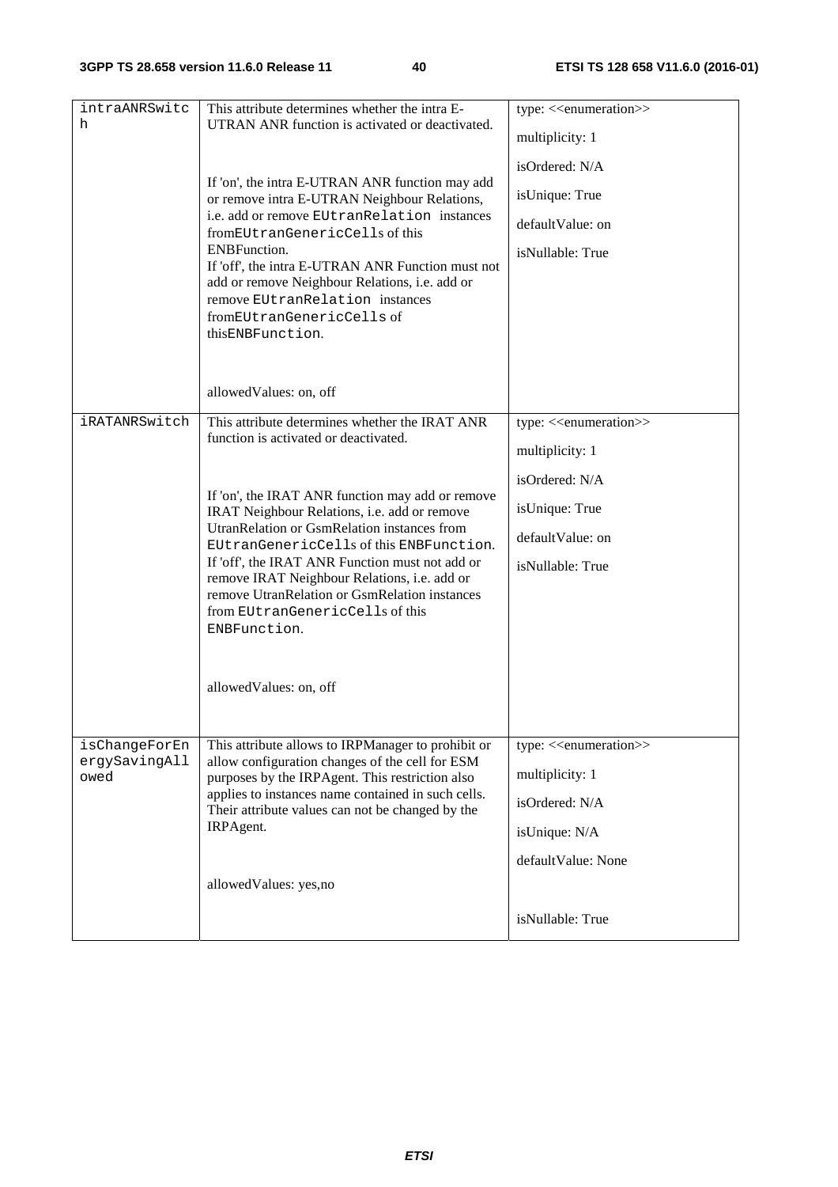| intraANRSwitch | This attribute determines whether the intra E-UTRAN ANR function is activated or deactivated.<br><br>If 'on', the intra E-UTRAN ANR function may add or remove intra E-UTRAN Neighbour Relations, i.e. add or remove EUtranRelation instances fromEUtranGenericCells of this ENBFunction.<br>If 'off', the intra E-UTRAN ANR Function must not add or remove Neighbour Relations, i.e. add or remove EUtranRelation instances fromEUtranGenericCells of thisENBFunction.<br><br>allowedValues: on, off | type: <<enumeration>><br>multiplicity: 1<br>isOrdered: N/A<br>isUnique: True<br>defaultValue: on<br>isNullable: True |
|---|---|---|
| iRATANRSwitch | This attribute determines whether the IRAT ANR function is activated or deactivated.<br><br>If 'on', the IRAT ANR function may add or remove IRAT Neighbour Relations, i.e. add or remove UtranRelation or GsmRelation instances from EUtranGenericCells of this ENBFunction.<br>If 'off', the IRAT ANR Function must not add or remove IRAT Neighbour Relations, i.e. add or remove UtranRelation or GsmRelation instances from EUtranGenericCells of this ENBFunction.<br><br>allowedValues: on, off | type: <<enumeration>><br>multiplicity: 1<br>isOrdered: N/A<br>isUnique: True<br>defaultValue: on<br>isNullable: True |
| isChangeForEnergySavingAllowed | This attribute allows to IRPManager to prohibit or allow configuration changes of the cell for ESM purposes by the IRPAgent. This restriction also applies to instances name contained in such cells. Their attribute values can not be changed by the IRPAgent.<br><br>allowedValues: yes,no | type: <<enumeration>><br>multiplicity: 1<br>isOrdered: N/A<br>isUnique: N/A<br>defaultValue: None<br>isNullable: True |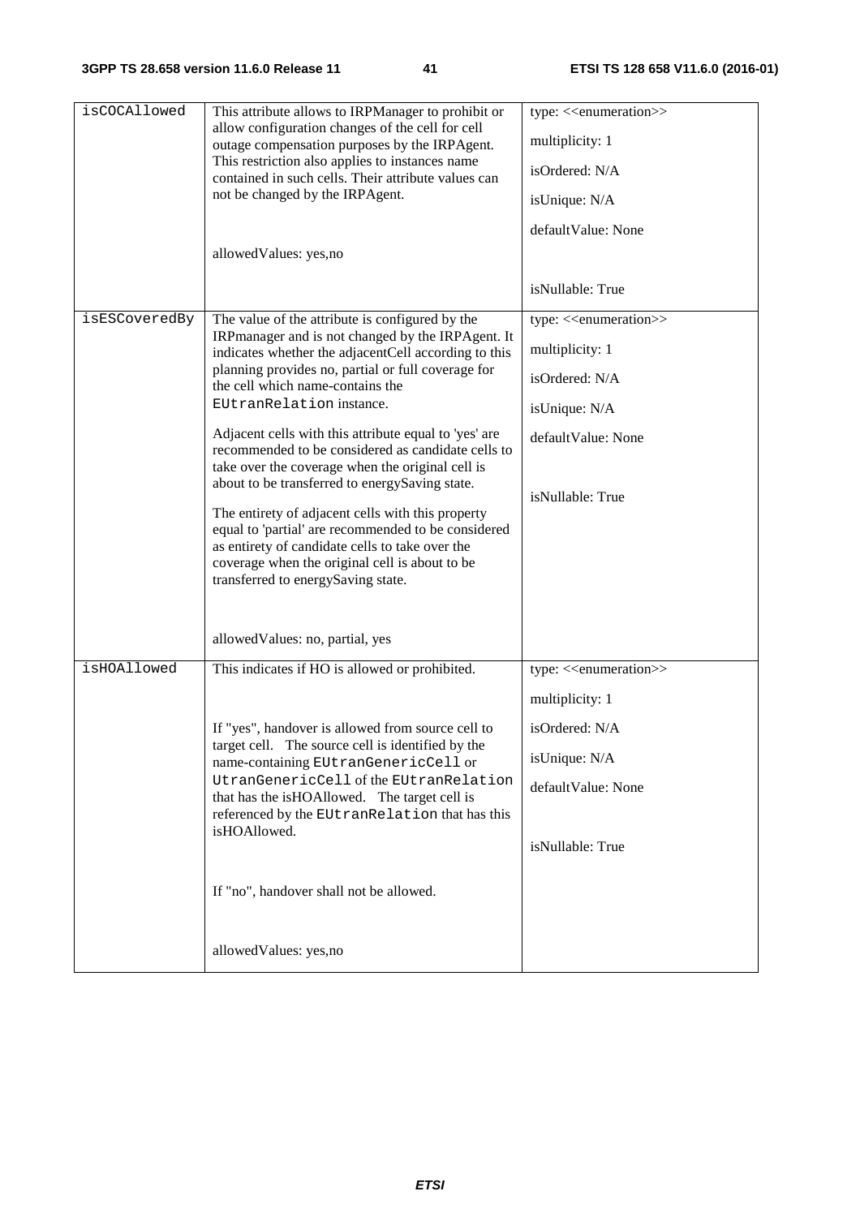| | | |
|---|---|---|
| isCOCAllowed | This attribute allows to IRPManager to prohibit or allow configuration changes of the cell for cell outage compensation purposes by the IRPAgent. This restriction also applies to instances name contained in such cells. Their attribute values can not be changed by the IRPAgent.<br><br>allowedValues: yes,no | type: <<enumeration>><br>multiplicity: 1<br>isOrdered: N/A<br>isUnique: N/A<br>defaultValue: None<br>isNullable: True |
| isESCoveredBy | The value of the attribute is configured by the IRPmanager and is not changed by the IRPAgent. It indicates whether the adjacentCell according to this planning provides no, partial or full coverage for the cell which name-contains the EUtranRelation instance.<br><br>Adjacent cells with this attribute equal to 'yes' are recommended to be considered as candidate cells to take over the coverage when the original cell is about to be transferred to energySaving state.<br><br>The entirety of adjacent cells with this property equal to 'partial' are recommended to be considered as entirety of candidate cells to take over the coverage when the original cell is about to be transferred to energySaving state.<br><br>allowedValues: no, partial, yes | type: <<enumeration>><br>multiplicity: 1<br>isOrdered: N/A<br>isUnique: N/A<br>defaultValue: None<br>isNullable: True |
| isHOAllowed | This indicates if HO is allowed or prohibited.<br><br>If "yes", handover is allowed from source cell to target cell. The source cell is identified by the name-containing EUtranGenericCell or UtranGenericCell of the EUtranRelation that has the isHOAllowed. The target cell is referenced by the EUtranRelation that has this isHOAllowed.<br><br>If "no", handover shall not be allowed.<br><br>allowedValues: yes,no | type: <<enumeration>><br>multiplicity: 1<br>isOrdered: N/A<br>isUnique: N/A<br>defaultValue: None<br>isNullable: True |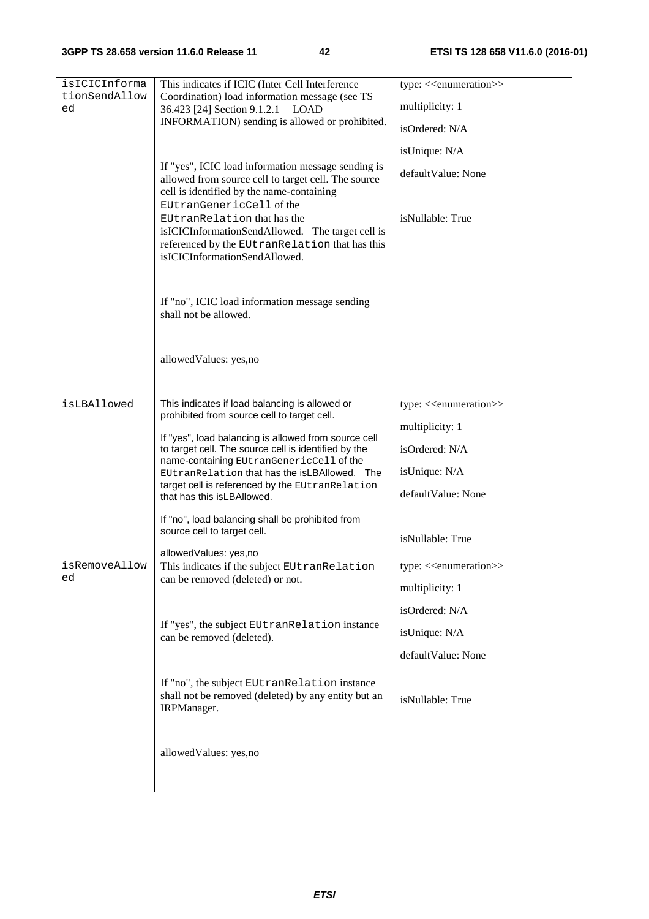| isICICInformationSendAllowed | This indicates if ICIC (Inter Cell Interference Coordination) load information message (see TS 36.423 [24] Section 9.1.2.1 LOAD INFORMATION) sending is allowed or prohibited.<br><br>If "yes", ICIC load information message sending is allowed from source cell to target cell. The source cell is identified by the name-containing EUtranGenericCell of the EUtranRelation that has the isICICInformationSendAllowed. The target cell is referenced by the EUtranRelation that has this isICICInformationSendAllowed.<br><br>If "no", ICIC load information message sending shall not be allowed.<br><br>allowedValues: yes,no | type: <<enumeration>><br><br>multiplicity: 1<br><br>isOrdered: N/A<br><br>isUnique: N/A<br><br>defaultValue: None<br><br>isNullable: True |
|---|---|---|
| isLBAllowed | This indicates if load balancing is allowed or prohibited from source cell to target cell.<br><br>If "yes", load balancing is allowed from source cell to target cell. The source cell is identified by the name-containing EUtranGenericCell of the EUtranRelation that has the isLBAllowed. The target cell is referenced by the EUtranRelation that has this isLBAllowed.<br><br>If "no", load balancing shall be prohibited from source cell to target cell.<br><br>allowedValues: yes,no | type: <<enumeration>><br><br>multiplicity: 1<br><br>isOrdered: N/A<br><br>isUnique: N/A<br><br>defaultValue: None<br><br>isNullable: True |
| isRemoveAllowed | This indicates if the subject EUtranRelation can be removed (deleted) or not.<br><br>If "yes", the subject EUtranRelation instance can be removed (deleted).<br><br>If "no", the subject EUtranRelation instance shall not be removed (deleted) by any entity but an IRPManager.<br><br>allowedValues: yes,no | type: <<enumeration>><br><br>multiplicity: 1<br><br>isOrdered: N/A<br><br>isUnique: N/A<br><br>defaultValue: None<br><br>isNullable: True |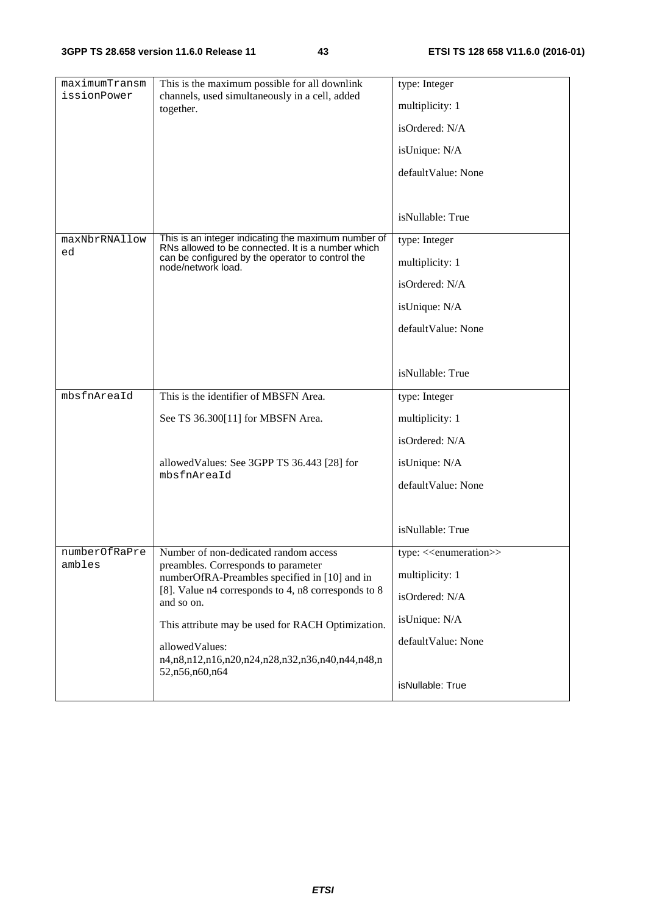| | | |
|---|---|---|
| maximumTransmissionPower | This is the maximum possible for all downlink channels, used simultaneously in a cell, added together. | type: Integer<br><br>multiplicity: 1<br><br>isOrdered: N/A<br><br>isUnique: N/A<br><br>defaultValue: None<br><br>isNullable: True |
| maxNbrRNAllowed | This is an integer indicating the maximum number of RNs allowed to be connected. It is a number which can be configured by the operator to control the node/network load. | type: Integer<br><br>multiplicity: 1<br><br>isOrdered: N/A<br><br>isUnique: N/A<br><br>defaultValue: None<br><br>isNullable: True |
| mbsfnAreaId | This is the identifier of MBSFN Area.<br><br>See TS 36.300[11] for MBSFN Area.<br><br>allowedValues: See 3GPP TS 36.443 [28] for mbsfnAreaId | type: Integer<br><br>multiplicity: 1<br><br>isOrdered: N/A<br><br>isUnique: N/A<br><br>defaultValue: None<br><br>isNullable: True |
| numberOfRaPreambles | Number of non-dedicated random access preambles. Corresponds to parameter numberOfRA-Preambles specified in [10] and in [8]. Value n4 corresponds to 4, n8 corresponds to 8 and so on.<br><br>This attribute may be used for RACH Optimization.<br><br>allowedValues: n4,n8,n12,n16,n20,n24,n28,n32,n36,n40,n44,n48,n52,n56,n60,n64 | type: <<enumeration>><br><br>multiplicity: 1<br><br>isOrdered: N/A<br><br>isUnique: N/A<br><br>defaultValue: None<br><br>isNullable: True |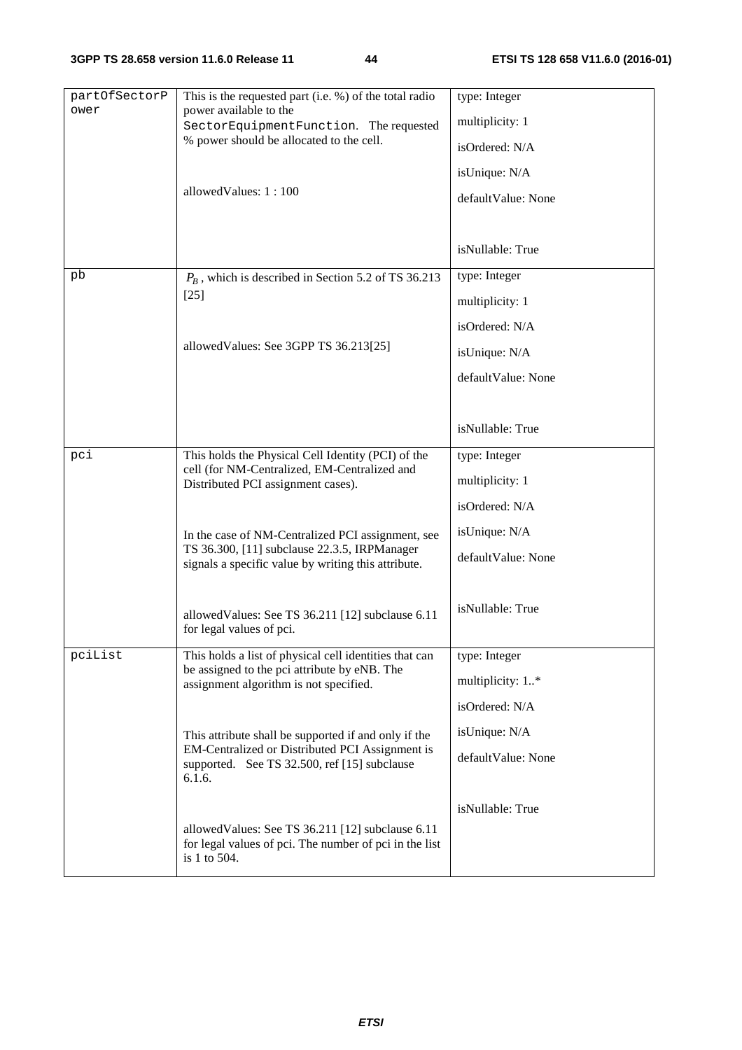| | | |
|---|---|---|
| partOfSectorPower | This is the requested part (i.e. %) of the total radio power available to the SectorEquipmentFunction. The requested % power should be allocated to the cell.<br><br>allowedValues: 1 : 100 | type: Integer<br>multiplicity: 1<br>isOrdered: N/A<br>isUnique: N/A<br>defaultValue: None<br><br>isNullable: True |
| pb | $P_B$, which is described in Section 5.2 of TS 36.213 [25]<br><br>allowedValues: See 3GPP TS 36.213[25] | type: Integer<br>multiplicity: 1<br>isOrdered: N/A<br>isUnique: N/A<br>defaultValue: None<br><br>isNullable: True |
| pci | This holds the Physical Cell Identity (PCI) of the cell (for NM-Centralized, EM-Centralized and Distributed PCI assignment cases).<br><br>In the case of NM-Centralized PCI assignment, see TS 36.300, [11] subclause 22.3.5, IRPManager signals a specific value by writing this attribute.<br><br>allowedValues: See TS 36.211 [12] subclause 6.11 for legal values of pci. | type: Integer<br>multiplicity: 1<br>isOrdered: N/A<br>isUnique: N/A<br>defaultValue: None<br><br>isNullable: True |
| pciList | This holds a list of physical cell identities that can be assigned to the pci attribute by eNB. The assignment algorithm is not specified.<br><br>This attribute shall be supported if and only if the EM-Centralized or Distributed PCI Assignment is supported. See TS 32.500, ref [15] subclause 6.1.6.<br><br>allowedValues: See TS 36.211 [12] subclause 6.11 for legal values of pci. The number of pci in the list is 1 to 504. | type: Integer<br>multiplicity: 1..*<br>isOrdered: N/A<br>isUnique: N/A<br>defaultValue: None<br><br>isNullable: True |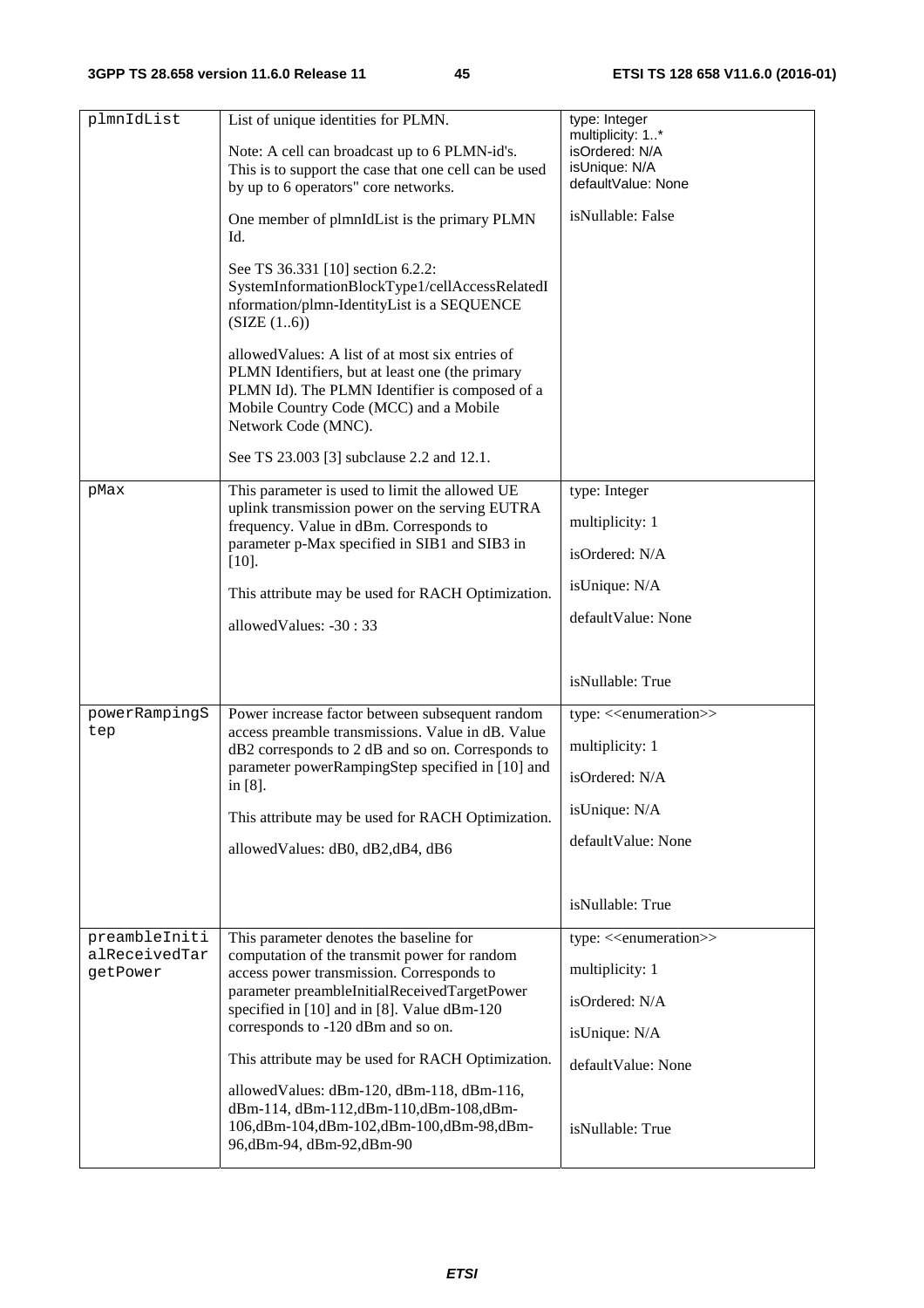| | | |
|---|---|---|
| plmnIdList | List of unique identities for PLMN.<br><br>Note: A cell can broadcast up to 6 PLMN-id's. This is to support the case that one cell can be used by up to 6 operators'' core networks.<br><br>One member of plmnIdList is the primary PLMN Id.<br><br>See TS 36.331 [10] section 6.2.2: SystemInformationBlockType1/cellAccessRelatedInformation/plmn-IdentityList is a SEQUENCE (SIZE (1..6))<br><br>allowedValues: A list of at most six entries of PLMN Identifiers, but at least one (the primary PLMN Id). The PLMN Identifier is composed of a Mobile Country Code (MCC) and a Mobile Network Code (MNC).<br><br>See TS 23.003 [3] subclause 2.2 and 12.1. | type: Integer<br>multiplicity: 1..*<br>isOrdered: N/A<br>isUnique: N/A<br>defaultValue: None<br><br>isNullable: False |
| pMax | This parameter is used to limit the allowed UE uplink transmission power on the serving EUTRA frequency. Value in dBm. Corresponds to parameter p-Max specified in SIB1 and SIB3 in [10].<br><br>This attribute may be used for RACH Optimization.<br><br>allowedValues: -30 : 33 | type: Integer<br><br>multiplicity: 1<br><br>isOrdered: N/A<br><br>isUnique: N/A<br><br>defaultValue: None<br><br>isNullable: True |
| powerRampingStep | Power increase factor between subsequent random access preamble transmissions. Value in dB. Value dB2 corresponds to 2 dB and so on. Corresponds to parameter powerRampingStep specified in [10] and in [8].<br><br>This attribute may be used for RACH Optimization.<br><br>allowedValues: dB0, dB2,dB4, dB6 | type: <<enumeration>><br><br>multiplicity: 1<br><br>isOrdered: N/A<br><br>isUnique: N/A<br><br>defaultValue: None<br><br>isNullable: True |
| preambleInitialReceivedTargetPower | This parameter denotes the baseline for computation of the transmit power for random access power transmission. Corresponds to parameter preambleInitialReceivedTargetPower specified in [10] and in [8]. Value dBm-120 corresponds to -120 dBm and so on.<br><br>This attribute may be used for RACH Optimization.<br><br>allowedValues: dBm-120, dBm-118, dBm-116, dBm-114, dBm-112,dBm-110,dBm-108,dBm-106,dBm-104,dBm-102,dBm-100,dBm-98,dBm-96,dBm-94, dBm-92,dBm-90 | type: <<enumeration>><br><br>multiplicity: 1<br><br>isOrdered: N/A<br><br>isUnique: N/A<br><br>defaultValue: None<br><br>isNullable: True |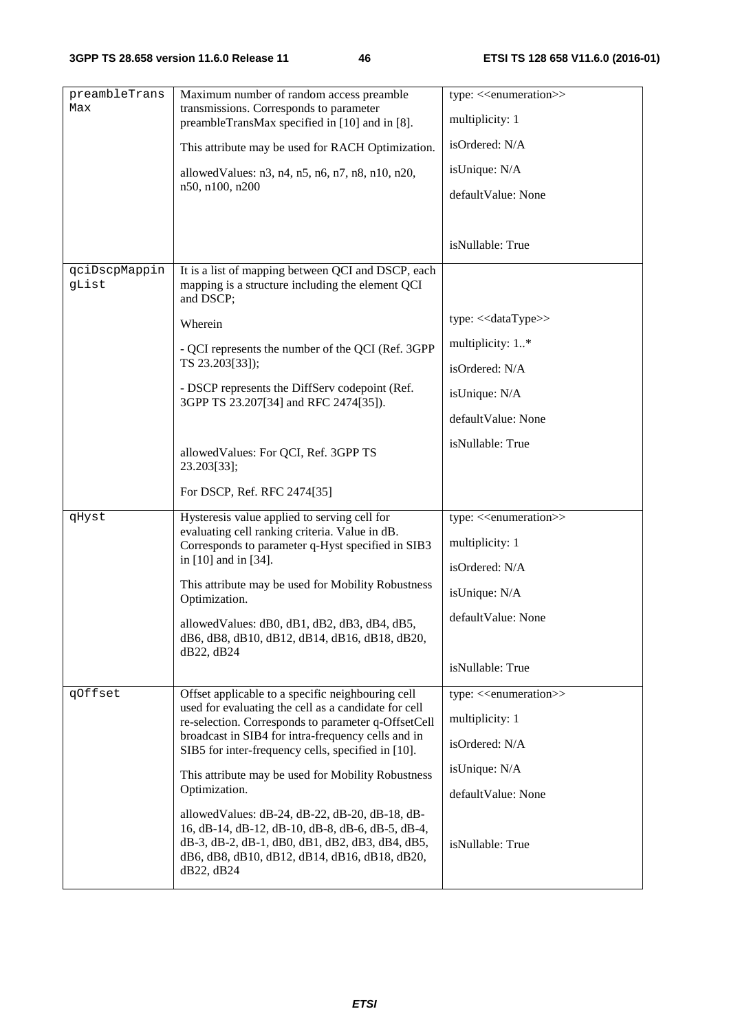| | | |
|---|---|---|
| preambleTransMax | Maximum number of random access preamble transmissions. Corresponds to parameter preambleTransMax specified in [10] and in [8].<br><br>This attribute may be used for RACH Optimization.<br><br>allowedValues: n3, n4, n5, n6, n7, n8, n10, n20, n50, n100, n200 | type: <<enumeration>><br><br>multiplicity: 1<br><br>isOrdered: N/A<br><br>isUnique: N/A<br><br>defaultValue: None<br><br>isNullable: True |
| qciDscpMappingList | It is a list of mapping between QCI and DSCP, each mapping is a structure including the element QCI and DSCP;<br><br>Wherein<br><br>- QCI represents the number of the QCI (Ref. 3GPP TS 23.203[33]);<br><br>- DSCP represents the DiffServ codepoint (Ref. 3GPP TS 23.207[34] and RFC 2474[35]).<br><br>allowedValues: For QCI, Ref. 3GPP TS 23.203[33];<br><br>For DSCP, Ref. RFC 2474[35] | type: <<dataType>><br><br>multiplicity: 1..*<br><br>isOrdered: N/A<br><br>isUnique: N/A<br><br>defaultValue: None<br><br>isNullable: True |
| qHyst | Hysteresis value applied to serving cell for evaluating cell ranking criteria. Value in dB. Corresponds to parameter q-Hyst specified in SIB3 in [10] and in [34].<br><br>This attribute may be used for Mobility Robustness Optimization.<br><br>allowedValues: dB0, dB1, dB2, dB3, dB4, dB5, dB6, dB8, dB10, dB12, dB14, dB16, dB18, dB20, dB22, dB24 | type: <<enumeration>><br><br>multiplicity: 1<br><br>isOrdered: N/A<br><br>isUnique: N/A<br><br>defaultValue: None<br><br>isNullable: True |
| qOffset | Offset applicable to a specific neighbouring cell used for evaluating the cell as a candidate for cell re-selection. Corresponds to parameter q-OffsetCell broadcast in SIB4 for intra-frequency cells and in SIB5 for inter-frequency cells, specified in [10].<br><br>This attribute may be used for Mobility Robustness Optimization.<br><br>allowedValues: dB-24, dB-22, dB-20, dB-18, dB-16, dB-14, dB-12, dB-10, dB-8, dB-6, dB-5, dB-4, dB-3, dB-2, dB-1, dB0, dB1, dB2, dB3, dB4, dB5, dB6, dB8, dB10, dB12, dB14, dB16, dB18, dB20, dB22, dB24 | type: <<enumeration>><br><br>multiplicity: 1<br><br>isOrdered: N/A<br><br>isUnique: N/A<br><br>defaultValue: None<br><br>isNullable: True |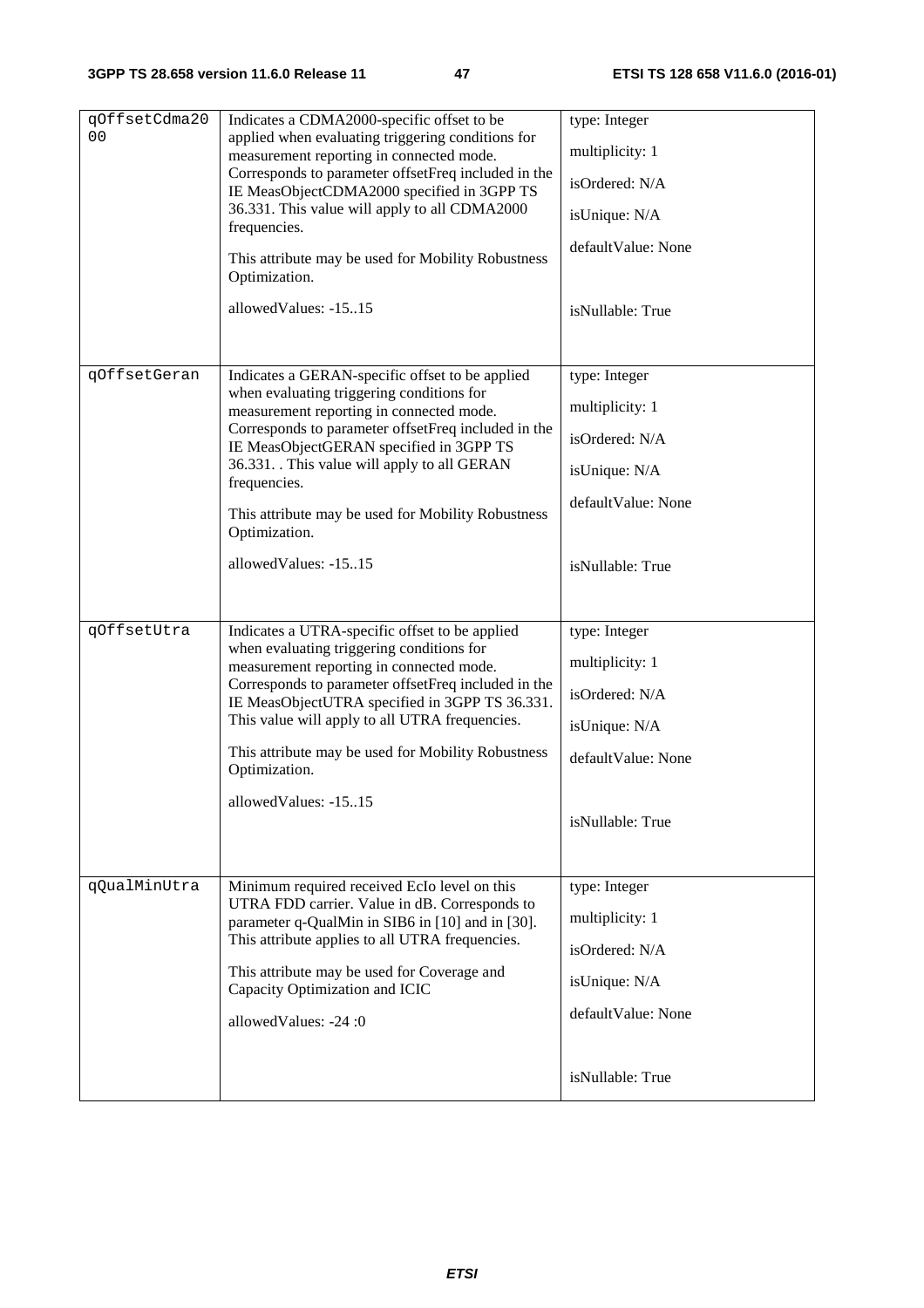| qOffsetCdma2000 | Indicates a CDMA2000-specific offset to be applied when evaluating triggering conditions for measurement reporting in connected mode. Corresponds to parameter offsetFreq included in the IE MeasObjectCDMA2000 specified in 3GPP TS 36.331. This value will apply to all CDMA2000 frequencies.<br><br>This attribute may be used for Mobility Robustness Optimization.<br><br>allowedValues: -15..15 | type: Integer<br><br>multiplicity: 1<br><br>isOrdered: N/A<br><br>isUnique: N/A<br><br>defaultValue: None<br><br>isNullable: True |
|---|---|---|
| qOffsetGeran | Indicates a GERAN-specific offset to be applied when evaluating triggering conditions for measurement reporting in connected mode. Corresponds to parameter offsetFreq included in the IE MeasObjectGERAN specified in 3GPP TS 36.331. . This value will apply to all GERAN frequencies.<br><br>This attribute may be used for Mobility Robustness Optimization.<br><br>allowedValues: -15..15 | type: Integer<br><br>multiplicity: 1<br><br>isOrdered: N/A<br><br>isUnique: N/A<br><br>defaultValue: None<br><br>isNullable: True |
| qOffsetUtra | Indicates a UTRA-specific offset to be applied when evaluating triggering conditions for measurement reporting in connected mode. Corresponds to parameter offsetFreq included in the IE MeasObjectUTRA specified in 3GPP TS 36.331. This value will apply to all UTRA frequencies.<br><br>This attribute may be used for Mobility Robustness Optimization.<br><br>allowedValues: -15..15 | type: Integer<br><br>multiplicity: 1<br><br>isOrdered: N/A<br><br>isUnique: N/A<br><br>defaultValue: None<br><br>isNullable: True |
| qQualMinUtra | Minimum required received EcIo level on this UTRA FDD carrier. Value in dB. Corresponds to parameter q-QualMin in SIB6 in [10] and in [30]. This attribute applies to all UTRA frequencies.<br><br>This attribute may be used for Coverage and Capacity Optimization and ICIC<br><br>allowedValues: -24 :0 | type: Integer<br><br>multiplicity: 1<br><br>isOrdered: N/A<br><br>isUnique: N/A<br><br>defaultValue: None<br><br>isNullable: True |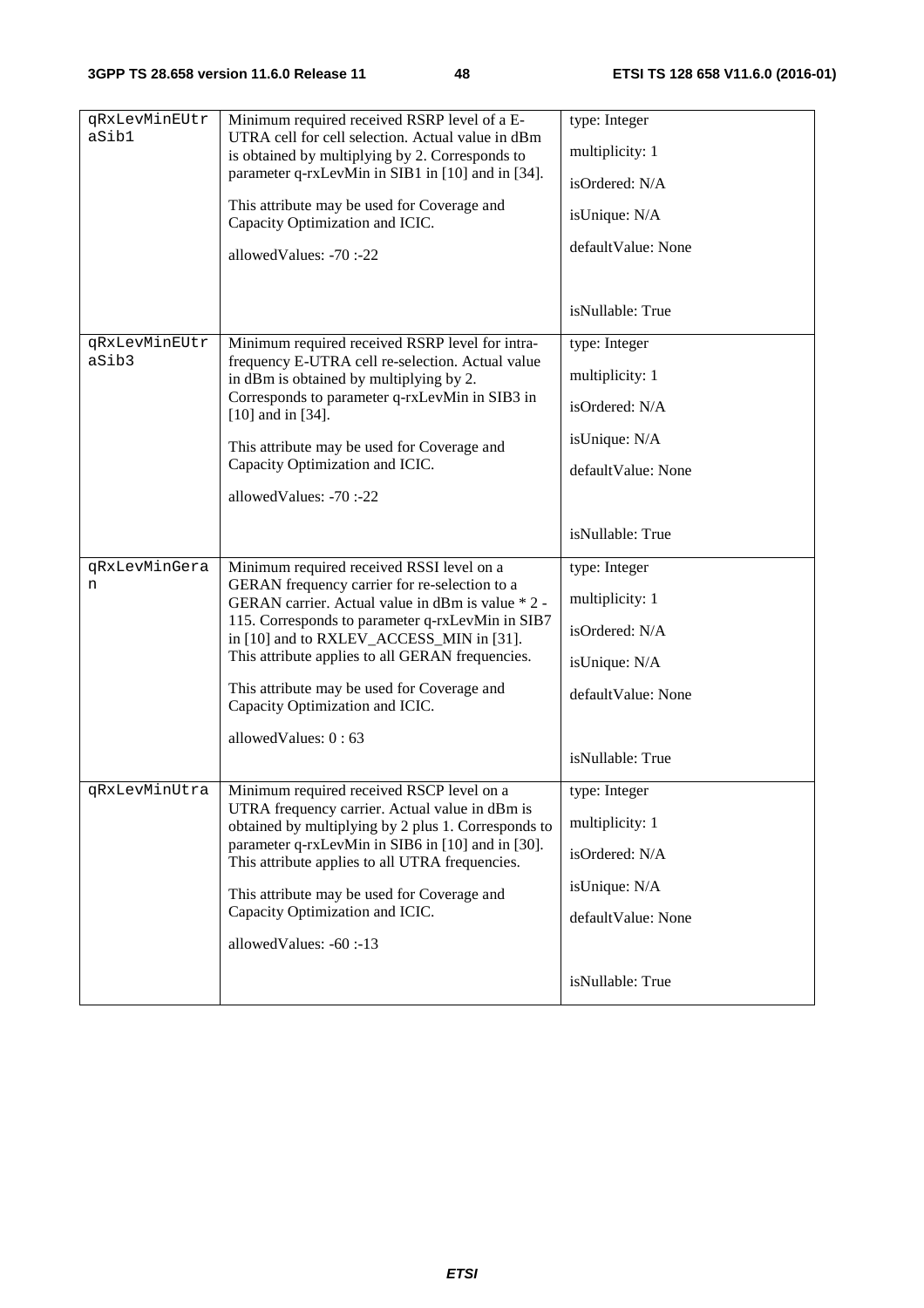| | | |
|---|---|---|
| qRxLevMinEUtraSib1 | Minimum required received RSRP level of a E-UTRA cell for cell selection. Actual value in dBm is obtained by multiplying by 2. Corresponds to parameter q-rxLevMin in SIB1 in [10] and in [34].<br><br>This attribute may be used for Coverage and Capacity Optimization and ICIC.<br><br>allowedValues: -70 :-22 | type: Integer<br><br>multiplicity: 1<br><br>isOrdered: N/A<br><br>isUnique: N/A<br><br>defaultValue: None<br><br>isNullable: True |
| qRxLevMinEUtraSib3 | Minimum required received RSRP level for intra-frequency E-UTRA cell re-selection. Actual value in dBm is obtained by multiplying by 2. Corresponds to parameter q-rxLevMin in SIB3 in [10] and in [34].<br><br>This attribute may be used for Coverage and Capacity Optimization and ICIC.<br><br>allowedValues: -70 :-22 | type: Integer<br><br>multiplicity: 1<br><br>isOrdered: N/A<br><br>isUnique: N/A<br><br>defaultValue: None<br><br>isNullable: True |
| qRxLevMinGeran | Minimum required received RSSI level on a GERAN frequency carrier for re-selection to a GERAN carrier. Actual value in dBm is value * 2 - 115. Corresponds to parameter q-rxLevMin in SIB7 in [10] and to RXLEV_ACCESS_MIN in [31]. This attribute applies to all GERAN frequencies.<br><br>This attribute may be used for Coverage and Capacity Optimization and ICIC.<br><br>allowedValues: 0 : 63 | type: Integer<br><br>multiplicity: 1<br><br>isOrdered: N/A<br><br>isUnique: N/A<br><br>defaultValue: None<br><br>isNullable: True |
| qRxLevMinUtra | Minimum required received RSCP level on a UTRA frequency carrier. Actual value in dBm is obtained by multiplying by 2 plus 1. Corresponds to parameter q-rxLevMin in SIB6 in [10] and in [30]. This attribute applies to all UTRA frequencies.<br><br>This attribute may be used for Coverage and Capacity Optimization and ICIC.<br><br>allowedValues: -60 :-13 | type: Integer<br><br>multiplicity: 1<br><br>isOrdered: N/A<br><br>isUnique: N/A<br><br>defaultValue: None<br><br>isNullable: True |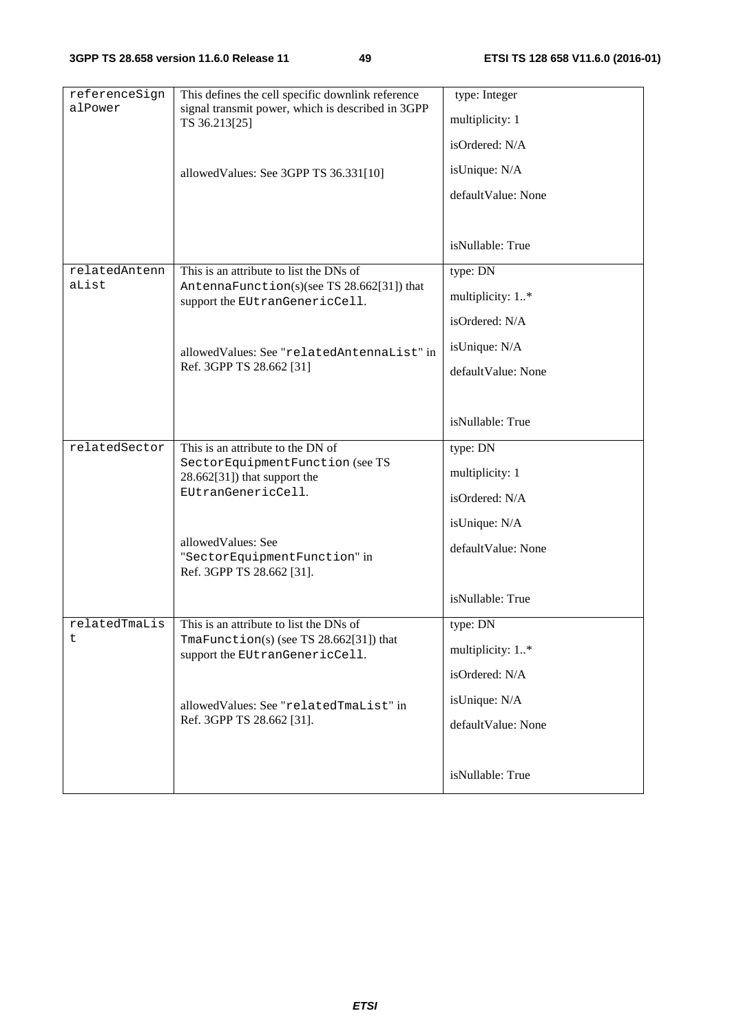| referenceSignalPower | This defines the cell specific downlink reference signal transmit power, which is described in 3GPP TS 36.213[25]<br><br>allowedValues: See 3GPP TS 36.331[10] | type: Integer<br>multiplicity: 1<br>isOrdered: N/A<br>isUnique: N/A<br>defaultValue: None<br>isNullable: True |
|---|---|---|
| relatedAntennaList | This is an attribute to list the DNs of AntennaFunction(s)(see TS 28.662[31]) that support the EUtranGenericCell.<br><br>allowedValues: See "relatedAntennaList" in Ref. 3GPP TS 28.662 [31] | type: DN<br>multiplicity: 1..*<br>isOrdered: N/A<br>isUnique: N/A<br>defaultValue: None<br>isNullable: True |
| relatedSector | This is an attribute to the DN of SectorEquipmentFunction (see TS 28.662[31]) that support the EUtranGenericCell.<br><br>allowedValues: See "SectorEquipmentFunction" in Ref. 3GPP TS 28.662 [31]. | type: DN<br>multiplicity: 1<br>isOrdered: N/A<br>isUnique: N/A<br>defaultValue: None<br>isNullable: True |
| relatedTmaList | This is an attribute to list the DNs of TmaFunction(s) (see TS 28.662[31]) that support the EUtranGenericCell.<br><br>allowedValues: See "relatedTmaList" in Ref. 3GPP TS 28.662 [31]. | type: DN<br>multiplicity: 1..*<br>isOrdered: N/A<br>isUnique: N/A<br>defaultValue: None<br>isNullable: True |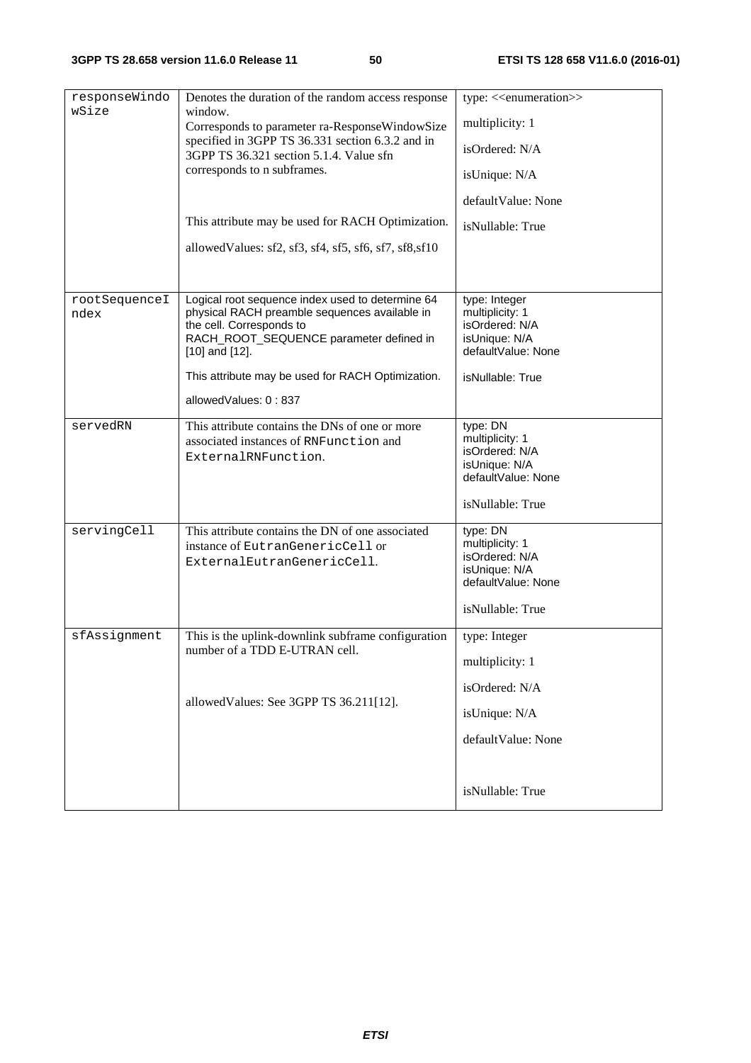| responseWindowSize | Denotes the duration of the random access response window.<br>Corresponds to parameter ra-ResponseWindowSize specified in 3GPP TS 36.331 section 6.3.2 and in 3GPP TS 36.321 section 5.1.4. Value sfn corresponds to n subframes.<br><br>This attribute may be used for RACH Optimization.<br><br>allowedValues: sf2, sf3, sf4, sf5, sf6, sf7, sf8,sf10 | type: <<enumeration>><br>multiplicity: 1<br>isOrdered: N/A<br>isUnique: N/A<br>defaultValue: None<br>isNullable: True |
|---|---|---|
| rootSequenceIndex | Logical root sequence index used to determine 64 physical RACH preamble sequences available in the cell. Corresponds to RACH_ROOT_SEQUENCE parameter defined in [10] and [12].<br><br>This attribute may be used for RACH Optimization.<br><br>allowedValues: 0 : 837 | type: Integer<br>multiplicity: 1<br>isOrdered: N/A<br>isUnique: N/A<br>defaultValue: None<br>isNullable: True |
| servedRN | This attribute contains the DNs of one or more associated instances of RNFunction and ExternalRNFunction. | type: DN<br>multiplicity: 1<br>isOrdered: N/A<br>isUnique: N/A<br>defaultValue: None<br>isNullable: True |
| servingCell | This attribute contains the DN of one associated instance of EutranGenericCell or ExternalEutranGenericCell. | type: DN<br>multiplicity: 1<br>isOrdered: N/A<br>isUnique: N/A<br>defaultValue: None<br>isNullable: True |
| sfAssignment | This is the uplink-downlink subframe configuration number of a TDD E-UTRAN cell.<br><br>allowedValues: See 3GPP TS 36.211[12]. | type: Integer<br>multiplicity: 1<br>isOrdered: N/A<br>isUnique: N/A<br>defaultValue: None<br>isNullable: True |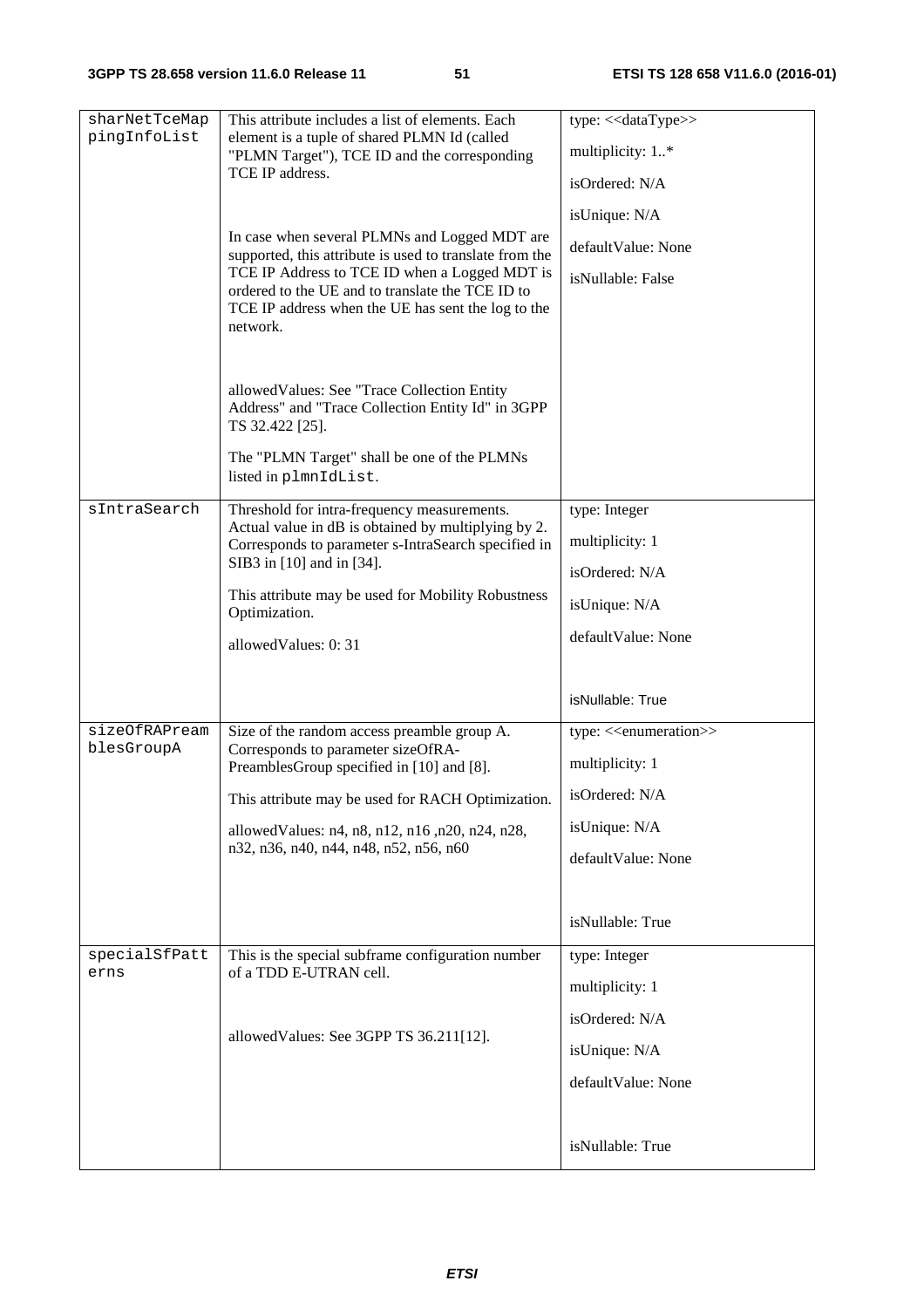| sharNetTceMappingInfoList | This attribute includes a list of elements. Each element is a tuple of shared PLMN Id (called "PLMN Target"), TCE ID and the corresponding TCE IP address.<br><br>In case when several PLMNs and Logged MDT are supported, this attribute is used to translate from the TCE IP Address to TCE ID when a Logged MDT is ordered to the UE and to translate the TCE ID to TCE IP address when the UE has sent the log to the network.<br><br>allowedValues: See "Trace Collection Entity Address" and "Trace Collection Entity Id" in 3GPP TS 32.422 [25].<br><br>The "PLMN Target" shall be one of the PLMNs listed in `plmnIdList`. | type: <<dataType>><br>multiplicity: 1..*<br>isOrdered: N/A<br>isUnique: N/A<br>defaultValue: None<br>isNullable: False |
|---|---|---|
| sIntraSearch | Threshold for intra-frequency measurements. Actual value in dB is obtained by multiplying by 2. Corresponds to parameter s-IntraSearch specified in SIB3 in [10] and in [34].<br><br>This attribute may be used for Mobility Robustness Optimization.<br><br>allowedValues: 0: 31 | type: Integer<br>multiplicity: 1<br>isOrdered: N/A<br>isUnique: N/A<br>defaultValue: None<br>isNullable: True |
| sizeOfRAPreamblesGroupA | Size of the random access preamble group A. Corresponds to parameter sizeOfRA-PreamblesGroup specified in [10] and [8].<br><br>This attribute may be used for RACH Optimization.<br><br>allowedValues: n4, n8, n12, n16 ,n20, n24, n28, n32, n36, n40, n44, n48, n52, n56, n60 | type: <<enumeration>><br>multiplicity: 1<br>isOrdered: N/A<br>isUnique: N/A<br>defaultValue: None<br>isNullable: True |
| specialSfPatterns | This is the special subframe configuration number of a TDD E-UTRAN cell.<br><br>allowedValues: See 3GPP TS 36.211[12]. | type: Integer<br>multiplicity: 1<br>isOrdered: N/A<br>isUnique: N/A<br>defaultValue: None<br>isNullable: True |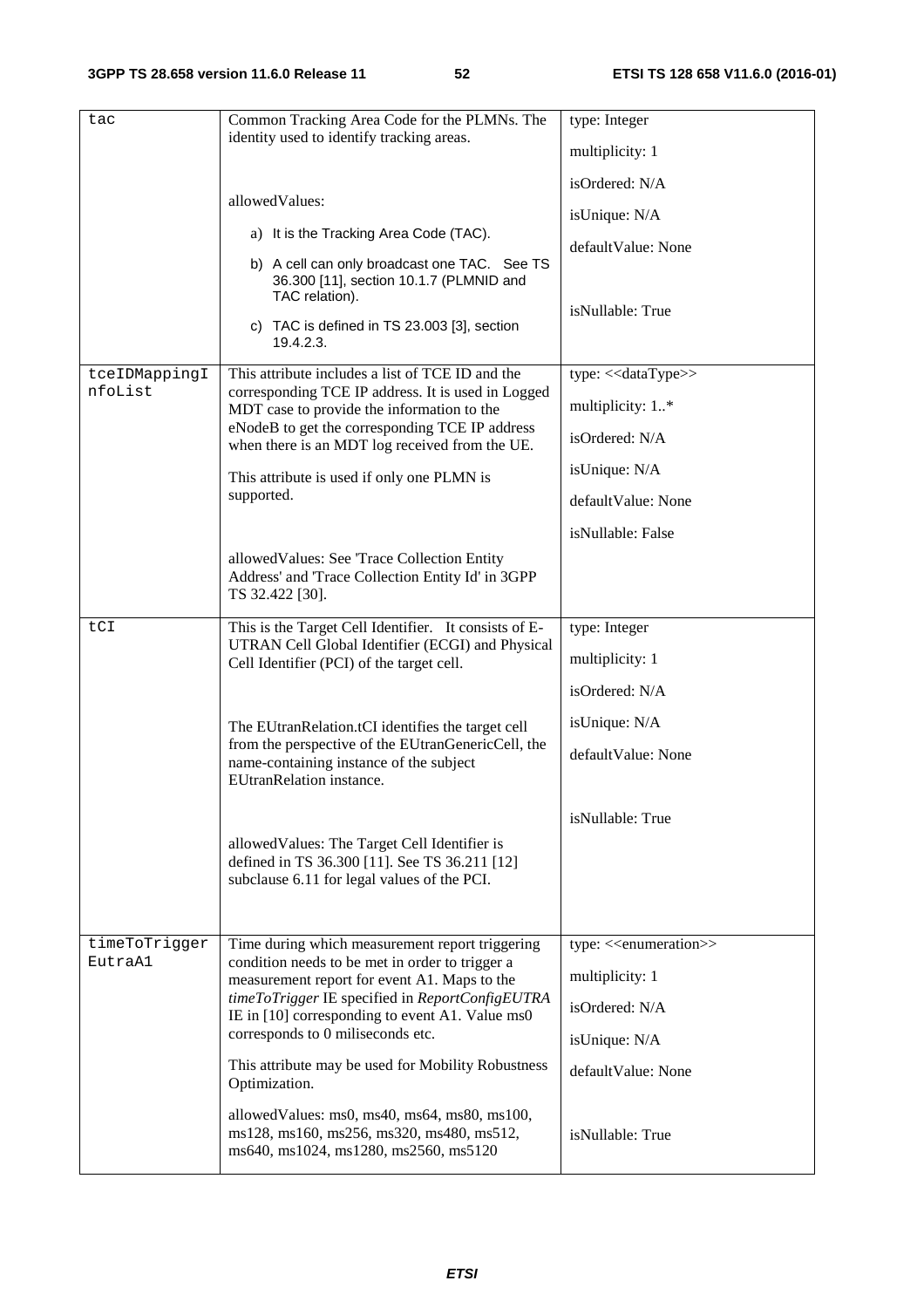| | | |
|---|---|---|
| tac | Common Tracking Area Code for the PLMNs. The identity used to identify tracking areas.<br><br>allowedValues:<br>a) It is the Tracking Area Code (TAC).<br>b) A cell can only broadcast one TAC. See TS 36.300 [11], section 10.1.7 (PLMNID and TAC relation).<br>c) TAC is defined in TS 23.003 [3], section 19.4.2.3. | type: Integer<br>multiplicity: 1<br>isOrdered: N/A<br>isUnique: N/A<br>defaultValue: None<br>isNullable: True |
| tceIDMappingInfoList | This attribute includes a list of TCE ID and the corresponding TCE IP address. It is used in Logged MDT case to provide the information to the eNodeB to get the corresponding TCE IP address when there is an MDT log received from the UE.<br><br>This attribute is used if only one PLMN is supported.<br><br>allowedValues: See 'Trace Collection Entity Address' and 'Trace Collection Entity Id' in 3GPP TS 32.422 [30]. | type: <<dataType>><br>multiplicity: 1..*<br>isOrdered: N/A<br>isUnique: N/A<br>defaultValue: None<br>isNullable: False |
| tCI | This is the Target Cell Identifier. It consists of E-UTRAN Cell Global Identifier (ECGI) and Physical Cell Identifier (PCI) of the target cell.<br><br>The EUtranRelation.tCI identifies the target cell from the perspective of the EUtranGenericCell, the name-containing instance of the subject EUtranRelation instance.<br><br>allowedValues: The Target Cell Identifier is defined in TS 36.300 [11]. See TS 36.211 [12] subclause 6.11 for legal values of the PCI. | type: Integer<br>multiplicity: 1<br>isOrdered: N/A<br>isUnique: N/A<br>defaultValue: None<br>isNullable: True |
| timeToTriggerEutraA1 | Time during which measurement report triggering condition needs to be met in order to trigger a measurement report for event A1. Maps to the *timeToTrigger* IE specified in *ReportConfigEUTRA* IE in [10] corresponding to event A1. Value ms0 corresponds to 0 miliseconds etc.<br><br>This attribute may be used for Mobility Robustness Optimization.<br><br>allowedValues: ms0, ms40, ms64, ms80, ms100, ms128, ms160, ms256, ms320, ms480, ms512, ms640, ms1024, ms1280, ms2560, ms5120 | type: <<enumeration>><br>multiplicity: 1<br>isOrdered: N/A<br>isUnique: N/A<br>defaultValue: None<br>isNullable: True |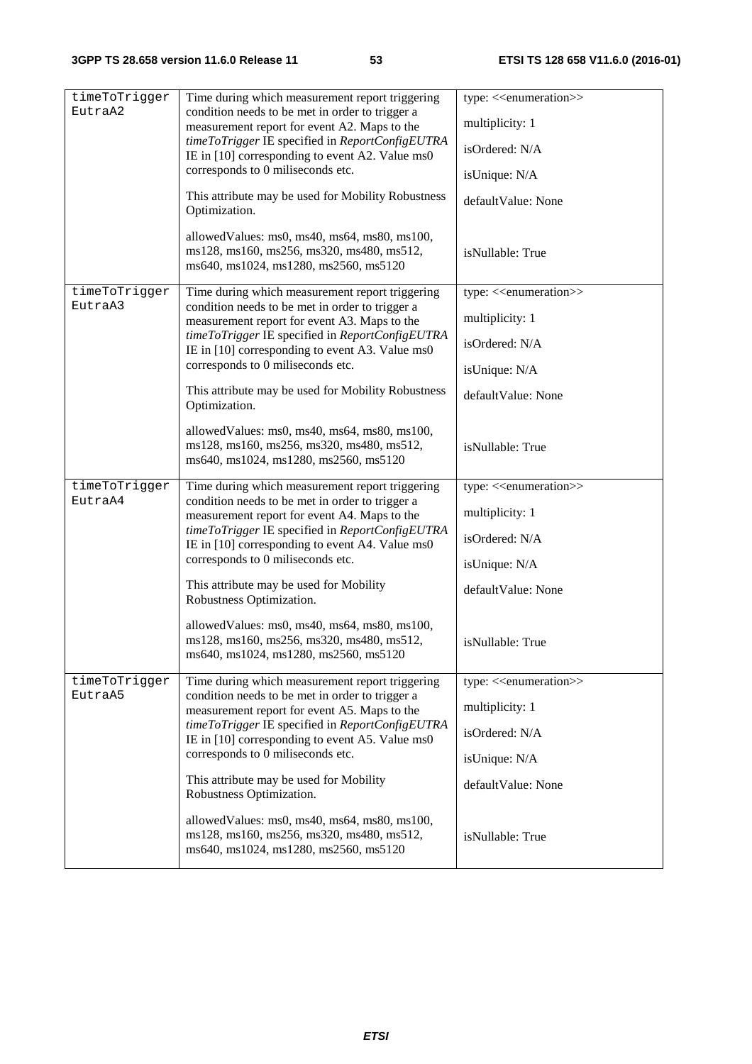| | | |
|---|---|---|
| timeToTrigger EutraA2 | Time during which measurement report triggering condition needs to be met in order to trigger a measurement report for event A2. Maps to the *timeToTrigger* IE specified in *ReportConfigEUTRA* IE in [10] corresponding to event A2. Value ms0 corresponds to 0 miliseconds etc.<br><br>This attribute may be used for Mobility Robustness Optimization.<br><br>allowedValues: ms0, ms40, ms64, ms80, ms100, ms128, ms160, ms256, ms320, ms480, ms512, ms640, ms1024, ms1280, ms2560, ms5120 | type: <<enumeration>><br><br>multiplicity: 1<br><br>isOrdered: N/A<br><br>isUnique: N/A<br><br>defaultValue: None<br><br>isNullable: True |
| timeToTrigger EutraA3 | Time during which measurement report triggering condition needs to be met in order to trigger a measurement report for event A3. Maps to the *timeToTrigger* IE specified in *ReportConfigEUTRA* IE in [10] corresponding to event A3. Value ms0 corresponds to 0 miliseconds etc.<br><br>This attribute may be used for Mobility Robustness Optimization.<br><br>allowedValues: ms0, ms40, ms64, ms80, ms100, ms128, ms160, ms256, ms320, ms480, ms512, ms640, ms1024, ms1280, ms2560, ms5120 | type: <<enumeration>><br><br>multiplicity: 1<br><br>isOrdered: N/A<br><br>isUnique: N/A<br><br>defaultValue: None<br><br>isNullable: True |
| timeToTrigger EutraA4 | Time during which measurement report triggering condition needs to be met in order to trigger a measurement report for event A4. Maps to the *timeToTrigger* IE specified in *ReportConfigEUTRA* IE in [10] corresponding to event A4. Value ms0 corresponds to 0 miliseconds etc.<br><br>This attribute may be used for Mobility Robustness Optimization.<br><br>allowedValues: ms0, ms40, ms64, ms80, ms100, ms128, ms160, ms256, ms320, ms480, ms512, ms640, ms1024, ms1280, ms2560, ms5120 | type: <<enumeration>><br><br>multiplicity: 1<br><br>isOrdered: N/A<br><br>isUnique: N/A<br><br>defaultValue: None<br><br>isNullable: True |
| timeToTrigger EutraA5 | Time during which measurement report triggering condition needs to be met in order to trigger a measurement report for event A5. Maps to the *timeToTrigger* IE specified in *ReportConfigEUTRA* IE in [10] corresponding to event A5. Value ms0 corresponds to 0 miliseconds etc.<br><br>This attribute may be used for Mobility Robustness Optimization.<br><br>allowedValues: ms0, ms40, ms64, ms80, ms100, ms128, ms160, ms256, ms320, ms480, ms512, ms640, ms1024, ms1280, ms2560, ms5120 | type: <<enumeration>><br><br>multiplicity: 1<br><br>isOrdered: N/A<br><br>isUnique: N/A<br><br>defaultValue: None<br><br>isNullable: True |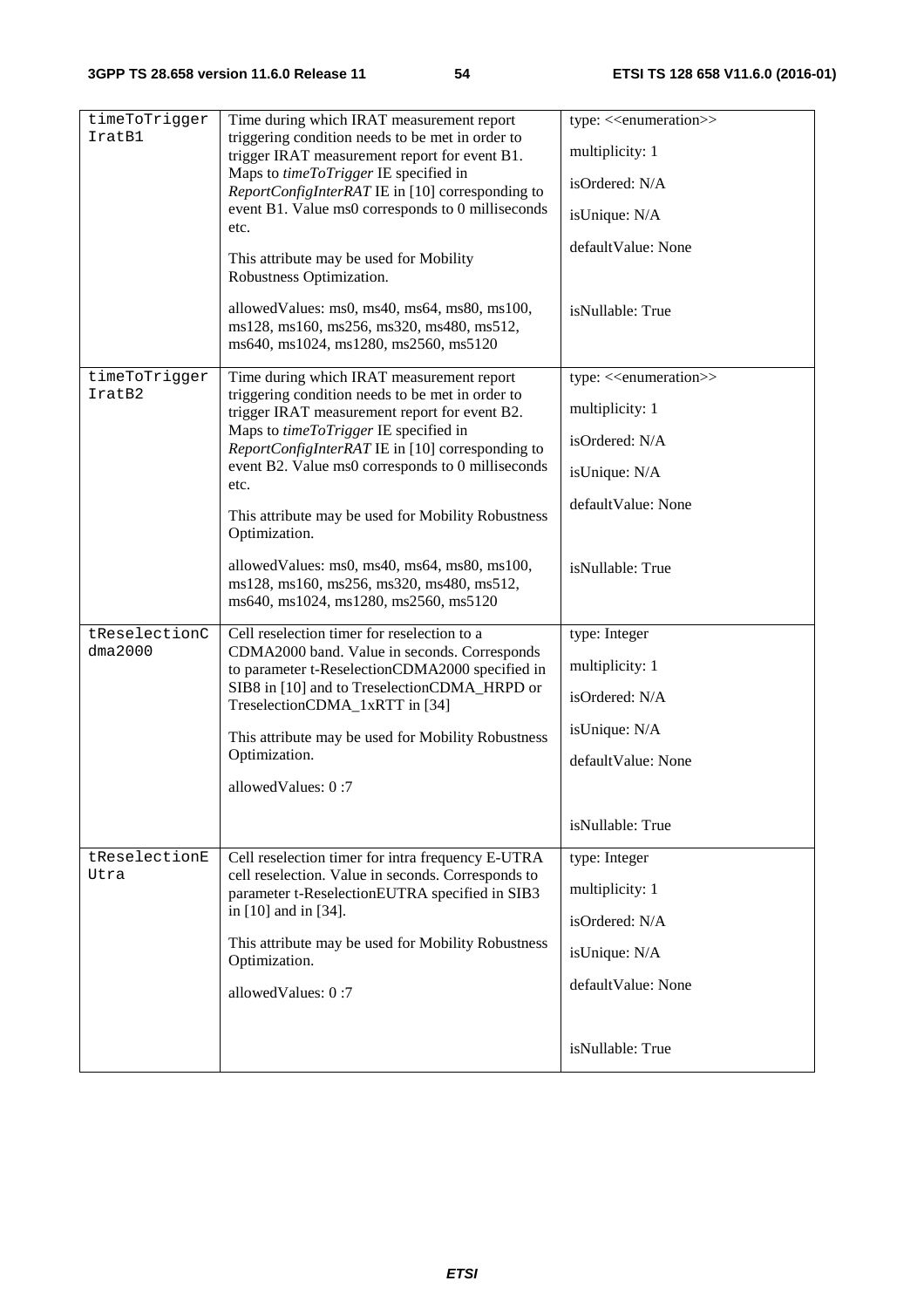| | | |
|---|---|---|
| timeToTriggerIratB1 | Time during which IRAT measurement report triggering condition needs to be met in order to trigger IRAT measurement report for event B1. Maps to *timeToTrigger* IE specified in *ReportConfigInterRAT* IE in [10] corresponding to event B1. Value ms0 corresponds to 0 milliseconds etc.<br><br>This attribute may be used for Mobility Robustness Optimization.<br><br>allowedValues: ms0, ms40, ms64, ms80, ms100, ms128, ms160, ms256, ms320, ms480, ms512, ms640, ms1024, ms1280, ms2560, ms5120 | type: <<enumeration>><br><br>multiplicity: 1<br><br>isOrdered: N/A<br><br>isUnique: N/A<br><br>defaultValue: None<br><br>isNullable: True |
| timeToTriggerIratB2 | Time during which IRAT measurement report triggering condition needs to be met in order to trigger IRAT measurement report for event B2. Maps to *timeToTrigger* IE specified in *ReportConfigInterRAT* IE in [10] corresponding to event B2. Value ms0 corresponds to 0 milliseconds etc.<br><br>This attribute may be used for Mobility Robustness Optimization.<br><br>allowedValues: ms0, ms40, ms64, ms80, ms100, ms128, ms160, ms256, ms320, ms480, ms512, ms640, ms1024, ms1280, ms2560, ms5120 | type: <<enumeration>><br><br>multiplicity: 1<br><br>isOrdered: N/A<br><br>isUnique: N/A<br><br>defaultValue: None<br><br>isNullable: True |
| tReselectionCdma2000 | Cell reselection timer for reselection to a CDMA2000 band. Value in seconds. Corresponds to parameter t-ReselectionCDMA2000 specified in SIB8 in [10] and to TreselectionCDMA_HRPD or TreselectionCDMA_1xRTT in [34]<br><br>This attribute may be used for Mobility Robustness Optimization.<br><br>allowedValues: 0 :7 | type: Integer<br><br>multiplicity: 1<br><br>isOrdered: N/A<br><br>isUnique: N/A<br><br>defaultValue: None<br><br>isNullable: True |
| tReselectionEUtra | Cell reselection timer for intra frequency E-UTRA cell reselection. Value in seconds. Corresponds to parameter t-ReselectionEUTRA specified in SIB3 in [10] and in [34].<br><br>This attribute may be used for Mobility Robustness Optimization.<br><br>allowedValues: 0 :7 | type: Integer<br><br>multiplicity: 1<br><br>isOrdered: N/A<br><br>isUnique: N/A<br><br>defaultValue: None<br><br>isNullable: True |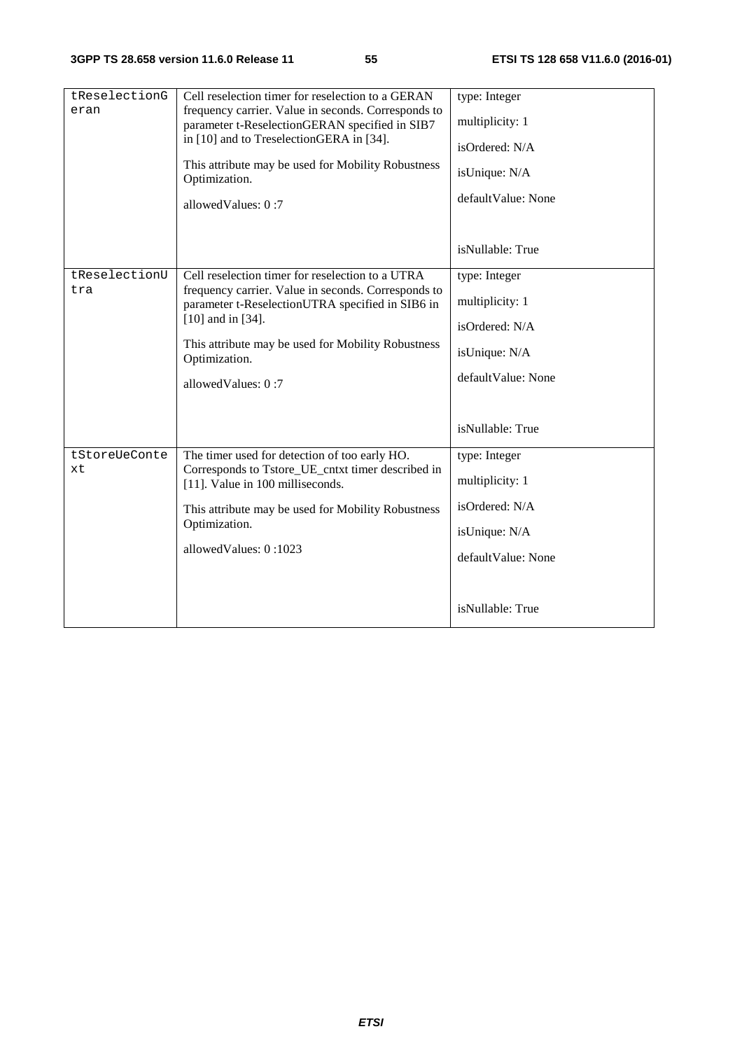| | | |
|---|---|---|
| tReselectionGeran | Cell reselection timer for reselection to a GERAN frequency carrier. Value in seconds. Corresponds to parameter t-ReselectionGERAN specified in SIB7 in [10] and to TreselectionGERA in [34].<br><br>This attribute may be used for Mobility Robustness Optimization.<br><br>allowedValues: 0 :7 | type: Integer<br><br>multiplicity: 1<br><br>isOrdered: N/A<br><br>isUnique: N/A<br><br>defaultValue: None<br><br>isNullable: True |
| tReselectionUtra | Cell reselection timer for reselection to a UTRA frequency carrier. Value in seconds. Corresponds to parameter t-ReselectionUTRA specified in SIB6 in [10] and in [34].<br><br>This attribute may be used for Mobility Robustness Optimization.<br><br>allowedValues: 0 :7 | type: Integer<br><br>multiplicity: 1<br><br>isOrdered: N/A<br><br>isUnique: N/A<br><br>defaultValue: None<br><br>isNullable: True |
| tStoreUeContext | The timer used for detection of too early HO. Corresponds to Tstore_UE_cntxt timer described in [11]. Value in 100 milliseconds.<br><br>This attribute may be used for Mobility Robustness Optimization.<br><br>allowedValues: 0 :1023 | type: Integer<br><br>multiplicity: 1<br><br>isOrdered: N/A<br><br>isUnique: N/A<br><br>defaultValue: None<br><br>isNullable: True |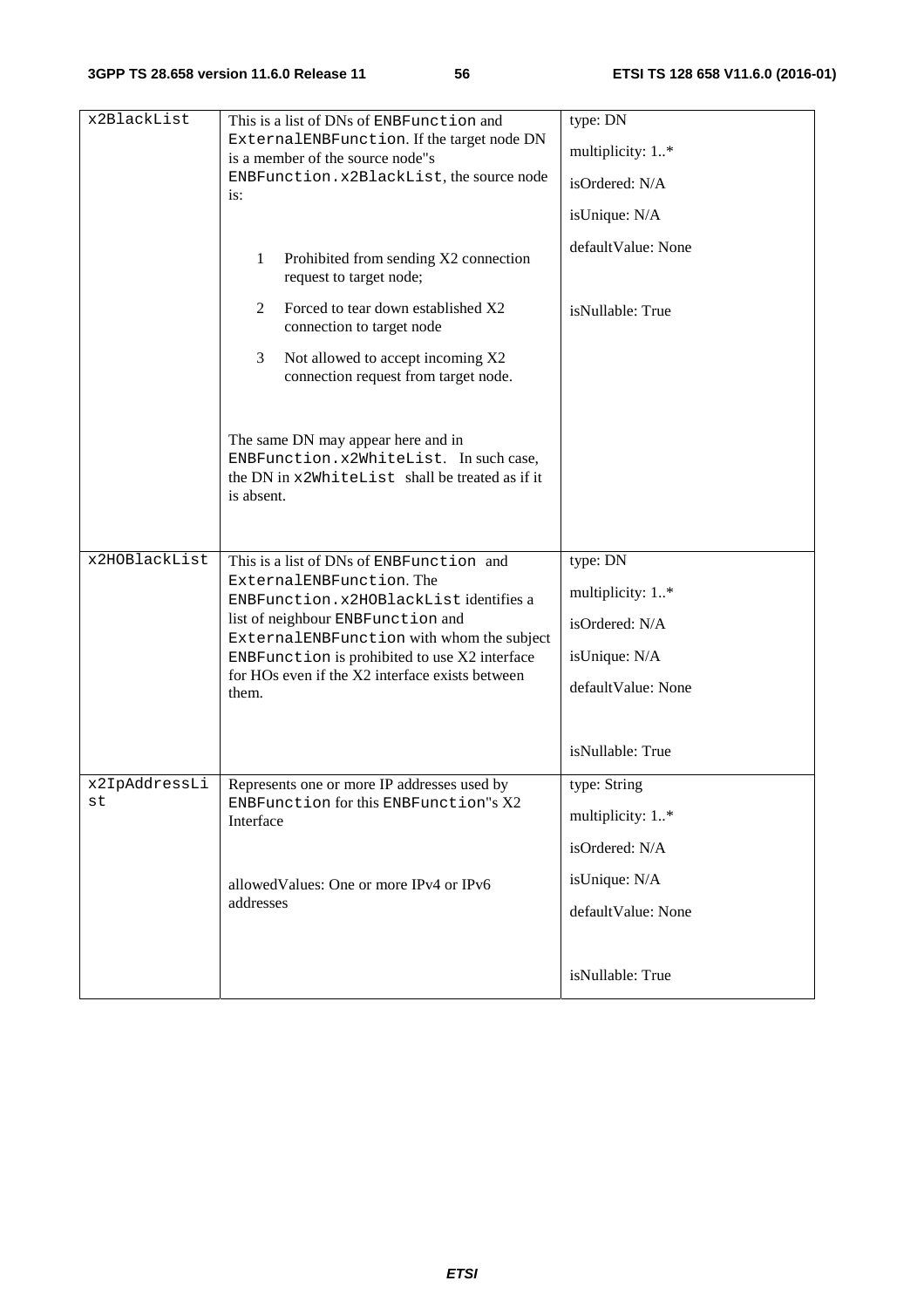| x2BlackList | This is a list of DNs of ENBFunction and ExternalENBFunction. If the target node DN is a member of the source node"s ENBFunction.x2BlackList, the source node is:<br><br>1 Prohibited from sending X2 connection request to target node;<br>2 Forced to tear down established X2 connection to target node<br>3 Not allowed to accept incoming X2 connection request from target node.<br><br>The same DN may appear here and in ENBFunction.x2WhiteList. In such case, the DN in x2WhiteList shall be treated as if it is absent. | type: DN<br>multiplicity: 1..*<br>isOrdered: N/A<br>isUnique: N/A<br>defaultValue: None<br>isNullable: True |
|---|---|---|
| x2HOBlackList | This is a list of DNs of ENBFunction and ExternalENBFunction. The ENBFunction.x2HOBlackList identifies a list of neighbour ENBFunction and ExternalENBFunction with whom the subject ENBFunction is prohibited to use X2 interface for HOs even if the X2 interface exists between them. | type: DN<br>multiplicity: 1..*<br>isOrdered: N/A<br>isUnique: N/A<br>defaultValue: None<br>isNullable: True |
| x2IpAddressList | Represents one or more IP addresses used by ENBFunction for this ENBFunction"s X2 Interface<br><br>allowedValues: One or more IPv4 or IPv6 addresses | type: String<br>multiplicity: 1..*<br>isOrdered: N/A<br>isUnique: N/A<br>defaultValue: None<br>isNullable: True |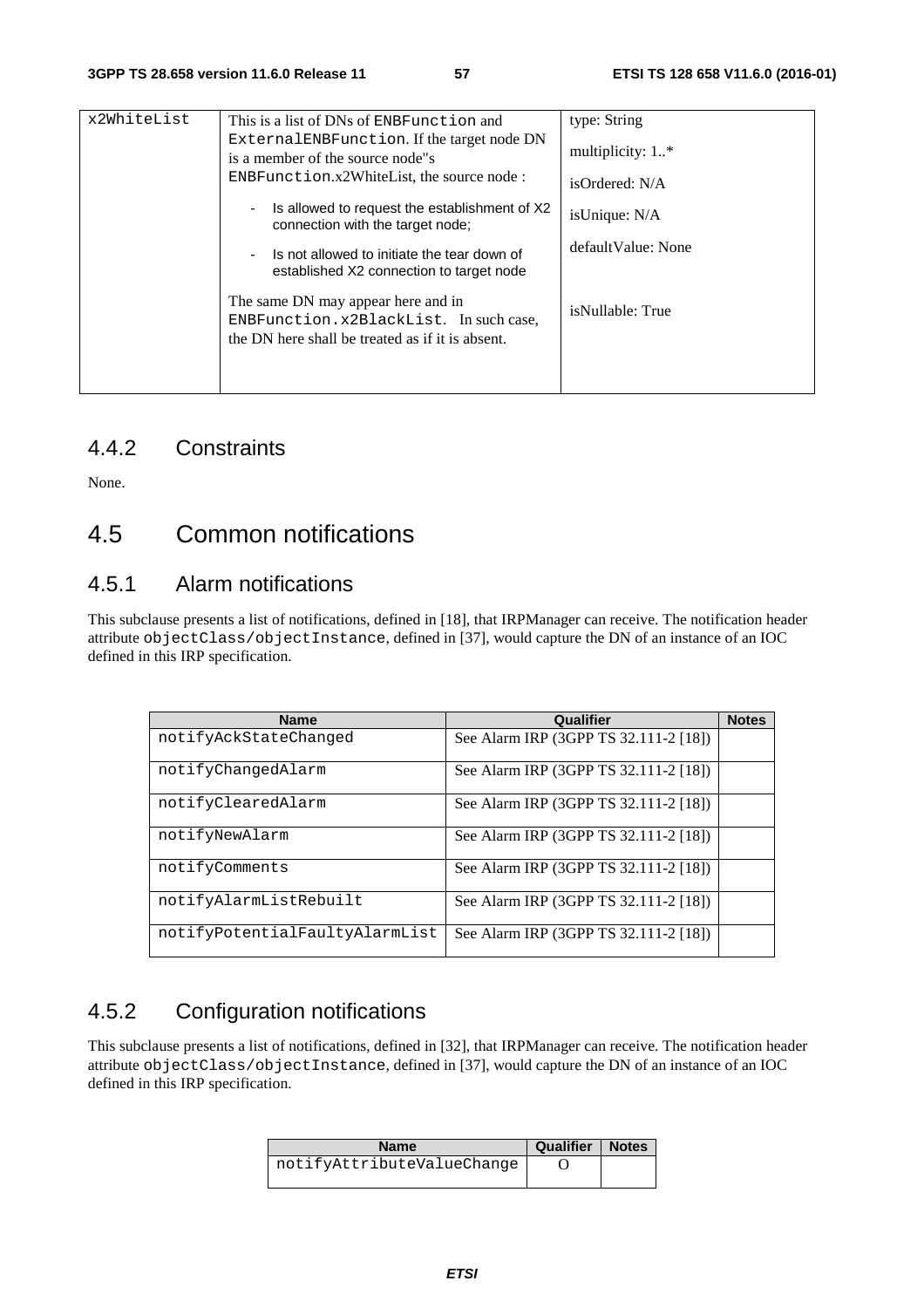| x2WhiteList | This is a list of DNs of ENBFunction and ExternalENBFunction. If the target node DN is a member of the source node"s ENBFunction.x2WhiteList, the source node :<br>- Is allowed to request the establishment of X2 connection with the target node;<br>- Is not allowed to initiate the tear down of established X2 connection to target node<br><br>The same DN may appear here and in ENBFunction.x2BlackList. In such case, the DN here shall be treated as if it is absent. | type: String<br>multiplicity: 1..*<br>isOrdered: N/A<br>isUnique: N/A<br>defaultValue: None<br>isNullable: True |
|---|---|---|

### 4.4.2 Constraints

None.

## 4.5 Common notifications

### 4.5.1 Alarm notifications

This subclause presents a list of notifications, defined in [18], that IRPManager can receive. The notification header attribute objectClass/objectInstance, defined in [37], would capture the DN of an instance of an IOC defined in this IRP specification.

| Name | Qualifier | Notes |
|---|---|---|
| notifyAckStateChanged | See Alarm IRP (3GPP TS 32.111-2 [18]) | |
| notifyChangedAlarm | See Alarm IRP (3GPP TS 32.111-2 [18]) | |
| notifyClearedAlarm | See Alarm IRP (3GPP TS 32.111-2 [18]) | |
| notifyNewAlarm | See Alarm IRP (3GPP TS 32.111-2 [18]) | |
| notifyComments | See Alarm IRP (3GPP TS 32.111-2 [18]) | |
| notifyAlarmListRebuilt | See Alarm IRP (3GPP TS 32.111-2 [18]) | |
| notifyPotentialFaultyAlarmList | See Alarm IRP (3GPP TS 32.111-2 [18]) | |

### 4.5.2 Configuration notifications

This subclause presents a list of notifications, defined in [32], that IRPManager can receive. The notification header attribute objectClass/objectInstance, defined in [37], would capture the DN of an instance of an IOC defined in this IRP specification.

| Name | Qualifier | Notes |
|---|---|---|
| notifyAttributeValueChange | O | |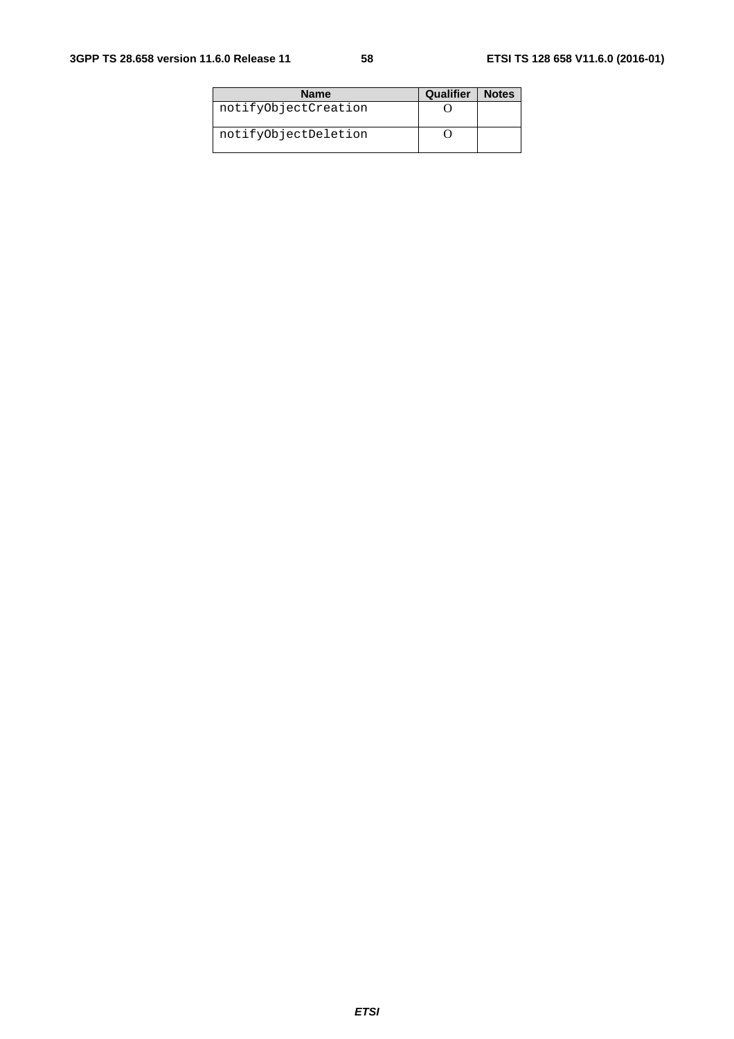| Name | Qualifier | Notes |
|---|---|---|
| notifyObjectCreation | O | |
| notifyObjectDeletion | O | |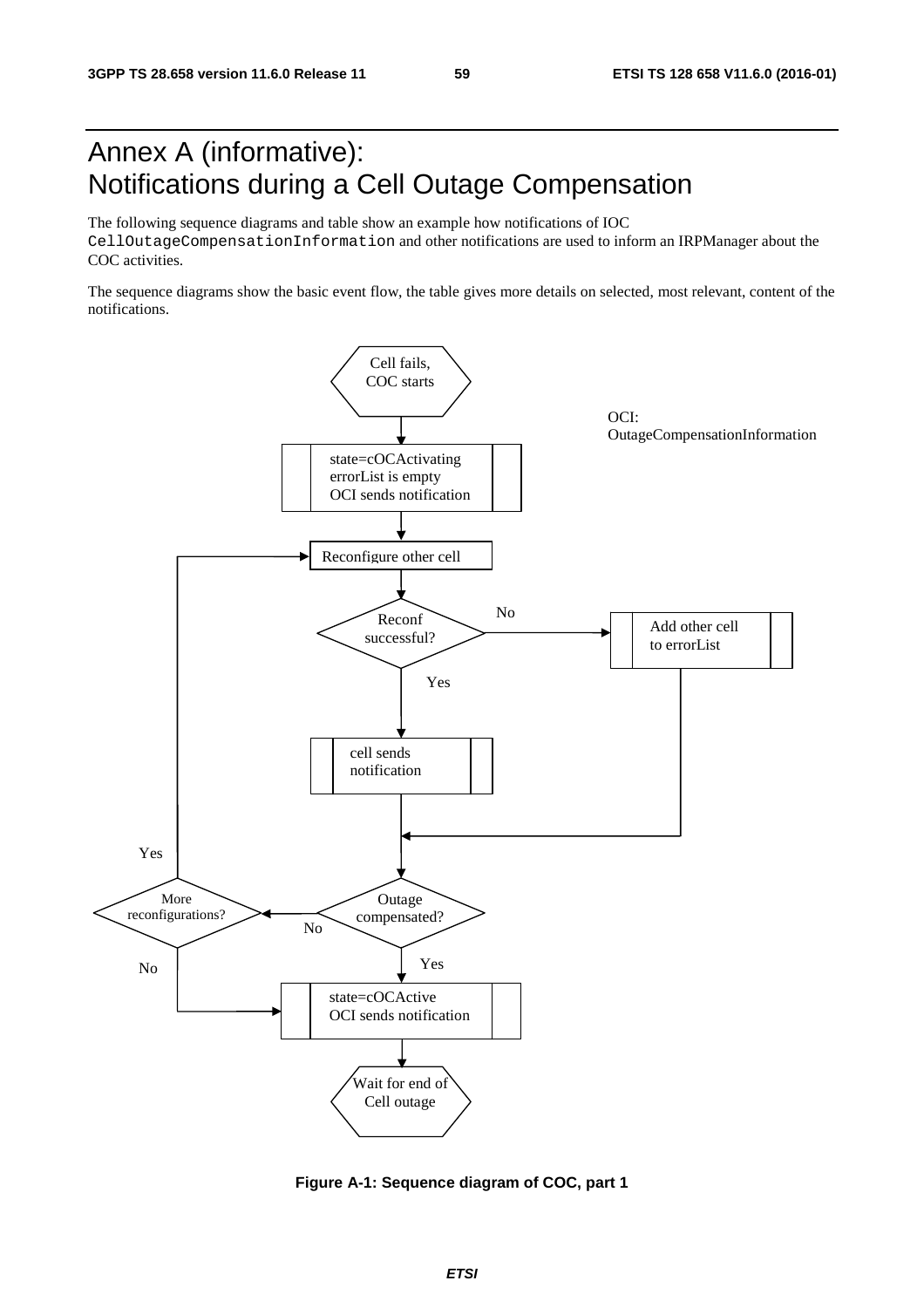# Annex A (informative): Notifications during a Cell Outage Compensation

The following sequence diagrams and table show an example how notifications of IOC `CellOutageCompensationInformation` and other notifications are used to inform an IRPManager about the COC activities.

The sequence diagrams show the basic event flow, the table gives more details on selected, most relevant, content of the notifications.

Cell fails, COC starts

OCI: OutageCompensationInformation

state=cOCActivating
errorList is empty
OCI sends notification

Reconfigure other cell

Reconf successful?

No

Add other cell to errorList

Yes

cell sends notification

Yes

More reconfigurations?

Outage compensated?

No

Yes

No

state=cOCActive
OCI sends notification

Wait for end of Cell outage

**Figure A-1: Sequence diagram of COC, part 1**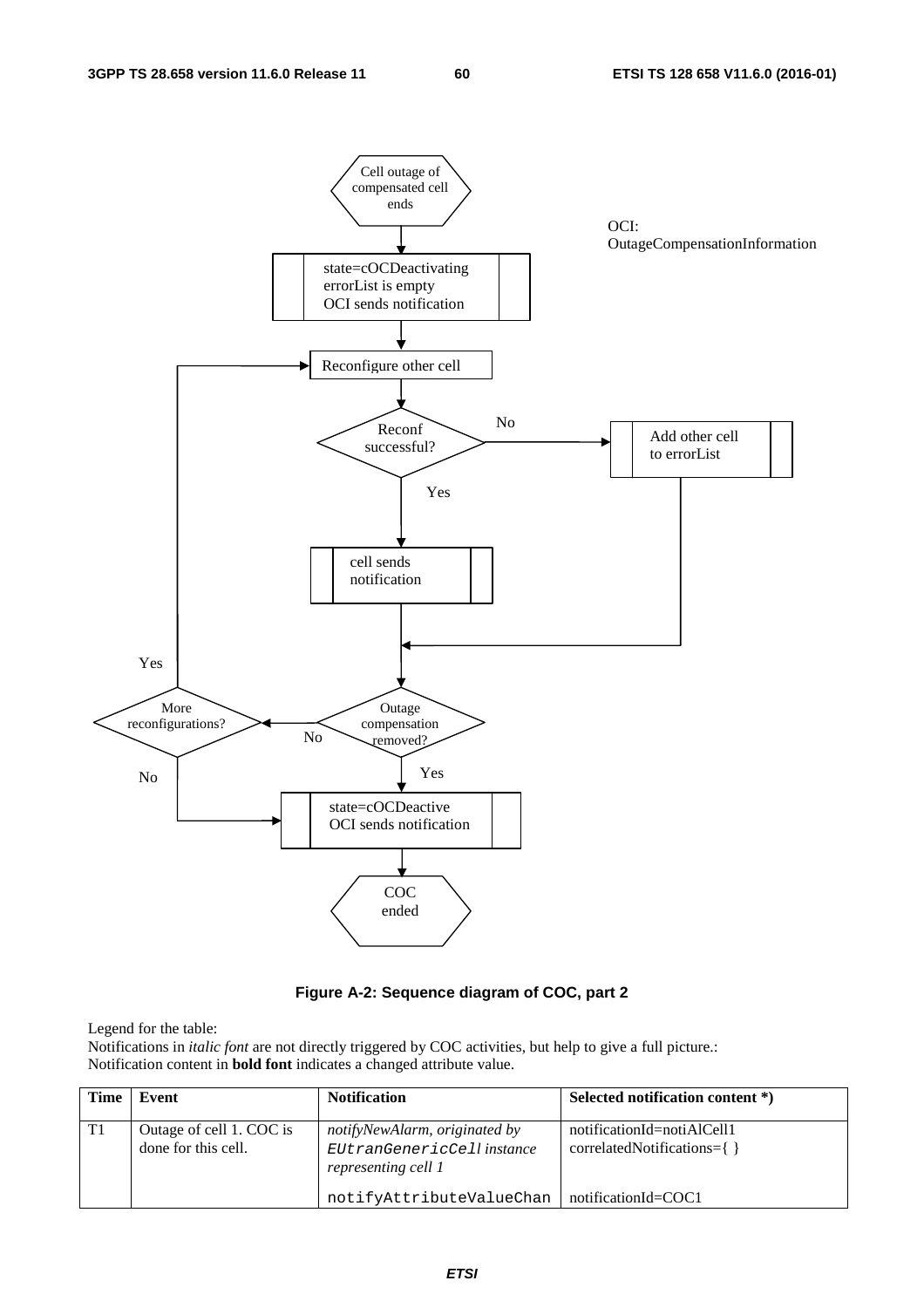Cell outage of compensated cell ends

OCI: OutageCompensationInformation

state=cOCDeactivating
errorList is empty
OCI sends notification

Reconfigure other cell

Reconf successful?

No

Add other cell to errorList

Yes

cell sends notification

Yes

More reconfigurations?

Outage compensation removed?

No

No

Yes

state=cOCDeactive
OCI sends notification

COC ended

**Figure A-2: Sequence diagram of COC, part 2**

Legend for the table:
Notifications in *italic font* are not directly triggered by COC activities, but help to give a full picture.:
Notification content in **bold font** indicates a changed attribute value.

| Time | Event | Notification | Selected notification content *) |
|---|---|---|---|
| T1 | Outage of cell 1. COC is done for this cell. | *notifyNewAlarm, originated by* `EUtranGenericCell` *instance representing cell 1*<br><br>`notifyAttributeValueChan` | notificationId=notiAlCell1<br>correlatedNotifications={ }<br><br>notificationId=COC1 |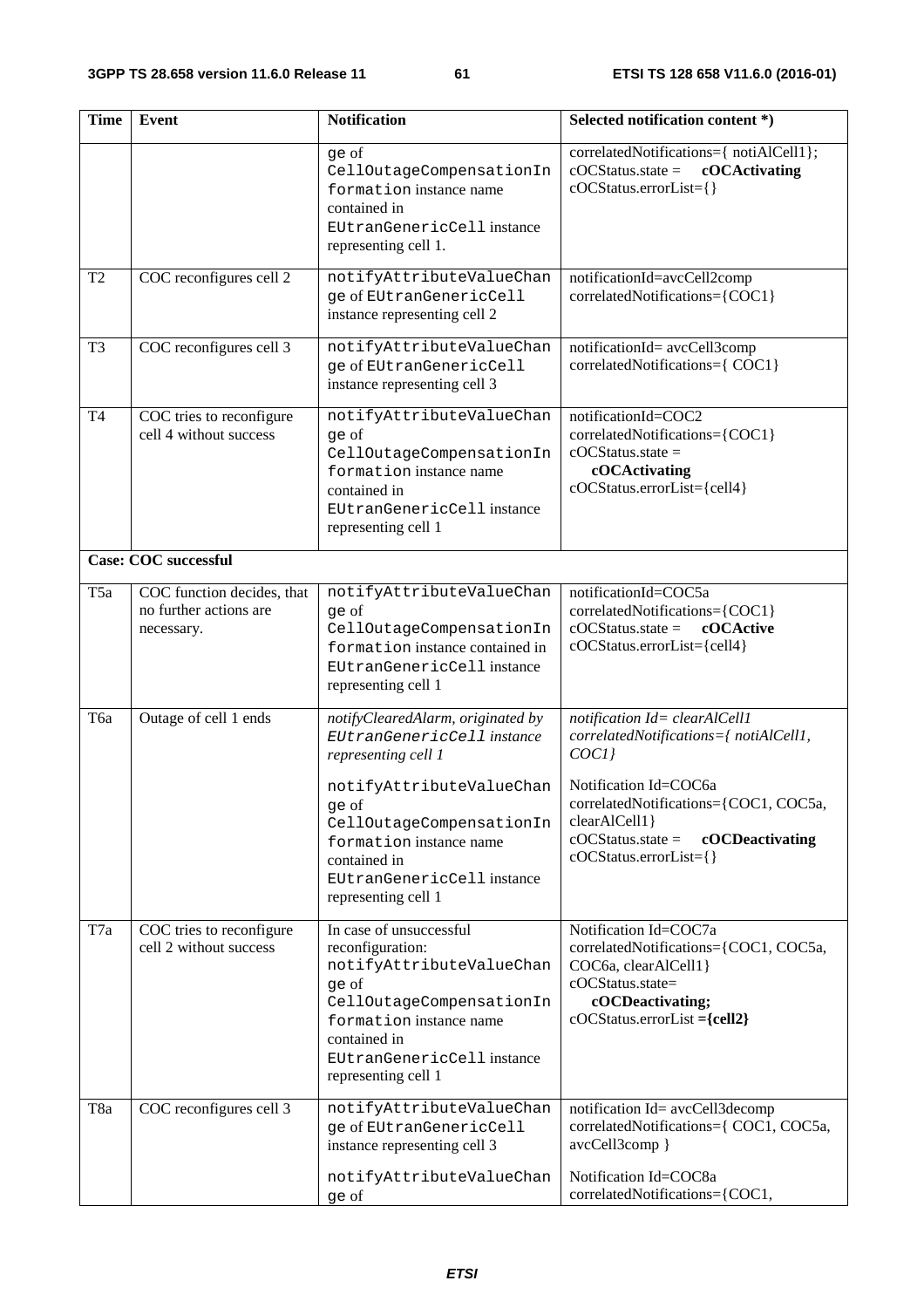| Time | Event | Notification | Selected notification content *) |
|---|---|---|---|
| | | ge of CellOutageCompensationInformation instance name contained in EUtranGenericCell instance representing cell 1. | correlatedNotifications={ notiAlCell1}; cOCStatus.state = **cOCActivating** cOCStatus.errorList={} |
| T2 | COC reconfigures cell 2 | notifyAttributeValueChange of EUtranGenericCell instance representing cell 2 | notificationId=avcCell2comp correlatedNotifications={COC1} |
| T3 | COC reconfigures cell 3 | notifyAttributeValueChange of EUtranGenericCell instance representing cell 3 | notificationId= avcCell3comp correlatedNotifications={ COC1} |
| T4 | COC tries to reconfigure cell 4 without success | notifyAttributeValueChange of CellOutageCompensationInformation instance name contained in EUtranGenericCell instance representing cell 1 | notificationId=COC2 correlatedNotifications={COC1} cOCStatus.state = **cOCActivating** cOCStatus.errorList={cell4} |
| **Case: COC successful** | | | |
| T5a | COC function decides, that no further actions are necessary. | notifyAttributeValueChange of CellOutageCompensationInformation instance contained in EUtranGenericCell instance representing cell 1 | notificationId=COC5a correlatedNotifications={COC1} cOCStatus.state = **cOCActive** cOCStatus.errorList={cell4} |
| T6a | Outage of cell 1 ends | *notifyClearedAlarm, originated by EUtranGenericCell instance representing cell 1*<br><br>notifyAttributeValueChange of CellOutageCompensationInformation instance name contained in EUtranGenericCell instance representing cell 1 | *notification Id= clearAlCell1 correlatedNotifications={ notiAlCell1, COC1}*<br><br>Notification Id=COC6a correlatedNotifications={COC1, COC5a, clearAlCell1} cOCStatus.state = **cOCDeactivating** cOCStatus.errorList={} |
| T7a | COC tries to reconfigure cell 2 without success | In case of unsuccessful reconfiguration: notifyAttributeValueChange of CellOutageCompensationInformation instance name contained in EUtranGenericCell instance representing cell 1 | Notification Id=COC7a correlatedNotifications={COC1, COC5a, COC6a, clearAlCell1} cOCStatus.state= **cOCDeactivating;** cOCStatus.errorList **={cell2}** |
| T8a | COC reconfigures cell 3 | notifyAttributeValueChange of EUtranGenericCell instance representing cell 3<br><br>notifyAttributeValueChange of | notification Id= avcCell3decomp correlatedNotifications={ COC1, COC5a, avcCell3comp }<br><br>Notification Id=COC8a correlatedNotifications={COC1, |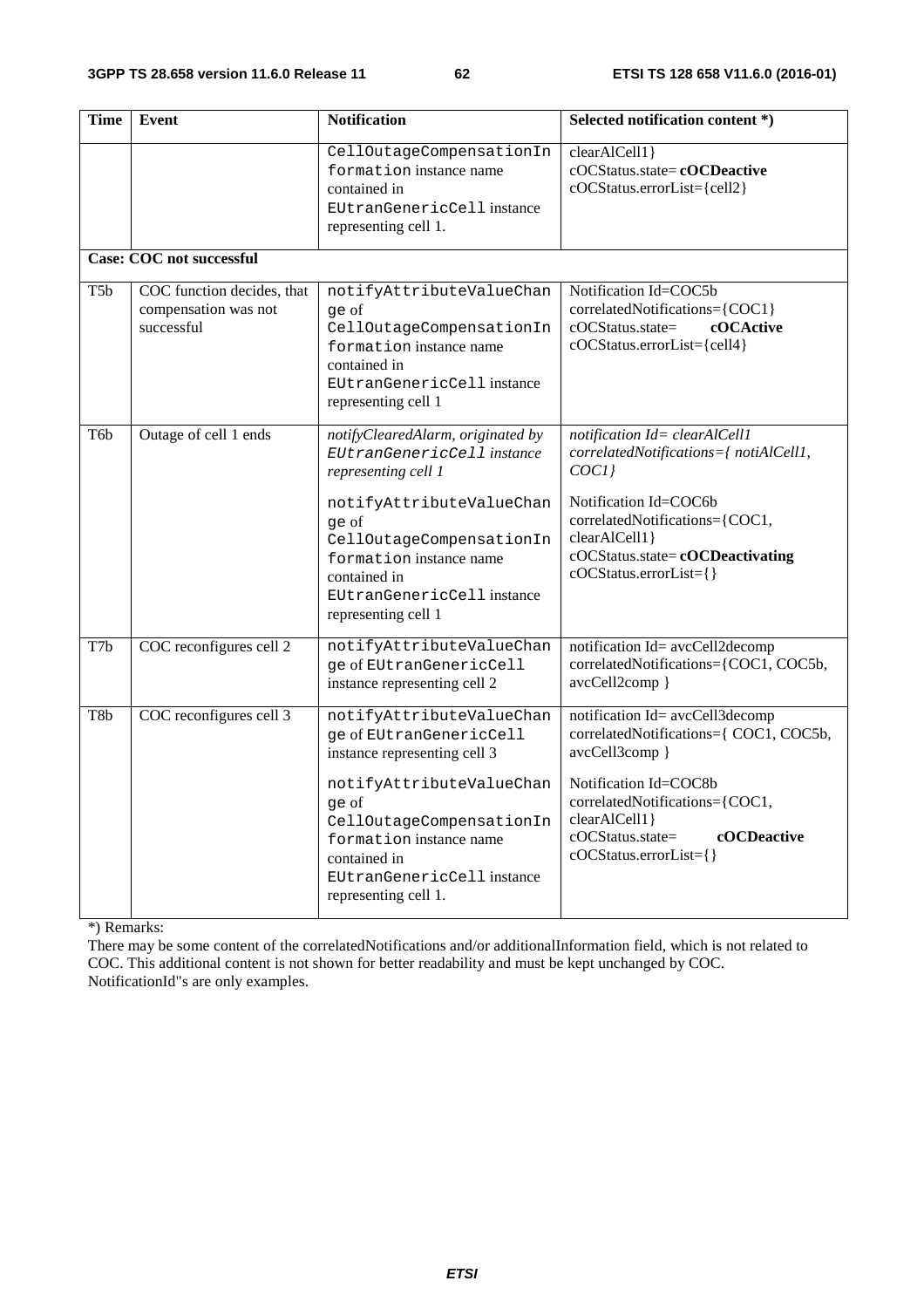| Time | Event | Notification | Selected notification content *) |
|---|---|---|---|
| | | CellOutageCompensationInformation instance name contained in EUtranGenericCell instance representing cell 1. | clearAlCell1}<br>cOCStatus.state= **cOCDeactive**<br>cOCStatus.errorList={cell2} |
| **Case: COC not successful** | | | |
| T5b | COC function decides, that compensation was not successful | notifyAttributeValueChange of CellOutageCompensationInformation instance name contained in EUtranGenericCell instance representing cell 1 | Notification Id=COC5b<br>correlatedNotifications={COC1}<br>cOCStatus.state= **cOCActive**<br>cOCStatus.errorList={cell4} |
| T6b | Outage of cell 1 ends | *notifyClearedAlarm, originated by EUtranGenericCell instance representing cell 1*<br><br>notifyAttributeValueChange of CellOutageCompensationInformation instance name contained in EUtranGenericCell instance representing cell 1 | *notification Id= clearAlCell1*<br>*correlatedNotifications={ notiAlCell1, COC1}*<br><br>Notification Id=COC6b<br>correlatedNotifications={COC1, clearAlCell1}<br>cOCStatus.state= **cOCDeactivating**<br>cOCStatus.errorList={} |
| T7b | COC reconfigures cell 2 | notifyAttributeValueChange of EUtranGenericCell instance representing cell 2 | notification Id= avcCell2decomp<br>correlatedNotifications={COC1, COC5b, avcCell2comp } |
| T8b | COC reconfigures cell 3 | notifyAttributeValueChange of EUtranGenericCell instance representing cell 3<br><br>notifyAttributeValueChange of CellOutageCompensationInformation instance name contained in EUtranGenericCell instance representing cell 1. | notification Id= avcCell3decomp<br>correlatedNotifications={ COC1, COC5b, avcCell3comp }<br><br>Notification Id=COC8b<br>correlatedNotifications={COC1, clearAlCell1}<br>cOCStatus.state= **cOCDeactive**<br>cOCStatus.errorList={} |

*) Remarks:
There may be some content of the correlatedNotifications and/or additionalInformation field, which is not related to COC. This additional content is not shown for better readability and must be kept unchanged by COC.
NotificationId"s are only examples.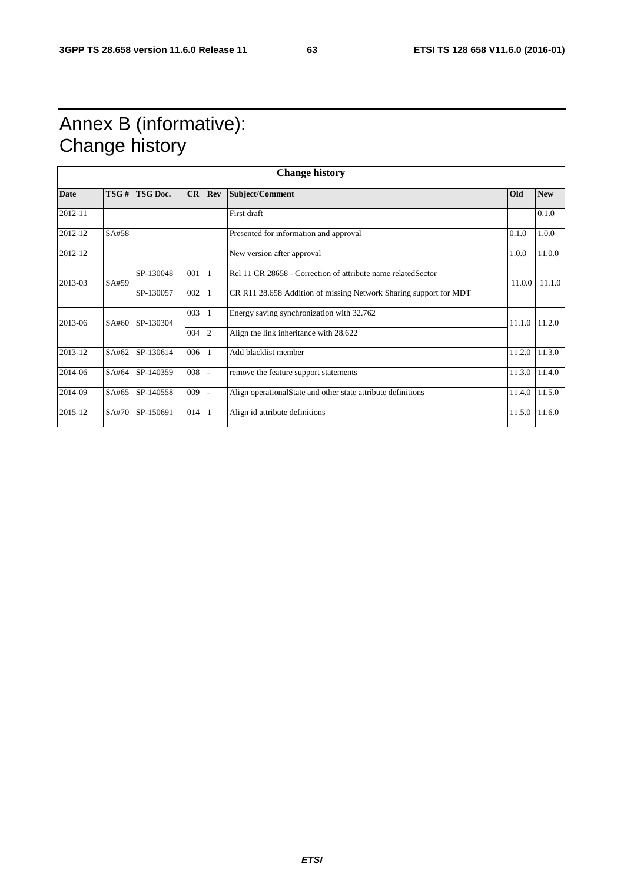# Annex B (informative): Change history

| Change history | | | | | | | |
|---|---|---|---|---|---|---|---|
| **Date** | **TSG #** | **TSG Doc.** | **CR** | **Rev** | **Subject/Comment** | **Old** | **New** |
| 2012-11 | | | | | First draft | | 0.1.0 |
| 2012-12 | SA#58 | | | | Presented for information and approval | 0.1.0 | 1.0.0 |
| 2012-12 | | | | | New version after approval | 1.0.0 | 11.0.0 |
| 2013-03 | SA#59 | SP-130048 | 001 | 1 | Rel 11 CR 28658 - Correction of attribute name relatedSector | 11.0.0 | 11.1.0 |
| | | SP-130057 | 002 | 1 | CR R11 28.658 Addition of missing Network Sharing support for MDT | | |
| 2013-06 | SA#60 | SP-130304 | 003 | 1 | Energy saving synchronization with 32.762 | 11.1.0 | 11.2.0 |
| | | | 004 | 2 | Align the link inheritance with 28.622 | | |
| 2013-12 | SA#62 | SP-130614 | 006 | 1 | Add blacklist member | 11.2.0 | 11.3.0 |
| 2014-06 | SA#64 | SP-140359 | 008 | - | remove the feature support statements | 11.3.0 | 11.4.0 |
| 2014-09 | SA#65 | SP-140558 | 009 | - | Align operationalState and other state attribute definitions | 11.4.0 | 11.5.0 |
| 2015-12 | SA#70 | SP-150691 | 014 | 1 | Align id attribute definitions | 11.5.0 | 11.6.0 |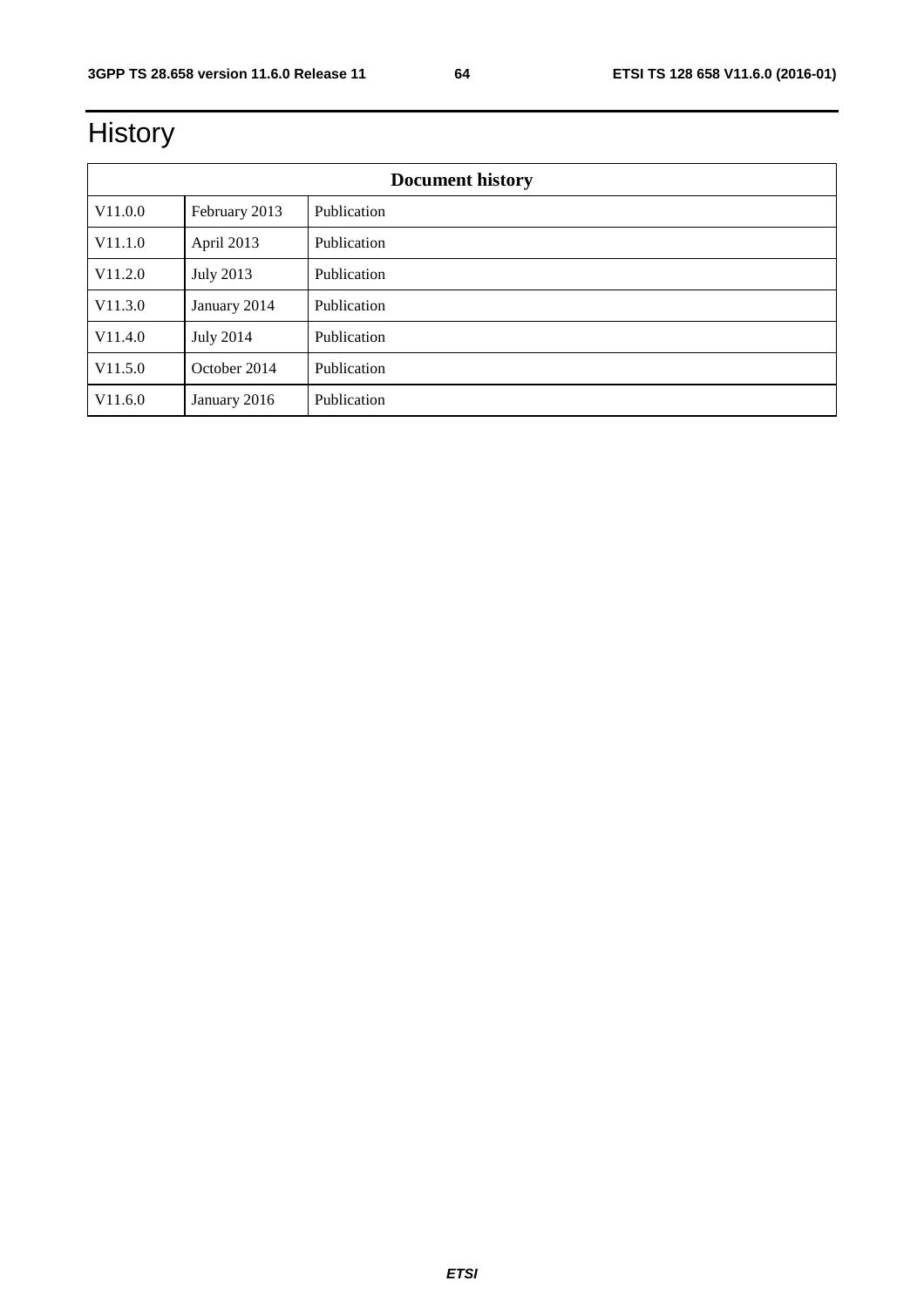# History

| Document history | | |
|---|---|---|
| V11.0.0 | February 2013 | Publication |
| V11.1.0 | April 2013 | Publication |
| V11.2.0 | July 2013 | Publication |
| V11.3.0 | January 2014 | Publication |
| V11.4.0 | July 2014 | Publication |
| V11.5.0 | October 2014 | Publication |
| V11.6.0 | January 2016 | Publication |